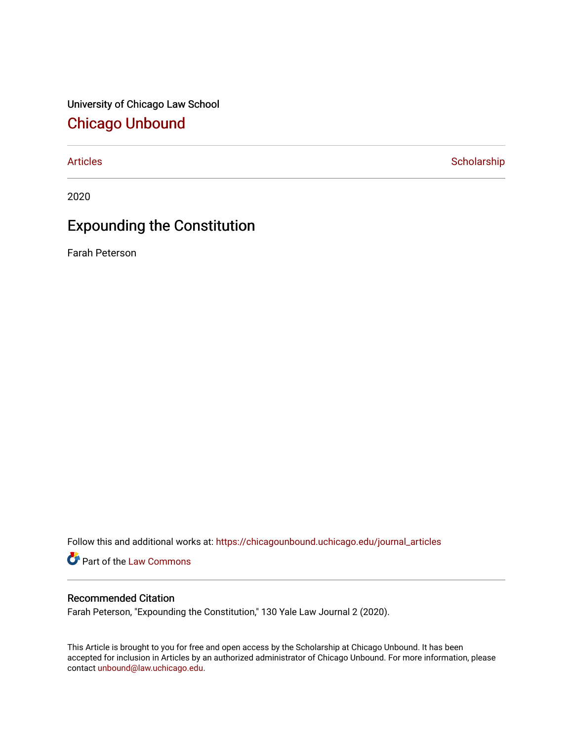University of Chicago Law School

## Chicago Unbound

Articles | Scholarship

2020

# Expounding the Constitution

Farah Peterson

Follow this and additional works at: https://chicagounbound.uchicago.edu/journal_articles

Part of the Law Commons

### Recommended Citation

Farah Peterson, "Expounding the Constitution," 130 Yale Law Journal 2 (2020).

This Article is brought to you for free and open access by the Scholarship at Chicago Unbound. It has been accepted for inclusion in Articles by an authorized administrator of Chicago Unbound. For more information, please contact unbound@law.uchicago.edu.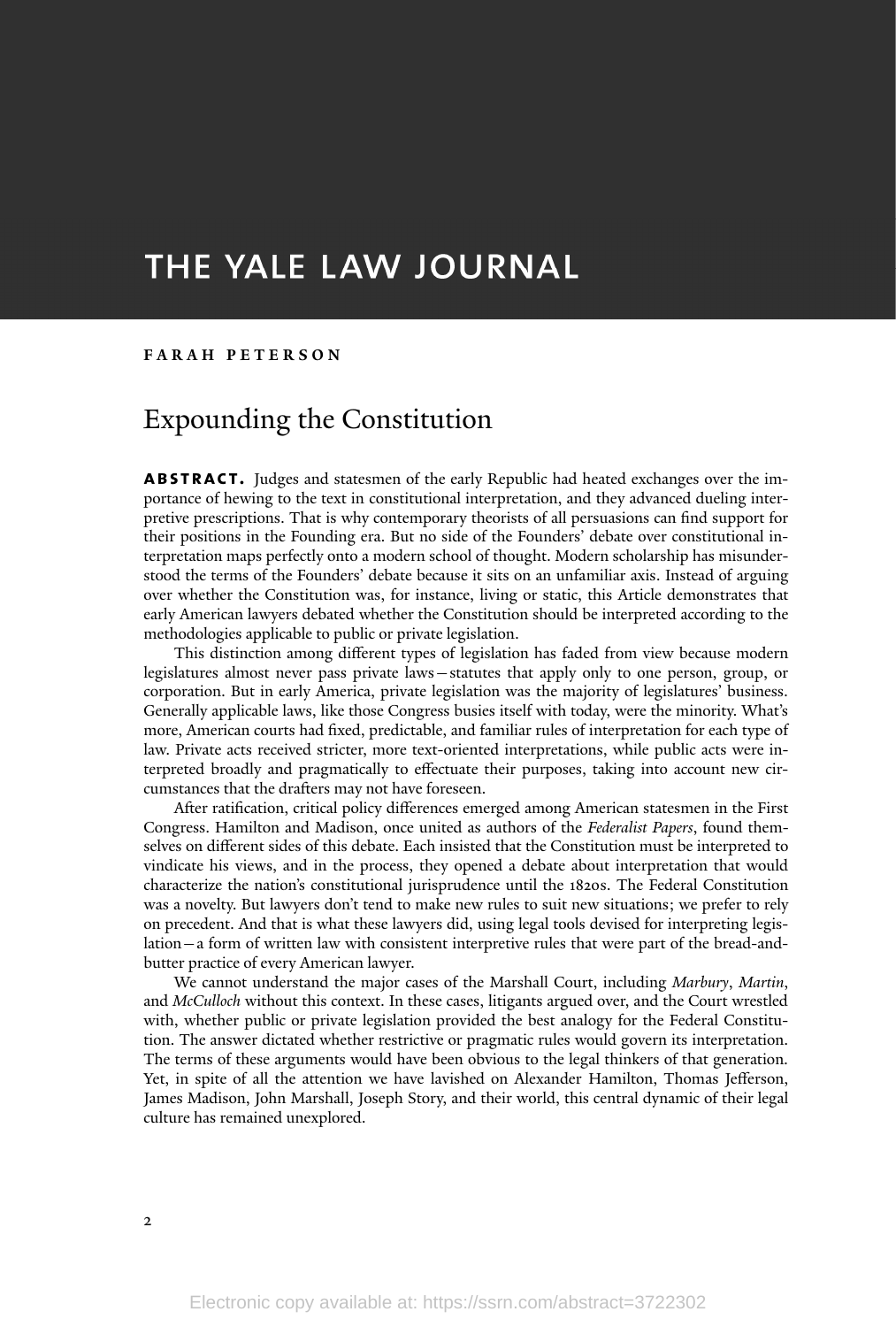# THE YALE LAW JOURNAL

**FARAH PETERSON**

## Expounding the Constitution

**ABSTRACT.** Judges and statesmen of the early Republic had heated exchanges over the importance of hewing to the text in constitutional interpretation, and they advanced dueling interpretive prescriptions. That is why contemporary theorists of all persuasions can find support for their positions in the Founding era. But no side of the Founders' debate over constitutional interpretation maps perfectly onto a modern school of thought. Modern scholarship has misunderstood the terms of the Founders' debate because it sits on an unfamiliar axis. Instead of arguing over whether the Constitution was, for instance, living or static, this Article demonstrates that early American lawyers debated whether the Constitution should be interpreted according to the methodologies applicable to public or private legislation.

This distinction among different types of legislation has faded from view because modern legislatures almost never pass private laws—statutes that apply only to one person, group, or corporation. But in early America, private legislation was the majority of legislatures' business. Generally applicable laws, like those Congress busies itself with today, were the minority. What's more, American courts had fixed, predictable, and familiar rules of interpretation for each type of law. Private acts received stricter, more text-oriented interpretations, while public acts were interpreted broadly and pragmatically to effectuate their purposes, taking into account new circumstances that the drafters may not have foreseen.

After ratification, critical policy differences emerged among American statesmen in the First Congress. Hamilton and Madison, once united as authors of the *Federalist Papers*, found themselves on different sides of this debate. Each insisted that the Constitution must be interpreted to vindicate his views, and in the process, they opened a debate about interpretation that would characterize the nation's constitutional jurisprudence until the 1820s. The Federal Constitution was a novelty. But lawyers don't tend to make new rules to suit new situations; we prefer to rely on precedent. And that is what these lawyers did, using legal tools devised for interpreting legislation—a form of written law with consistent interpretive rules that were part of the bread-and-butter practice of every American lawyer.

We cannot understand the major cases of the Marshall Court, including *Marbury*, *Martin*, and *McCulloch* without this context. In these cases, litigants argued over, and the Court wrestled with, whether public or private legislation provided the best analogy for the Federal Constitution. The answer dictated whether restrictive or pragmatic rules would govern its interpretation. The terms of these arguments would have been obvious to the legal thinkers of that generation. Yet, in spite of all the attention we have lavished on Alexander Hamilton, Thomas Jefferson, James Madison, John Marshall, Joseph Story, and their world, this central dynamic of their legal culture has remained unexplored.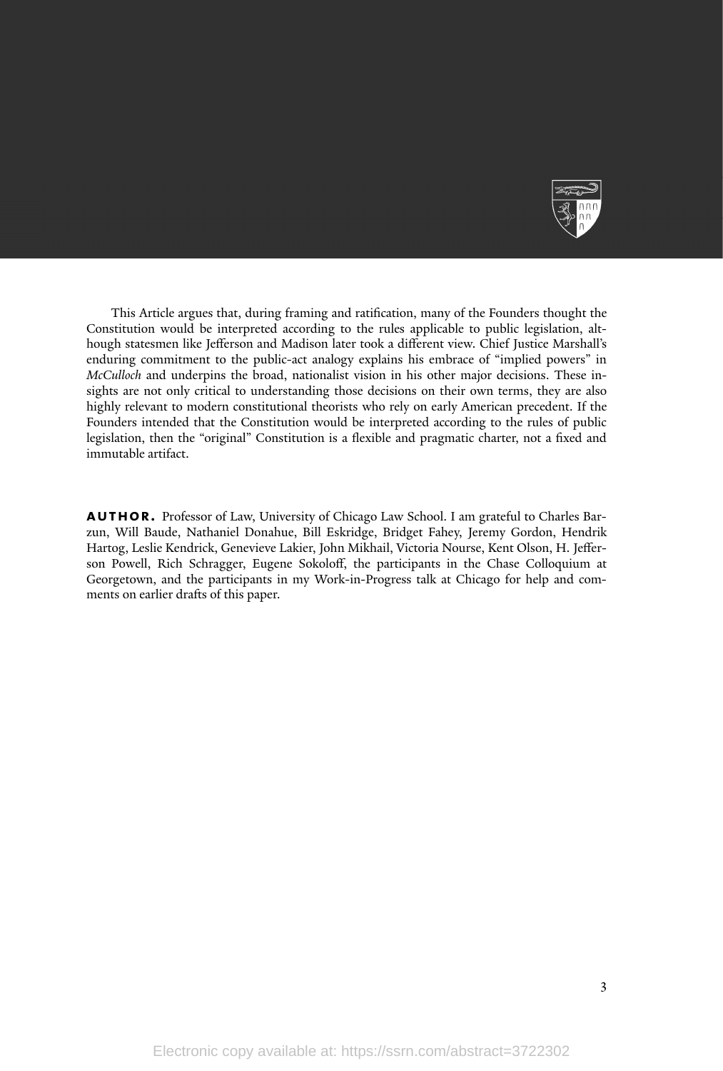This Article argues that, during framing and ratification, many of the Founders thought the Constitution would be interpreted according to the rules applicable to public legislation, although statesmen like Jefferson and Madison later took a different view. Chief Justice Marshall's enduring commitment to the public-act analogy explains his embrace of "implied powers" in *McCulloch* and underpins the broad, nationalist vision in his other major decisions. These insights are not only critical to understanding those decisions on their own terms, they are also highly relevant to modern constitutional theorists who rely on early American precedent. If the Founders intended that the Constitution would be interpreted according to the rules of public legislation, then the "original" Constitution is a flexible and pragmatic charter, not a fixed and immutable artifact.

**AUTHOR.** Professor of Law, University of Chicago Law School. I am grateful to Charles Barzun, Will Baude, Nathaniel Donahue, Bill Eskridge, Bridget Fahey, Jeremy Gordon, Hendrik Hartog, Leslie Kendrick, Genevieve Lakier, John Mikhail, Victoria Nourse, Kent Olson, H. Jefferson Powell, Rich Schragger, Eugene Sokoloff, the participants in the Chase Colloquium at Georgetown, and the participants in my Work-in-Progress talk at Chicago for help and comments on earlier drafts of this paper.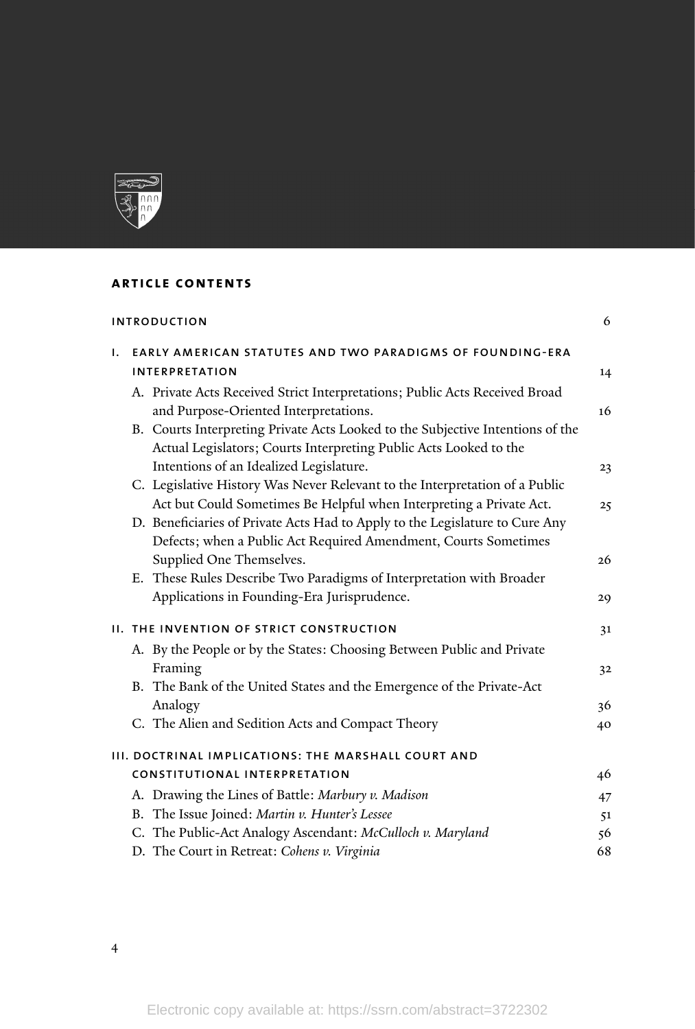**ARTICLE CONTENTS**

| | |
|---|---|
| INTRODUCTION | 6 |
| I. EARLY AMERICAN STATUTES AND TWO PARADIGMS OF FOUNDING-ERA INTERPRETATION | 14 |
| A. Private Acts Received Strict Interpretations; Public Acts Received Broad and Purpose-Oriented Interpretations. | 16 |
| B. Courts Interpreting Private Acts Looked to the Subjective Intentions of the Actual Legislators; Courts Interpreting Public Acts Looked to the Intentions of an Idealized Legislature. | 23 |
| C. Legislative History Was Never Relevant to the Interpretation of a Public Act but Could Sometimes Be Helpful when Interpreting a Private Act. | 25 |
| D. Beneficiaries of Private Acts Had to Apply to the Legislature to Cure Any Defects; when a Public Act Required Amendment, Courts Sometimes Supplied One Themselves. | 26 |
| E. These Rules Describe Two Paradigms of Interpretation with Broader Applications in Founding-Era Jurisprudence. | 29 |
| II. THE INVENTION OF STRICT CONSTRUCTION | 31 |
| A. By the People or by the States: Choosing Between Public and Private Framing | 32 |
| B. The Bank of the United States and the Emergence of the Private-Act Analogy | 36 |
| C. The Alien and Sedition Acts and Compact Theory | 40 |
| III. DOCTRINAL IMPLICATIONS: THE MARSHALL COURT AND CONSTITUTIONAL INTERPRETATION | 46 |
| A. Drawing the Lines of Battle: *Marbury v. Madison* | 47 |
| B. The Issue Joined: *Martin v. Hunter's Lessee* | 51 |
| C. The Public-Act Analogy Ascendant: *McCulloch v. Maryland* | 56 |
| D. The Court in Retreat: *Cohens v. Virginia* | 68 |

Electronic copy available at: https://ssrn.com/abstract=3722302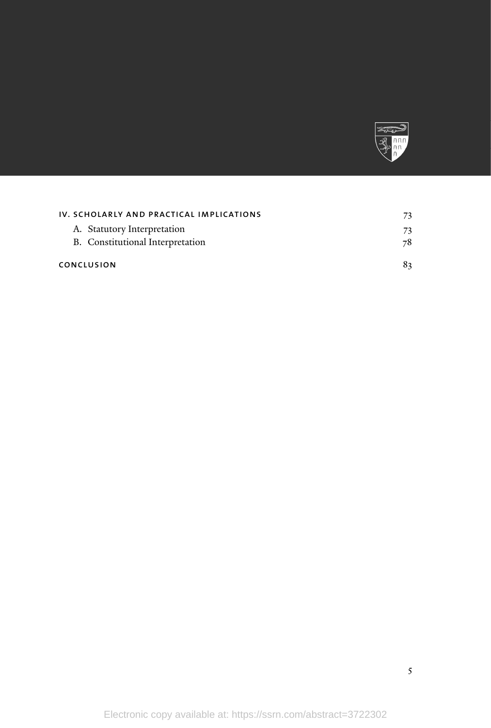IV. SCHOLARLY AND PRACTICAL IMPLICATIONS 73

- A. Statutory Interpretation 73
- B. Constitutional Interpretation 78

CONCLUSION 83

Electronic copy available at: https://ssrn.com/abstract=3722302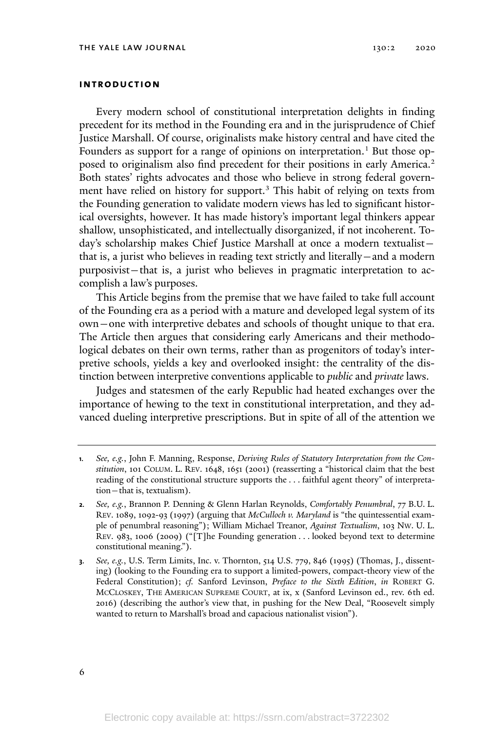## INTRODUCTION

Every modern school of constitutional interpretation delights in finding precedent for its method in the Founding era and in the jurisprudence of Chief Justice Marshall. Of course, originalists make history central and have cited the Founders as support for a range of opinions on interpretation.[1] But those opposed to originalism also find precedent for their positions in early America.[2] Both states' rights advocates and those who believe in strong federal government have relied on history for support.[3] This habit of relying on texts from the Founding generation to validate modern views has led to significant historical oversights, however. It has made history's important legal thinkers appear shallow, unsophisticated, and intellectually disorganized, if not incoherent. Today's scholarship makes Chief Justice Marshall at once a modern textualist—that is, a jurist who believes in reading text strictly and literally—and a modern purposivist—that is, a jurist who believes in pragmatic interpretation to accomplish a law's purposes.

This Article begins from the premise that we have failed to take full account of the Founding era as a period with a mature and developed legal system of its own—one with interpretive debates and schools of thought unique to that era. The Article then argues that considering early Americans and their methodological debates on their own terms, rather than as progenitors of today's interpretive schools, yields a key and overlooked insight: the centrality of the distinction between interpretive conventions applicable to *public* and *private* laws.

Judges and statesmen of the early Republic had heated exchanges over the importance of hewing to the text in constitutional interpretation, and they advanced dueling interpretive prescriptions. But in spite of all of the attention we

---

1. *See, e.g.*, John F. Manning, Response, *Deriving Rules of Statutory Interpretation from the Constitution*, 101 COLUM. L. REV. 1648, 1651 (2001) (reasserting a "historical claim that the best reading of the constitutional structure supports the . . . faithful agent theory" of interpretation—that is, textualism).

2. *See, e.g.*, Brannon P. Denning & Glenn Harlan Reynolds, *Comfortably Penumbral*, 77 B.U. L. REV. 1089, 1092-93 (1997) (arguing that *McCulloch v. Maryland* is "the quintessential example of penumbral reasoning"); William Michael Treanor, *Against Textualism*, 103 NW. U. L. REV. 983, 1006 (2009) ("[T]he Founding generation . . . looked beyond text to determine constitutional meaning.").

3. *See, e.g.*, U.S. Term Limits, Inc. v. Thornton, 514 U.S. 779, 846 (1995) (Thomas, J., dissenting) (looking to the Founding era to support a limited-powers, compact-theory view of the Federal Constitution); *cf.* Sanford Levinson, *Preface to the Sixth Edition*, *in* ROBERT G. MCCLOSKEY, THE AMERICAN SUPREME COURT, at ix, x (Sanford Levinson ed., rev. 6th ed. 2016) (describing the author's view that, in pushing for the New Deal, "Roosevelt simply wanted to return to Marshall's broad and capacious nationalist vision").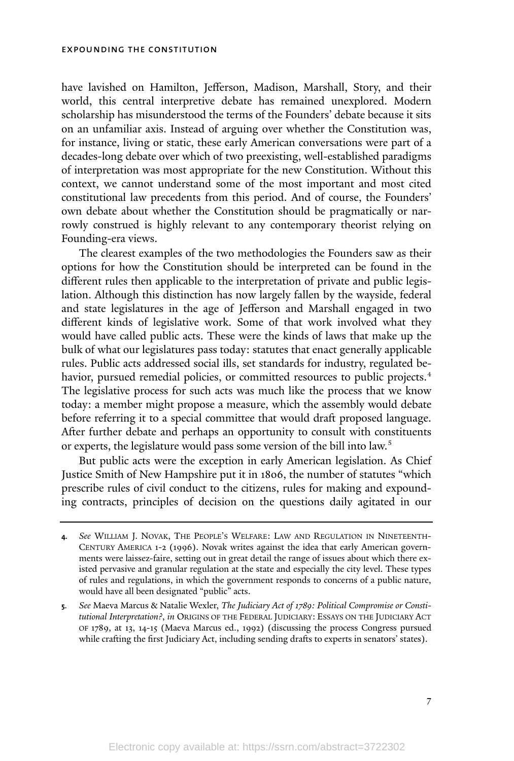have lavished on Hamilton, Jefferson, Madison, Marshall, Story, and their world, this central interpretive debate has remained unexplored. Modern scholarship has misunderstood the terms of the Founders' debate because it sits on an unfamiliar axis. Instead of arguing over whether the Constitution was, for instance, living or static, these early American conversations were part of a decades-long debate over which of two preexisting, well-established paradigms of interpretation was most appropriate for the new Constitution. Without this context, we cannot understand some of the most important and most cited constitutional law precedents from this period. And of course, the Founders' own debate about whether the Constitution should be pragmatically or narrowly construed is highly relevant to any contemporary theorist relying on Founding-era views.

The clearest examples of the two methodologies the Founders saw as their options for how the Constitution should be interpreted can be found in the different rules then applicable to the interpretation of private and public legislation. Although this distinction has now largely fallen by the wayside, federal and state legislatures in the age of Jefferson and Marshall engaged in two different kinds of legislative work. Some of that work involved what they would have called public acts. These were the kinds of laws that make up the bulk of what our legislatures pass today: statutes that enact generally applicable rules. Public acts addressed social ills, set standards for industry, regulated behavior, pursued remedial policies, or committed resources to public projects.[4] The legislative process for such acts was much like the process that we know today: a member might propose a measure, which the assembly would debate before referring it to a special committee that would draft proposed language. After further debate and perhaps an opportunity to consult with constituents or experts, the legislature would pass some version of the bill into law.[5]

But public acts were the exception in early American legislation. As Chief Justice Smith of New Hampshire put it in 1806, the number of statutes "which prescribe rules of civil conduct to the citizens, rules for making and expounding contracts, principles of decision on the questions daily agitated in our

---

4. *See* William J. Novak, The People's Welfare: Law and Regulation in Nineteenth-Century America 1-2 (1996). Novak writes against the idea that early American governments were laissez-faire, setting out in great detail the range of issues about which there existed pervasive and granular regulation at the state and especially the city level. These types of rules and regulations, in which the government responds to concerns of a public nature, would have all been designated "public" acts.

5. *See* Maeva Marcus & Natalie Wexler, *The Judiciary Act of 1789: Political Compromise or Constitutional Interpretation?*, *in* Origins of the Federal Judiciary: Essays on the Judiciary Act of 1789, at 13, 14-15 (Maeva Marcus ed., 1992) (discussing the process Congress pursued while crafting the first Judiciary Act, including sending drafts to experts in senators' states).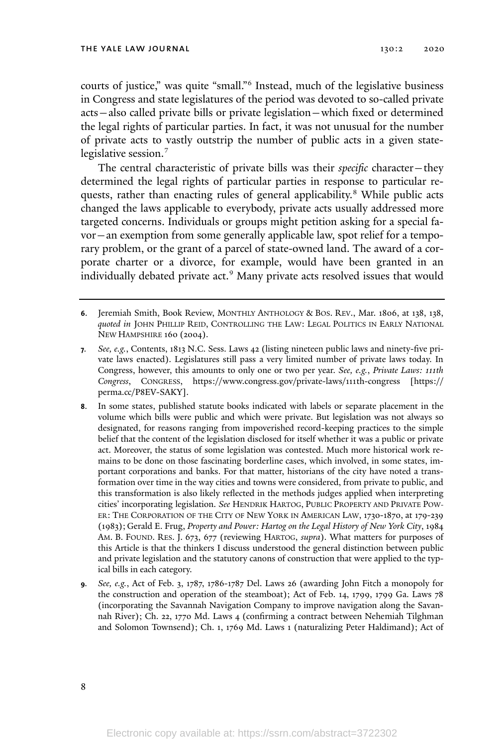courts of justice," was quite "small."[6] Instead, much of the legislative business in Congress and state legislatures of the period was devoted to so-called private acts—also called private bills or private legislation—which fixed or determined the legal rights of particular parties. In fact, it was not unusual for the number of private acts to vastly outstrip the number of public acts in a given state-legislative session.[7]

The central characteristic of private bills was their *specific* character—they determined the legal rights of particular parties in response to particular requests, rather than enacting rules of general applicability.[8] While public acts changed the laws applicable to everybody, private acts usually addressed more targeted concerns. Individuals or groups might petition asking for a special favor—an exemption from some generally applicable law, spot relief for a temporary problem, or the grant of a parcel of state-owned land. The award of a corporate charter or a divorce, for example, would have been granted in an individually debated private act.[9] Many private acts resolved issues that would

---

6. Jeremiah Smith, Book Review, MONTHLY ANTHOLOGY & BOS. REV., Mar. 1806, at 138, 138, *quoted in* JOHN PHILLIP REID, CONTROLLING THE LAW: LEGAL POLITICS IN EARLY NATIONAL NEW HAMPSHIRE 160 (2004).

7. *See, e.g.*, Contents, 1813 N.C. Sess. Laws 42 (listing nineteen public laws and ninety-five private laws enacted). Legislatures still pass a very limited number of private laws today. In Congress, however, this amounts to only one or two per year. *See, e.g.*, *Private Laws: 111th Congress*, CONGRESS, https://www.congress.gov/private-laws/111th-congress [https://perma.cc/P8EV-SAKY].

8. In some states, published statute books indicated with labels or separate placement in the volume which bills were public and which were private. But legislation was not always so designated, for reasons ranging from impoverished record-keeping practices to the simple belief that the content of the legislation disclosed for itself whether it was a public or private act. Moreover, the status of some legislation was contested. Much more historical work remains to be done on those fascinating borderline cases, which involved, in some states, important corporations and banks. For that matter, historians of the city have noted a transformation over time in the way cities and towns were considered, from private to public, and this transformation is also likely reflected in the methods judges applied when interpreting cities' incorporating legislation. *See* HENDRIK HARTOG, PUBLIC PROPERTY AND PRIVATE POWER: THE CORPORATION OF THE CITY OF NEW YORK IN AMERICAN LAW, 1730-1870, at 179-239 (1983); Gerald E. Frug, *Property and Power: Hartog on the Legal History of New York City*, 1984 AM. B. FOUND. RES. J. 673, 677 (reviewing HARTOG, *supra*). What matters for purposes of this Article is that the thinkers I discuss understood the general distinction between public and private legislation and the statutory canons of construction that were applied to the typical bills in each category.

9. *See, e.g.*, Act of Feb. 3, 1787, 1786-1787 Del. Laws 26 (awarding John Fitch a monopoly for the construction and operation of the steamboat); Act of Feb. 14, 1799, 1799 Ga. Laws 78 (incorporating the Savannah Navigation Company to improve navigation along the Savannah River); Ch. 22, 1770 Md. Laws 4 (confirming a contract between Nehemiah Tilghman and Solomon Townsend); Ch. 1, 1769 Md. Laws 1 (naturalizing Peter Haldimand); Act of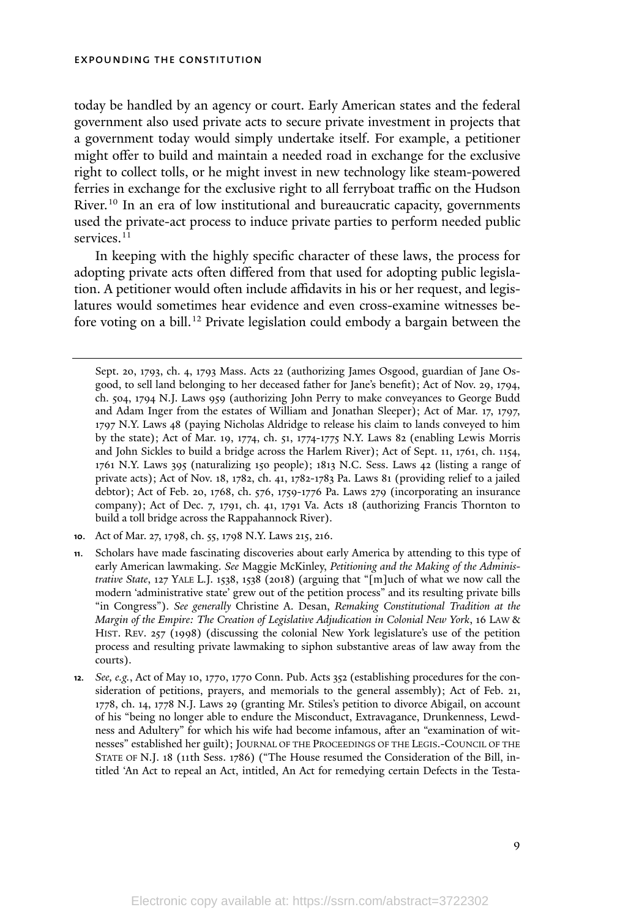today be handled by an agency or court. Early American states and the federal government also used private acts to secure private investment in projects that a government today would simply undertake itself. For example, a petitioner might offer to build and maintain a needed road in exchange for the exclusive right to collect tolls, or he might invest in new technology like steam-powered ferries in exchange for the exclusive right to all ferryboat traffic on the Hudson River.[10] In an era of low institutional and bureaucratic capacity, governments used the private-act process to induce private parties to perform needed public services.[11]

In keeping with the highly specific character of these laws, the process for adopting private acts often differed from that used for adopting public legislation. A petitioner would often include affidavits in his or her request, and legislatures would sometimes hear evidence and even cross-examine witnesses before voting on a bill.[12] Private legislation could embody a bargain between the

---

Sept. 20, 1793, ch. 4, 1793 Mass. Acts 22 (authorizing James Osgood, guardian of Jane Osgood, to sell land belonging to her deceased father for Jane's benefit); Act of Nov. 29, 1794, ch. 504, 1794 N.J. Laws 959 (authorizing John Perry to make conveyances to George Budd and Adam Inger from the estates of William and Jonathan Sleeper); Act of Mar. 17, 1797, 1797 N.Y. Laws 48 (paying Nicholas Aldridge to release his claim to lands conveyed to him by the state); Act of Mar. 19, 1774, ch. 51, 1774-1775 N.Y. Laws 82 (enabling Lewis Morris and John Sickles to build a bridge across the Harlem River); Act of Sept. 11, 1761, ch. 1154, 1761 N.Y. Laws 395 (naturalizing 150 people); 1813 N.C. Sess. Laws 42 (listing a range of private acts); Act of Nov. 18, 1782, ch. 41, 1782-1783 Pa. Laws 81 (providing relief to a jailed debtor); Act of Feb. 20, 1768, ch. 576, 1759-1776 Pa. Laws 279 (incorporating an insurance company); Act of Dec. 7, 1791, ch. 41, 1791 Va. Acts 18 (authorizing Francis Thornton to build a toll bridge across the Rappahannock River).

10. Act of Mar. 27, 1798, ch. 55, 1798 N.Y. Laws 215, 216.

11. Scholars have made fascinating discoveries about early America by attending to this type of early American lawmaking. *See* Maggie McKinley, *Petitioning and the Making of the Administrative State*, 127 YALE L.J. 1538, 1538 (2018) (arguing that "[m]uch of what we now call the modern 'administrative state' grew out of the petition process" and its resulting private bills "in Congress"). *See generally* Christine A. Desan, *Remaking Constitutional Tradition at the Margin of the Empire: The Creation of Legislative Adjudication in Colonial New York*, 16 LAW & HIST. REV. 257 (1998) (discussing the colonial New York legislature's use of the petition process and resulting private lawmaking to siphon substantive areas of law away from the courts).

12. *See, e.g.*, Act of May 10, 1770, 1770 Conn. Pub. Acts 352 (establishing procedures for the consideration of petitions, prayers, and memorials to the general assembly); Act of Feb. 21, 1778, ch. 14, 1778 N.J. Laws 29 (granting Mr. Stiles's petition to divorce Abigail, on account of his "being no longer able to endure the Misconduct, Extravagance, Drunkenness, Lewdness and Adultery" for which his wife had become infamous, after an "examination of witnesses" established her guilt); JOURNAL OF THE PROCEEDINGS OF THE LEGIS.-COUNCIL OF THE STATE OF N.J. 18 (11th Sess. 1786) ("The House resumed the Consideration of the Bill, intitled 'An Act to repeal an Act, intitled, An Act for remedying certain Defects in the Testa-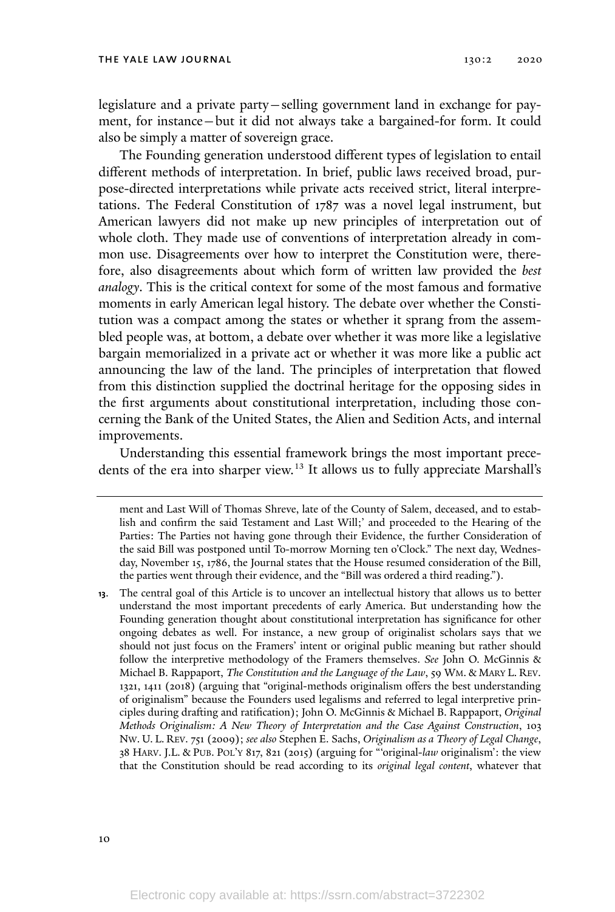legislature and a private party—selling government land in exchange for payment, for instance—but it did not always take a bargained-for form. It could also be simply a matter of sovereign grace.

The Founding generation understood different types of legislation to entail different methods of interpretation. In brief, public laws received broad, purpose-directed interpretations while private acts received strict, literal interpretations. The Federal Constitution of 1787 was a novel legal instrument, but American lawyers did not make up new principles of interpretation out of whole cloth. They made use of conventions of interpretation already in common use. Disagreements over how to interpret the Constitution were, therefore, also disagreements about which form of written law provided the *best analogy*. This is the critical context for some of the most famous and formative moments in early American legal history. The debate over whether the Constitution was a compact among the states or whether it sprang from the assembled people was, at bottom, a debate over whether it was more like a legislative bargain memorialized in a private act or whether it was more like a public act announcing the law of the land. The principles of interpretation that flowed from this distinction supplied the doctrinal heritage for the opposing sides in the first arguments about constitutional interpretation, including those concerning the Bank of the United States, the Alien and Sedition Acts, and internal improvements.

Understanding this essential framework brings the most important precedents of the era into sharper view.[13] It allows us to fully appreciate Marshall's

---

ment and Last Will of Thomas Shreve, late of the County of Salem, deceased, and to establish and confirm the said Testament and Last Will;' and proceeded to the Hearing of the Parties: The Parties not having gone through their Evidence, the further Consideration of the said Bill was postponed until To-morrow Morning ten o'Clock." The next day, Wednesday, November 15, 1786, the Journal states that the House resumed consideration of the Bill, the parties went through their evidence, and the "Bill was ordered a third reading.").

13. The central goal of this Article is to uncover an intellectual history that allows us to better understand the most important precedents of early America. But understanding how the Founding generation thought about constitutional interpretation has significance for other ongoing debates as well. For instance, a new group of originalist scholars says that we should not just focus on the Framers' intent or original public meaning but rather should follow the interpretive methodology of the Framers themselves. *See* John O. McGinnis & Michael B. Rappaport, *The Constitution and the Language of the Law*, 59 WM. & MARY L. REV. 1321, 1411 (2018) (arguing that "original-methods originalism offers the best understanding of originalism" because the Founders used legalisms and referred to legal interpretive principles during drafting and ratification); John O. McGinnis & Michael B. Rappaport, *Original Methods Originalism: A New Theory of Interpretation and the Case Against Construction*, 103 NW. U. L. REV. 751 (2009); *see also* Stephen E. Sachs, *Originalism as a Theory of Legal Change*, 38 HARV. J.L. & PUB. POL'Y 817, 821 (2015) (arguing for "'original-*law* originalism': the view that the Constitution should be read according to its *original legal content*, whatever that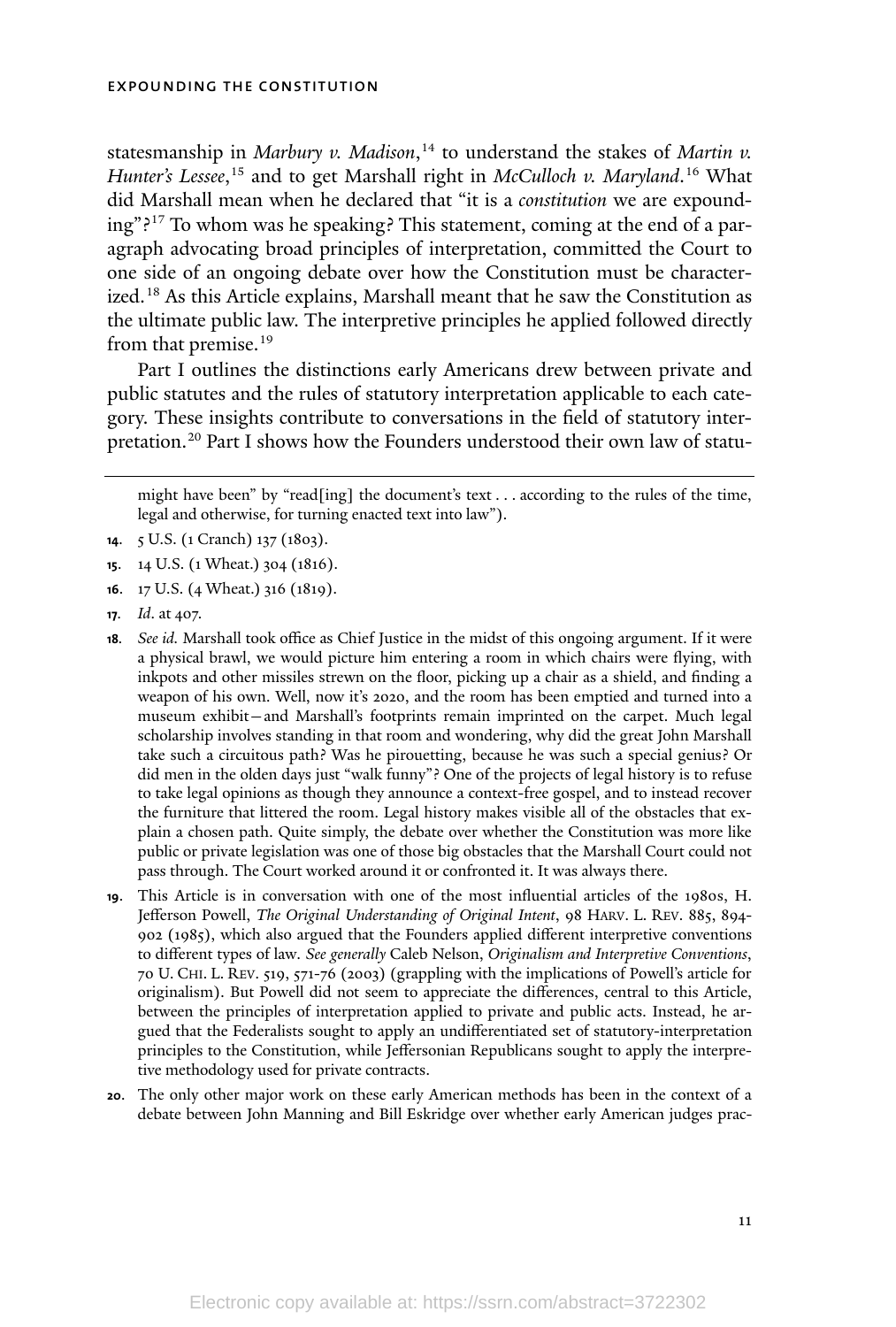statesmanship in *Marbury v. Madison*,[14] to understand the stakes of *Martin v. Hunter's Lessee*,[15] and to get Marshall right in *McCulloch v. Maryland*.[16] What did Marshall mean when he declared that "it is a *constitution* we are expounding"?[17] To whom was he speaking? This statement, coming at the end of a paragraph advocating broad principles of interpretation, committed the Court to one side of an ongoing debate over how the Constitution must be characterized.[18] As this Article explains, Marshall meant that he saw the Constitution as the ultimate public law. The interpretive principles he applied followed directly from that premise.[19]

Part I outlines the distinctions early Americans drew between private and public statutes and the rules of statutory interpretation applicable to each category. These insights contribute to conversations in the field of statutory interpretation.[20] Part I shows how the Founders understood their own law of statu-

might have been" by "read[ing] the document's text . . . according to the rules of the time, legal and otherwise, for turning enacted text into law").

14. 5 U.S. (1 Cranch) 137 (1803).

15. 14 U.S. (1 Wheat.) 304 (1816).

16. 17 U.S. (4 Wheat.) 316 (1819).

17. *Id*. at 407.

18. *See id.* Marshall took office as Chief Justice in the midst of this ongoing argument. If it were a physical brawl, we would picture him entering a room in which chairs were flying, with inkpots and other missiles strewn on the floor, picking up a chair as a shield, and finding a weapon of his own. Well, now it's 2020, and the room has been emptied and turned into a museum exhibit—and Marshall's footprints remain imprinted on the carpet. Much legal scholarship involves standing in that room and wondering, why did the great John Marshall take such a circuitous path? Was he pirouetting, because he was such a special genius? Or did men in the olden days just "walk funny"? One of the projects of legal history is to refuse to take legal opinions as though they announce a context-free gospel, and to instead recover the furniture that littered the room. Legal history makes visible all of the obstacles that explain a chosen path. Quite simply, the debate over whether the Constitution was more like public or private legislation was one of those big obstacles that the Marshall Court could not pass through. The Court worked around it or confronted it. It was always there.

19. This Article is in conversation with one of the most influential articles of the 1980s, H. Jefferson Powell, *The Original Understanding of Original Intent*, 98 HARV. L. REV. 885, 894-902 (1985), which also argued that the Founders applied different interpretive conventions to different types of law. *See generally* Caleb Nelson, *Originalism and Interpretive Conventions*, 70 U. CHI. L. REV. 519, 571-76 (2003) (grappling with the implications of Powell's article for originalism). But Powell did not seem to appreciate the differences, central to this Article, between the principles of interpretation applied to private and public acts. Instead, he argued that the Federalists sought to apply an undifferentiated set of statutory-interpretation principles to the Constitution, while Jeffersonian Republicans sought to apply the interpretive methodology used for private contracts.

20. The only other major work on these early American methods has been in the context of a debate between John Manning and Bill Eskridge over whether early American judges prac-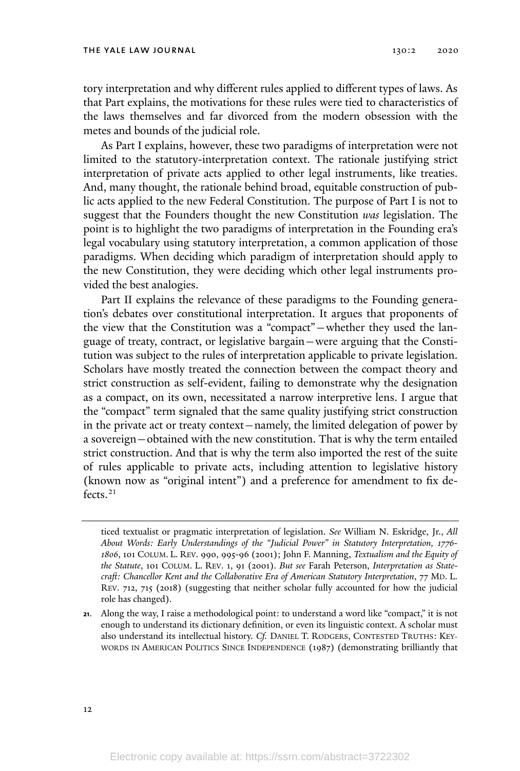tory interpretation and why different rules applied to different types of laws. As that Part explains, the motivations for these rules were tied to characteristics of the laws themselves and far divorced from the modern obsession with the metes and bounds of the judicial role.

As Part I explains, however, these two paradigms of interpretation were not limited to the statutory-interpretation context. The rationale justifying strict interpretation of private acts applied to other legal instruments, like treaties. And, many thought, the rationale behind broad, equitable construction of public acts applied to the new Federal Constitution. The purpose of Part I is not to suggest that the Founders thought the new Constitution *was* legislation. The point is to highlight the two paradigms of interpretation in the Founding era's legal vocabulary using statutory interpretation, a common application of those paradigms. When deciding which paradigm of interpretation should apply to the new Constitution, they were deciding which other legal instruments provided the best analogies.

Part II explains the relevance of these paradigms to the Founding generation's debates over constitutional interpretation. It argues that proponents of the view that the Constitution was a "compact"—whether they used the language of treaty, contract, or legislative bargain—were arguing that the Constitution was subject to the rules of interpretation applicable to private legislation. Scholars have mostly treated the connection between the compact theory and strict construction as self-evident, failing to demonstrate why the designation as a compact, on its own, necessitated a narrow interpretive lens. I argue that the "compact" term signaled that the same quality justifying strict construction in the private act or treaty context—namely, the limited delegation of power by a sovereign—obtained with the new constitution. That is why the term entailed strict construction. And that is why the term also imported the rest of the suite of rules applicable to private acts, including attention to legislative history (known now as "original intent") and a preference for amendment to fix defects.[21]

---

ticed textualist or pragmatic interpretation of legislation. *See* William N. Eskridge, Jr., *All About Words: Early Understandings of the "Judicial Power" in Statutory Interpretation, 1776-1806*, 101 COLUM. L. REV. 990, 995-96 (2001); John F. Manning, *Textualism and the Equity of the Statute*, 101 COLUM. L. REV. 1, 91 (2001). *But see* Farah Peterson, *Interpretation as Statecraft: Chancellor Kent and the Collaborative Era of American Statutory Interpretation*, 77 MD. L. REV. 712, 715 (2018) (suggesting that neither scholar fully accounted for how the judicial role has changed).

21. Along the way, I raise a methodological point: to understand a word like "compact," it is not enough to understand its dictionary definition, or even its linguistic context. A scholar must also understand its intellectual history. *Cf.* DANIEL T. RODGERS, CONTESTED TRUTHS: KEYWORDS IN AMERICAN POLITICS SINCE INDEPENDENCE (1987) (demonstrating brilliantly that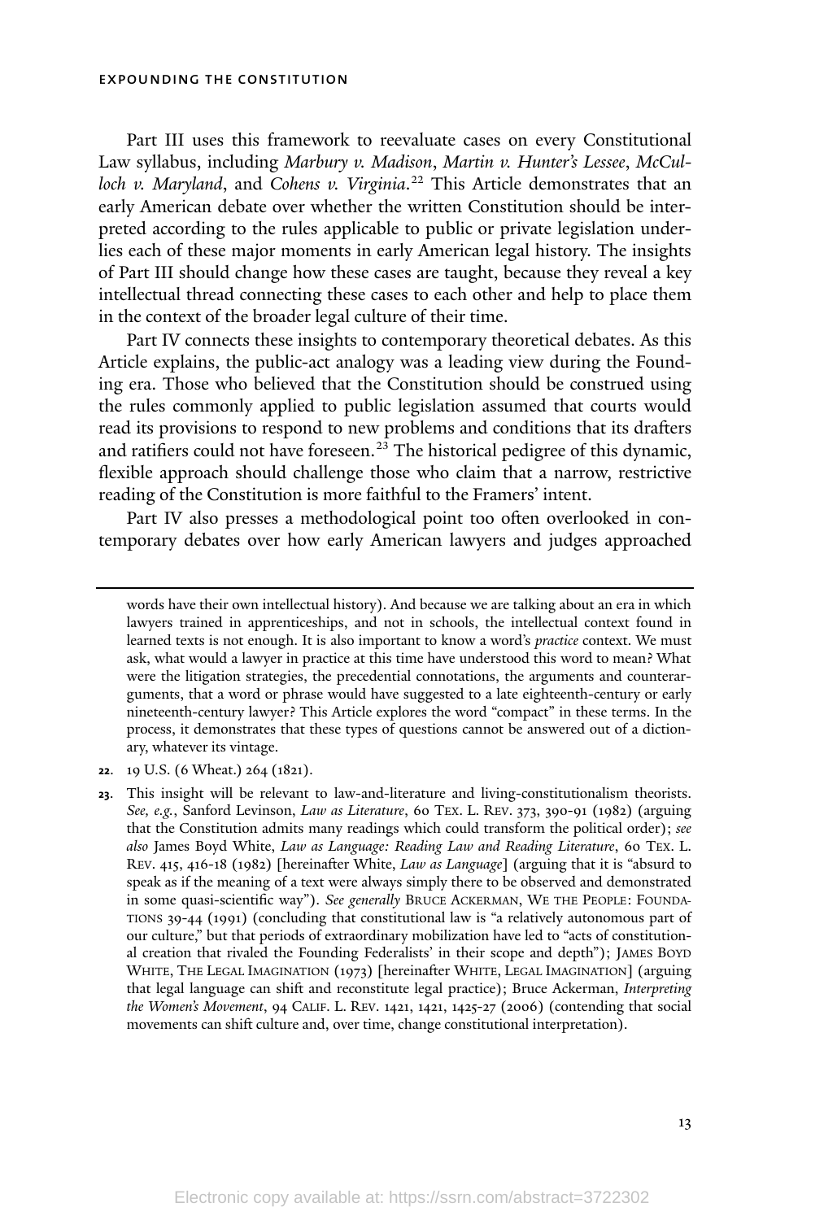Part III uses this framework to reevaluate cases on every Constitutional Law syllabus, including *Marbury v. Madison*, *Martin v. Hunter's Lessee*, *McCulloch v. Maryland*, and *Cohens v. Virginia*.[22] This Article demonstrates that an early American debate over whether the written Constitution should be interpreted according to the rules applicable to public or private legislation underlies each of these major moments in early American legal history. The insights of Part III should change how these cases are taught, because they reveal a key intellectual thread connecting these cases to each other and help to place them in the context of the broader legal culture of their time.

Part IV connects these insights to contemporary theoretical debates. As this Article explains, the public-act analogy was a leading view during the Founding era. Those who believed that the Constitution should be construed using the rules commonly applied to public legislation assumed that courts would read its provisions to respond to new problems and conditions that its drafters and ratifiers could not have foreseen.[23] The historical pedigree of this dynamic, flexible approach should challenge those who claim that a narrow, restrictive reading of the Constitution is more faithful to the Framers' intent.

Part IV also presses a methodological point too often overlooked in contemporary debates over how early American lawyers and judges approached

---

words have their own intellectual history). And because we are talking about an era in which lawyers trained in apprenticeships, and not in schools, the intellectual context found in learned texts is not enough. It is also important to know a word's *practice* context. We must ask, what would a lawyer in practice at this time have understood this word to mean? What were the litigation strategies, the precedential connotations, the arguments and counterarguments, that a word or phrase would have suggested to a late eighteenth-century or early nineteenth-century lawyer? This Article explores the word "compact" in these terms. In the process, it demonstrates that these types of questions cannot be answered out of a dictionary, whatever its vintage.

22. 19 U.S. (6 Wheat.) 264 (1821).

23. This insight will be relevant to law-and-literature and living-constitutionalism theorists. *See, e.g.*, Sanford Levinson, *Law as Literature*, 60 TEX. L. REV. 373, 390-91 (1982) (arguing that the Constitution admits many readings which could transform the political order); *see also* James Boyd White, *Law as Language: Reading Law and Reading Literature*, 60 TEX. L. REV. 415, 416-18 (1982) [hereinafter White, *Law as Language*] (arguing that it is "absurd to speak as if the meaning of a text were always simply there to be observed and demonstrated in some quasi-scientific way"). *See generally* BRUCE ACKERMAN, WE THE PEOPLE: FOUNDATIONS 39-44 (1991) (concluding that constitutional law is "a relatively autonomous part of our culture," but that periods of extraordinary mobilization have led to "acts of constitutional creation that rivaled the Founding Federalists' in their scope and depth"); JAMES BOYD WHITE, THE LEGAL IMAGINATION (1973) [hereinafter WHITE, LEGAL IMAGINATION] (arguing that legal language can shift and reconstitute legal practice); Bruce Ackerman, *Interpreting the Women's Movement*, 94 CALIF. L. REV. 1421, 1421, 1425-27 (2006) (contending that social movements can shift culture and, over time, change constitutional interpretation).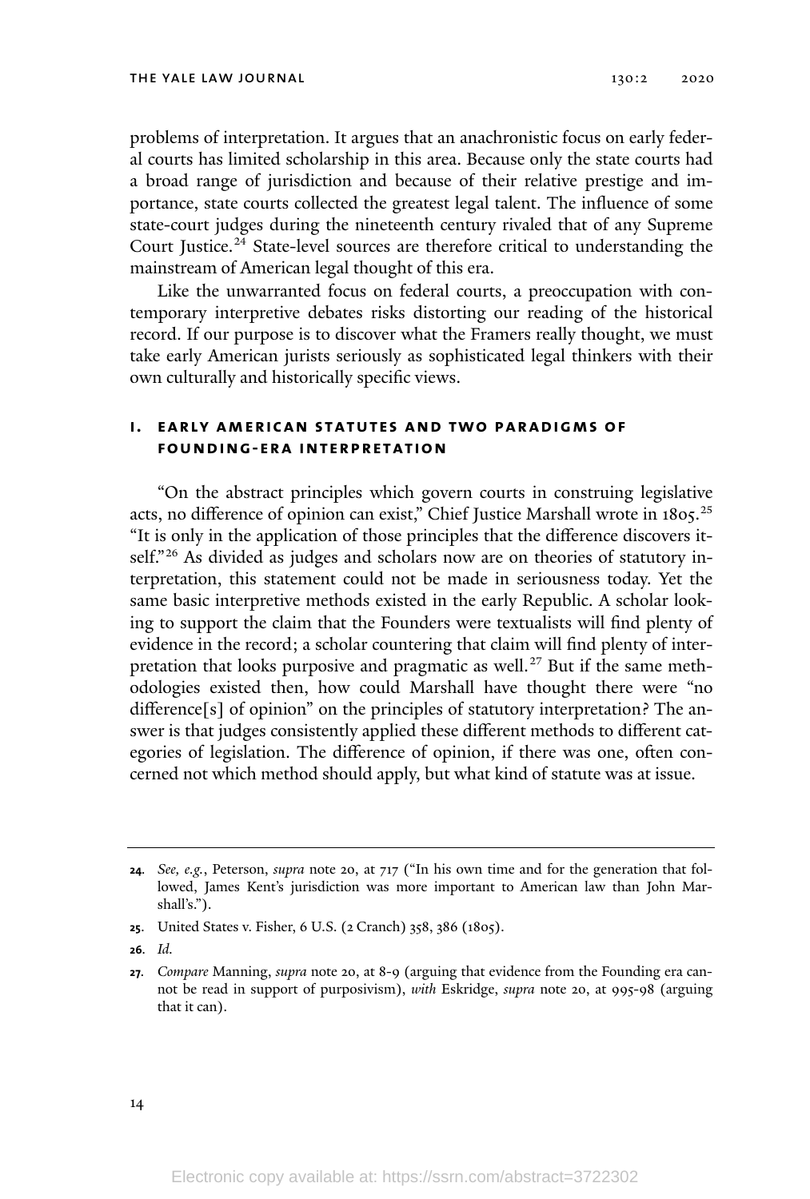problems of interpretation. It argues that an anachronistic focus on early federal courts has limited scholarship in this area. Because only the state courts had a broad range of jurisdiction and because of their relative prestige and importance, state courts collected the greatest legal talent. The influence of some state-court judges during the nineteenth century rivaled that of any Supreme Court Justice.[24] State-level sources are therefore critical to understanding the mainstream of American legal thought of this era.

Like the unwarranted focus on federal courts, a preoccupation with contemporary interpretive debates risks distorting our reading of the historical record. If our purpose is to discover what the Framers really thought, we must take early American jurists seriously as sophisticated legal thinkers with their own culturally and historically specific views.

## I. EARLY AMERICAN STATUTES AND TWO PARADIGMS OF FOUNDING-ERA INTERPRETATION

"On the abstract principles which govern courts in construing legislative acts, no difference of opinion can exist," Chief Justice Marshall wrote in 1805.[25] "It is only in the application of those principles that the difference discovers itself."[26] As divided as judges and scholars now are on theories of statutory interpretation, this statement could not be made in seriousness today. Yet the same basic interpretive methods existed in the early Republic. A scholar looking to support the claim that the Founders were textualists will find plenty of evidence in the record; a scholar countering that claim will find plenty of interpretation that looks purposive and pragmatic as well.[27] But if the same methodologies existed then, how could Marshall have thought there were "no difference[s] of opinion" on the principles of statutory interpretation? The answer is that judges consistently applied these different methods to different categories of legislation. The difference of opinion, if there was one, often concerned not which method should apply, but what kind of statute was at issue.

---

24. *See, e.g.*, Peterson, *supra* note 20, at 717 ("In his own time and for the generation that followed, James Kent's jurisdiction was more important to American law than John Marshall's.").

25. United States v. Fisher, 6 U.S. (2 Cranch) 358, 386 (1805).

26. *Id.*

27. *Compare* Manning, *supra* note 20, at 8-9 (arguing that evidence from the Founding era cannot be read in support of purposivism), *with* Eskridge, *supra* note 20, at 995-98 (arguing that it can).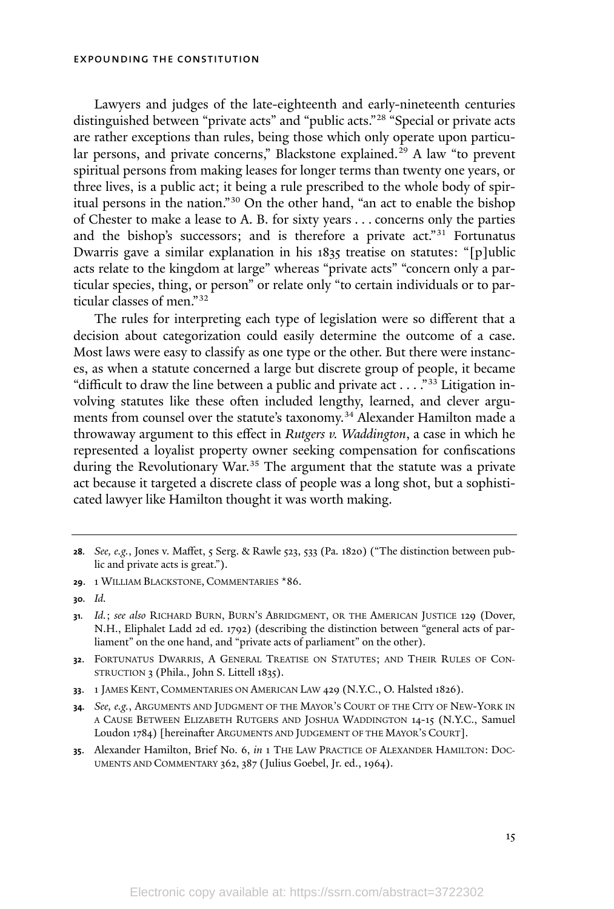Lawyers and judges of the late-eighteenth and early-nineteenth centuries distinguished between "private acts" and "public acts."[28] "Special or private acts are rather exceptions than rules, being those which only operate upon particular persons, and private concerns," Blackstone explained.[29] A law "to prevent spiritual persons from making leases for longer terms than twenty one years, or three lives, is a public act; it being a rule prescribed to the whole body of spiritual persons in the nation."[30] On the other hand, "an act to enable the bishop of Chester to make a lease to A. B. for sixty years . . . concerns only the parties and the bishop's successors; and is therefore a private act."[31] Fortunatus Dwarris gave a similar explanation in his 1835 treatise on statutes: "[p]ublic acts relate to the kingdom at large" whereas "private acts" "concern only a particular species, thing, or person" or relate only "to certain individuals or to particular classes of men."[32]

The rules for interpreting each type of legislation were so different that a decision about categorization could easily determine the outcome of a case. Most laws were easy to classify as one type or the other. But there were instances, as when a statute concerned a large but discrete group of people, it became "difficult to draw the line between a public and private act . . . ."[33] Litigation involving statutes like these often included lengthy, learned, and clever arguments from counsel over the statute's taxonomy.[34] Alexander Hamilton made a throwaway argument to this effect in *Rutgers v. Waddington*, a case in which he represented a loyalist property owner seeking compensation for confiscations during the Revolutionary War.[35] The argument that the statute was a private act because it targeted a discrete class of people was a long shot, but a sophisticated lawyer like Hamilton thought it was worth making.

---

**28.** *See, e.g.*, Jones v. Maffet, 5 Serg. & Rawle 523, 533 (Pa. 1820) ("The distinction between public and private acts is great.").

**29.** 1 WILLIAM BLACKSTONE, COMMENTARIES *86.

**30.** *Id.*

**31.** *Id.*; *see also* RICHARD BURN, BURN'S ABRIDGMENT, OR THE AMERICAN JUSTICE 129 (Dover, N.H., Eliphalet Ladd 2d ed. 1792) (describing the distinction between "general acts of parliament" on the one hand, and "private acts of parliament" on the other).

**32.** FORTUNATUS DWARRIS, A GENERAL TREATISE ON STATUTES; AND THEIR RULES OF CONSTRUCTION 3 (Phila., John S. Littell 1835).

**33.** 1 JAMES KENT, COMMENTARIES ON AMERICAN LAW 429 (N.Y.C., O. Halsted 1826).

**34.** *See, e.g.*, ARGUMENTS AND JUDGMENT OF THE MAYOR'S COURT OF THE CITY OF NEW-YORK IN A CAUSE BETWEEN ELIZABETH RUTGERS AND JOSHUA WADDINGTON 14-15 (N.Y.C., Samuel Loudon 1784) [hereinafter ARGUMENTS AND JUDGEMENT OF THE MAYOR'S COURT].

**35.** Alexander Hamilton, Brief No. 6, *in* 1 THE LAW PRACTICE OF ALEXANDER HAMILTON: DOCUMENTS AND COMMENTARY 362, 387 (Julius Goebel, Jr. ed., 1964).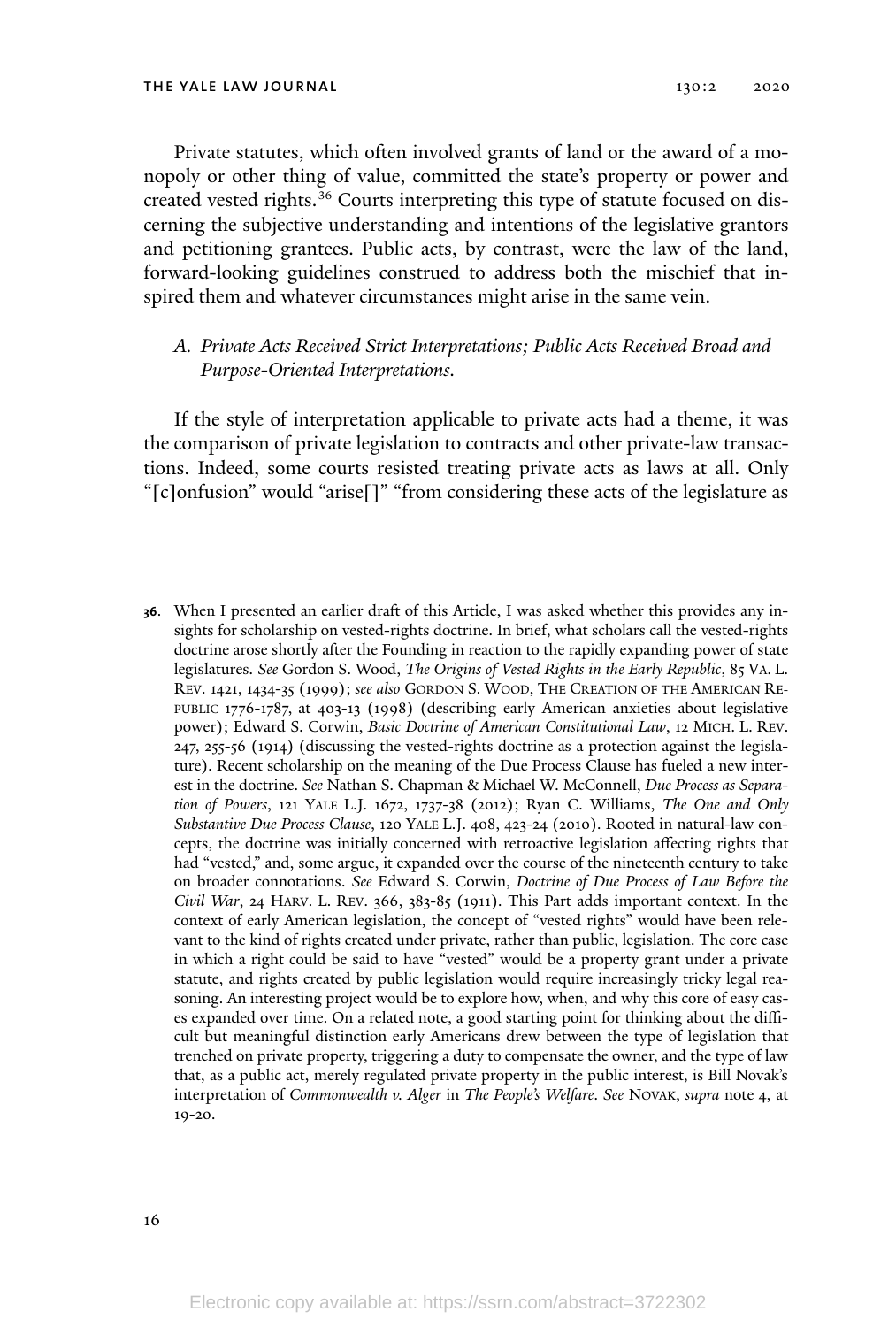Private statutes, which often involved grants of land or the award of a monopoly or other thing of value, committed the state's property or power and created vested rights.[36] Courts interpreting this type of statute focused on discerning the subjective understanding and intentions of the legislative grantors and petitioning grantees. Public acts, by contrast, were the law of the land, forward-looking guidelines construed to address both the mischief that inspired them and whatever circumstances might arise in the same vein.

### *A. Private Acts Received Strict Interpretations; Public Acts Received Broad and Purpose-Oriented Interpretations.*

If the style of interpretation applicable to private acts had a theme, it was the comparison of private legislation to contracts and other private-law transactions. Indeed, some courts resisted treating private acts as laws at all. Only "[c]onfusion" would "arise[]" "from considering these acts of the legislature as

---

**36.** When I presented an earlier draft of this Article, I was asked whether this provides any insights for scholarship on vested-rights doctrine. In brief, what scholars call the vested-rights doctrine arose shortly after the Founding in reaction to the rapidly expanding power of state legislatures. *See* Gordon S. Wood, *The Origins of Vested Rights in the Early Republic*, 85 VA. L. REV. 1421, 1434-35 (1999); *see also* GORDON S. WOOD, THE CREATION OF THE AMERICAN REPUBLIC 1776-1787, at 403-13 (1998) (describing early American anxieties about legislative power); Edward S. Corwin, *Basic Doctrine of American Constitutional Law*, 12 MICH. L. REV. 247, 255-56 (1914) (discussing the vested-rights doctrine as a protection against the legislature). Recent scholarship on the meaning of the Due Process Clause has fueled a new interest in the doctrine. *See* Nathan S. Chapman & Michael W. McConnell, *Due Process as Separation of Powers*, 121 YALE L.J. 1672, 1737-38 (2012); Ryan C. Williams, *The One and Only Substantive Due Process Clause*, 120 YALE L.J. 408, 423-24 (2010). Rooted in natural-law concepts, the doctrine was initially concerned with retroactive legislation affecting rights that had "vested," and, some argue, it expanded over the course of the nineteenth century to take on broader connotations. *See* Edward S. Corwin, *Doctrine of Due Process of Law Before the Civil War*, 24 HARV. L. REV. 366, 383-85 (1911). This Part adds important context. In the context of early American legislation, the concept of "vested rights" would have been relevant to the kind of rights created under private, rather than public, legislation. The core case in which a right could be said to have "vested" would be a property grant under a private statute, and rights created by public legislation would require increasingly tricky legal reasoning. An interesting project would be to explore how, when, and why this core of easy cases expanded over time. On a related note, a good starting point for thinking about the difficult but meaningful distinction early Americans drew between the type of legislation that trenched on private property, triggering a duty to compensate the owner, and the type of law that, as a public act, merely regulated private property in the public interest, is Bill Novak's interpretation of *Commonwealth v. Alger* in *The People's Welfare*. *See* NOVAK, *supra* note 4, at 19-20.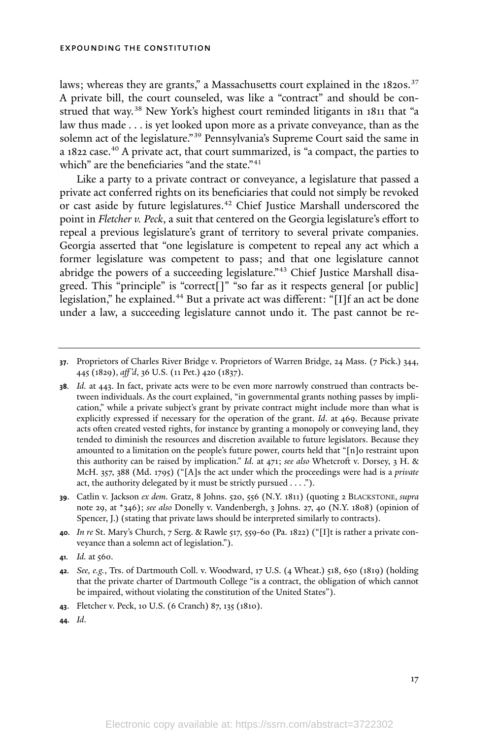laws; whereas they are grants," a Massachusetts court explained in the 1820s.[37] A private bill, the court counseled, was like a "contract" and should be construed that way.[38] New York's highest court reminded litigants in 1811 that "a law thus made . . . is yet looked upon more as a private conveyance, than as the solemn act of the legislature."[39] Pennsylvania's Supreme Court said the same in a 1822 case.[40] A private act, that court summarized, is "a compact, the parties to which" are the beneficiaries "and the state."[41]

Like a party to a private contract or conveyance, a legislature that passed a private act conferred rights on its beneficiaries that could not simply be revoked or cast aside by future legislatures.[42] Chief Justice Marshall underscored the point in *Fletcher v. Peck*, a suit that centered on the Georgia legislature's effort to repeal a previous legislature's grant of territory to several private companies. Georgia asserted that "one legislature is competent to repeal any act which a former legislature was competent to pass; and that one legislature cannot abridge the powers of a succeeding legislature."[43] Chief Justice Marshall disagreed. This "principle" is "correct[]" "so far as it respects general [or public] legislation," he explained.[44] But a private act was different: "[I]f an act be done under a law, a succeeding legislature cannot undo it. The past cannot be re-

---

**37.** Proprietors of Charles River Bridge v. Proprietors of Warren Bridge, 24 Mass. (7 Pick.) 344, 445 (1829), *aff'd*, 36 U.S. (11 Pet.) 420 (1837).

**38.** *Id.* at 443. In fact, private acts were to be even more narrowly construed than contracts between individuals. As the court explained, "in governmental grants nothing passes by implication," while a private subject's grant by private contract might include more than what is explicitly expressed if necessary for the operation of the grant. *Id.* at 469. Because private acts often created vested rights, for instance by granting a monopoly or conveying land, they tended to diminish the resources and discretion available to future legislators. Because they amounted to a limitation on the people's future power, courts held that "[n]o restraint upon this authority can be raised by implication." *Id.* at 471; *see also* Whetcroft v. Dorsey, 3 H. & McH. 357, 388 (Md. 1795) ("[A]s the act under which the proceedings were had is a *private* act, the authority delegated by it must be strictly pursued . . . .").

**39.** Catlin v. Jackson *ex dem.* Gratz, 8 Johns. 520, 556 (N.Y. 1811) (quoting 2 BLACKSTONE, *supra* note 29, at *346); *see also* Donelly v. Vandenbergh, 3 Johns. 27, 40 (N.Y. 1808) (opinion of Spencer, J.) (stating that private laws should be interpreted similarly to contracts).

**40.** *In re* St. Mary's Church, 7 Serg. & Rawle 517, 559-60 (Pa. 1822) ("[I]t is rather a private conveyance than a solemn act of legislation.").

**41.** *Id.* at 560.

**42.** *See, e.g.*, Trs. of Dartmouth Coll. v. Woodward, 17 U.S. (4 Wheat.) 518, 650 (1819) (holding that the private charter of Dartmouth College "is a contract, the obligation of which cannot be impaired, without violating the constitution of the United States").

**43.** Fletcher v. Peck, 10 U.S. (6 Cranch) 87, 135 (1810).

**44.** *Id.*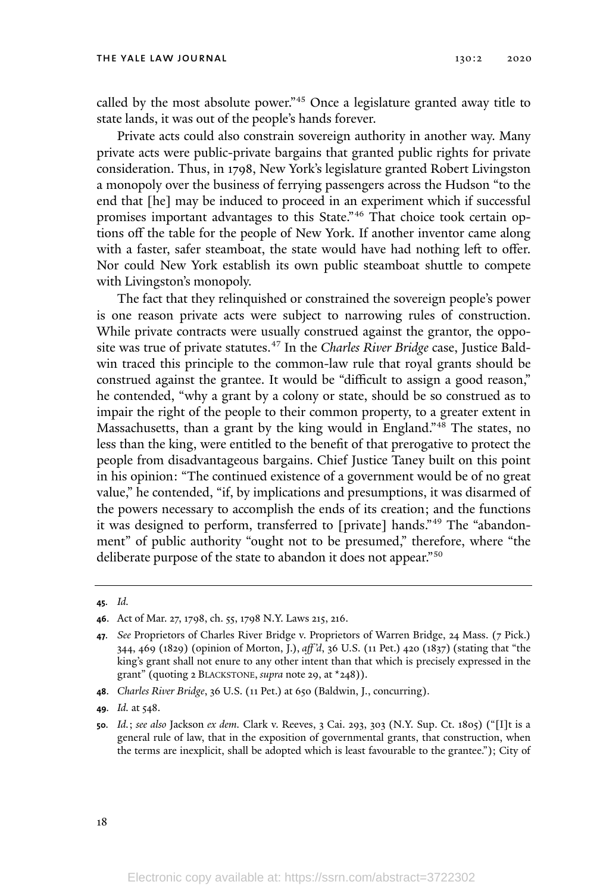called by the most absolute power."[45] Once a legislature granted away title to state lands, it was out of the people's hands forever.

Private acts could also constrain sovereign authority in another way. Many private acts were public-private bargains that granted public rights for private consideration. Thus, in 1798, New York's legislature granted Robert Livingston a monopoly over the business of ferrying passengers across the Hudson "to the end that [he] may be induced to proceed in an experiment which if successful promises important advantages to this State."[46] That choice took certain options off the table for the people of New York. If another inventor came along with a faster, safer steamboat, the state would have had nothing left to offer. Nor could New York establish its own public steamboat shuttle to compete with Livingston's monopoly.

The fact that they relinquished or constrained the sovereign people's power is one reason private acts were subject to narrowing rules of construction. While private contracts were usually construed against the grantor, the opposite was true of private statutes.[47] In the *Charles River Bridge* case, Justice Baldwin traced this principle to the common-law rule that royal grants should be construed against the grantee. It would be "difficult to assign a good reason," he contended, "why a grant by a colony or state, should be so construed as to impair the right of the people to their common property, to a greater extent in Massachusetts, than a grant by the king would in England."[48] The states, no less than the king, were entitled to the benefit of that prerogative to protect the people from disadvantageous bargains. Chief Justice Taney built on this point in his opinion: "The continued existence of a government would be of no great value," he contended, "if, by implications and presumptions, it was disarmed of the powers necessary to accomplish the ends of its creation; and the functions it was designed to perform, transferred to [private] hands."[49] The "abandonment" of public authority "ought not to be presumed," therefore, where "the deliberate purpose of the state to abandon it does not appear."[50]

---

**45.** *Id.*

**46.** Act of Mar. 27, 1798, ch. 55, 1798 N.Y. Laws 215, 216.

**47.** *See* Proprietors of Charles River Bridge v. Proprietors of Warren Bridge, 24 Mass. (7 Pick.) 344, 469 (1829) (opinion of Morton, J.), *aff'd*, 36 U.S. (11 Pet.) 420 (1837) (stating that "the king's grant shall not enure to any other intent than that which is precisely expressed in the grant" (quoting 2 BLACKSTONE, *supra* note 29, at *248)).

**48.** *Charles River Bridge*, 36 U.S. (11 Pet.) at 650 (Baldwin, J., concurring).

**49.** *Id.* at 548.

**50.** *Id.*; *see also* Jackson *ex dem.* Clark v. Reeves, 3 Cai. 293, 303 (N.Y. Sup. Ct. 1805) ("[I]t is a general rule of law, that in the exposition of governmental grants, that construction, when the terms are inexplicit, shall be adopted which is least favourable to the grantee."); City of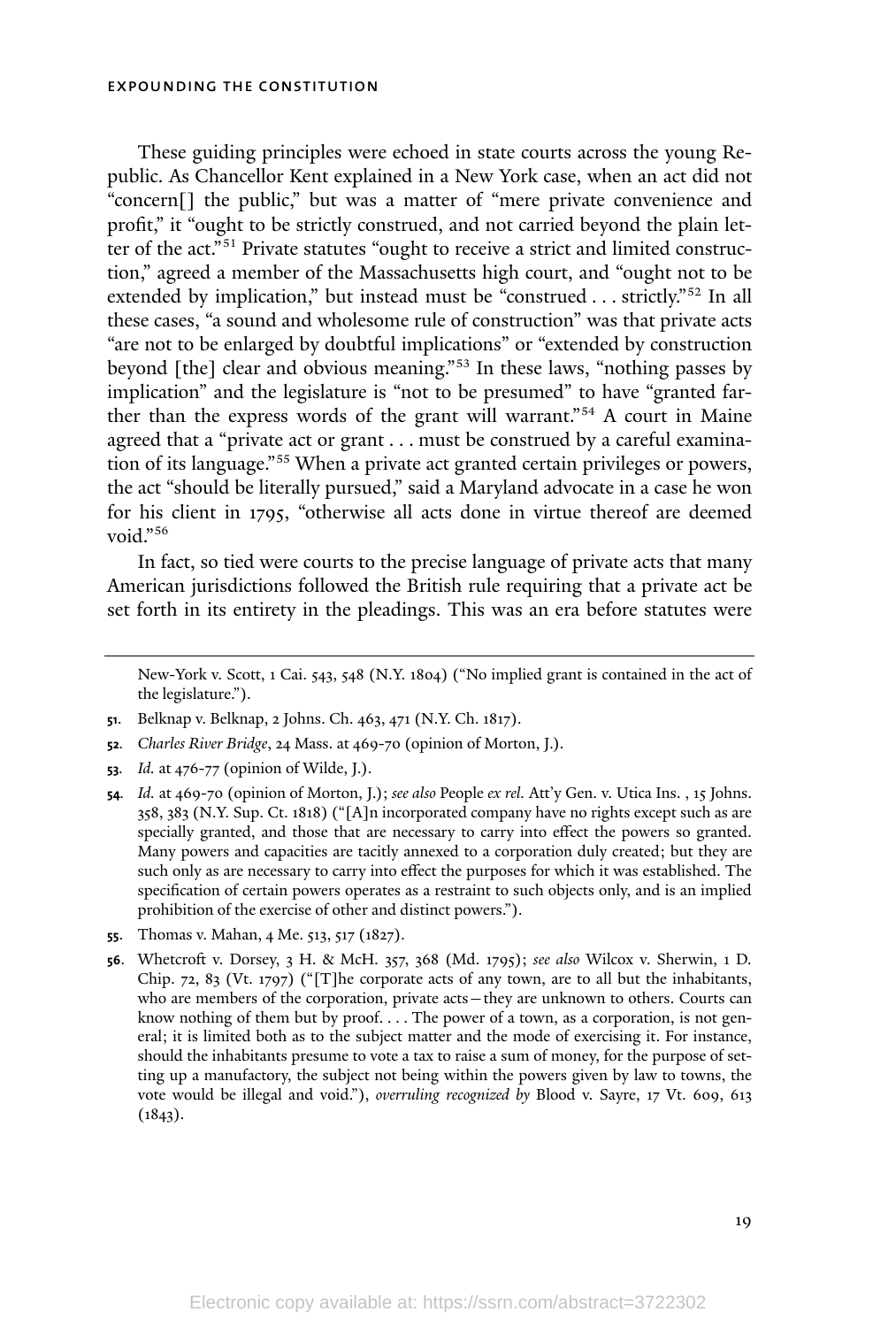These guiding principles were echoed in state courts across the young Republic. As Chancellor Kent explained in a New York case, when an act did not "concern[] the public," but was a matter of "mere private convenience and profit," it "ought to be strictly construed, and not carried beyond the plain letter of the act."[51] Private statutes "ought to receive a strict and limited construction," agreed a member of the Massachusetts high court, and "ought not to be extended by implication," but instead must be "construed . . . strictly."[52] In all these cases, "a sound and wholesome rule of construction" was that private acts "are not to be enlarged by doubtful implications" or "extended by construction beyond [the] clear and obvious meaning."[53] In these laws, "nothing passes by implication" and the legislature is "not to be presumed" to have "granted farther than the express words of the grant will warrant."[54] A court in Maine agreed that a "private act or grant . . . must be construed by a careful examination of its language."[55] When a private act granted certain privileges or powers, the act "should be literally pursued," said a Maryland advocate in a case he won for his client in 1795, "otherwise all acts done in virtue thereof are deemed void."[56]

In fact, so tied were courts to the precise language of private acts that many American jurisdictions followed the British rule requiring that a private act be set forth in its entirety in the pleadings. This was an era before statutes were

---

New-York v. Scott, 1 Cai. 543, 548 (N.Y. 1804) ("No implied grant is contained in the act of the legislature.").

51. Belknap v. Belknap, 2 Johns. Ch. 463, 471 (N.Y. Ch. 1817).

52. *Charles River Bridge*, 24 Mass. at 469-70 (opinion of Morton, J.).

53. *Id.* at 476-77 (opinion of Wilde, J.).

54. *Id.* at 469-70 (opinion of Morton, J.); *see also* People *ex rel.* Att'y Gen. v. Utica Ins. , 15 Johns. 358, 383 (N.Y. Sup. Ct. 1818) ("[A]n incorporated company have no rights except such as are specially granted, and those that are necessary to carry into effect the powers so granted. Many powers and capacities are tacitly annexed to a corporation duly created; but they are such only as are necessary to carry into effect the purposes for which it was established. The specification of certain powers operates as a restraint to such objects only, and is an implied prohibition of the exercise of other and distinct powers.").

55. Thomas v. Mahan, 4 Me. 513, 517 (1827).

56. Whetcroft v. Dorsey, 3 H. & McH. 357, 368 (Md. 1795); *see also* Wilcox v. Sherwin, 1 D. Chip. 72, 83 (Vt. 1797) ("[T]he corporate acts of any town, are to all but the inhabitants, who are members of the corporation, private acts—they are unknown to others. Courts can know nothing of them but by proof. . . . The power of a town, as a corporation, is not general; it is limited both as to the subject matter and the mode of exercising it. For instance, should the inhabitants presume to vote a tax to raise a sum of money, for the purpose of setting up a manufactory, the subject not being within the powers given by law to towns, the vote would be illegal and void."), *overruling recognized by* Blood v. Sayre, 17 Vt. 609, 613 (1843).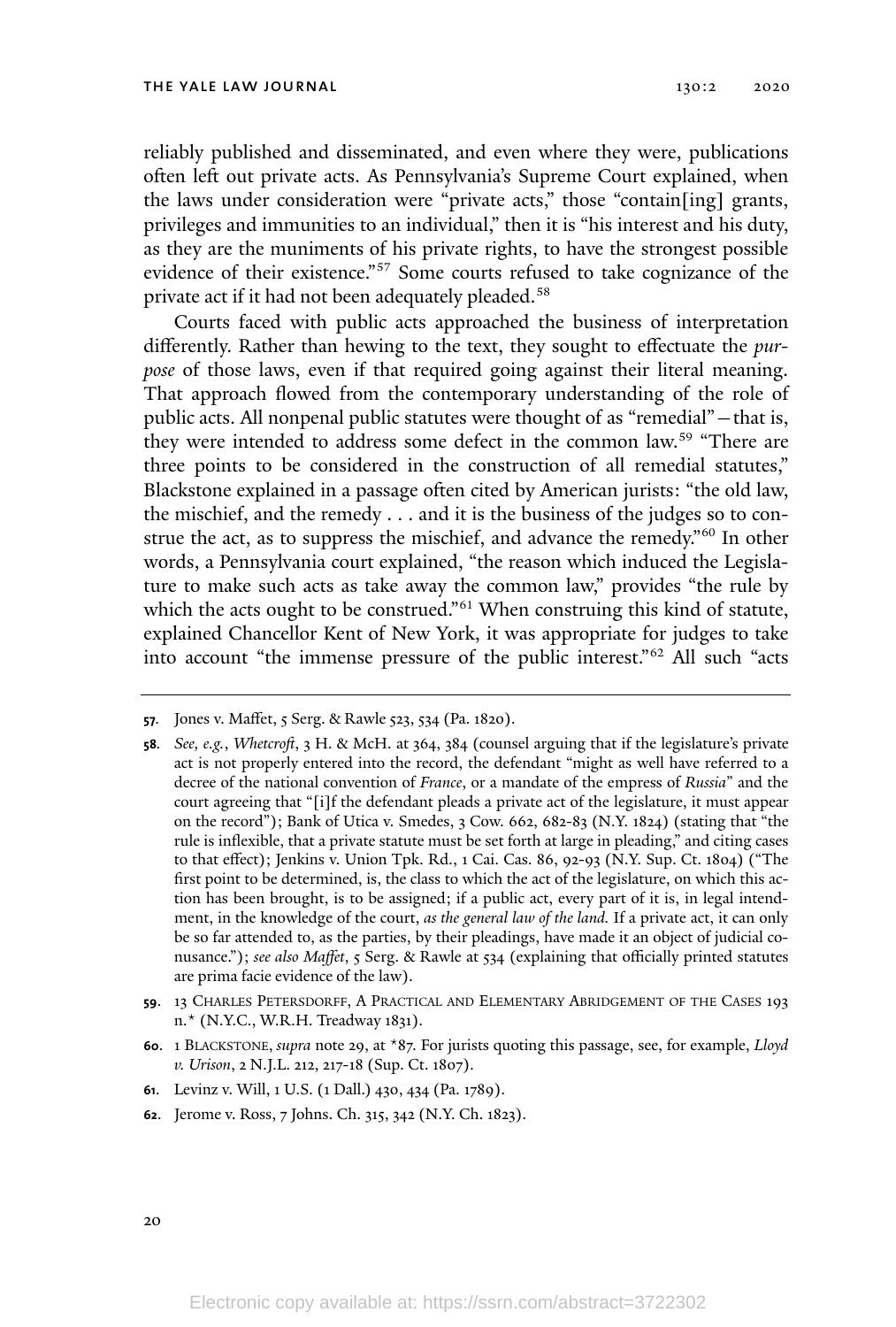reliably published and disseminated, and even where they were, publications often left out private acts. As Pennsylvania's Supreme Court explained, when the laws under consideration were "private acts," those "contain[ing] grants, privileges and immunities to an individual," then it is "his interest and his duty, as they are the muniments of his private rights, to have the strongest possible evidence of their existence."[57] Some courts refused to take cognizance of the private act if it had not been adequately pleaded.[58]

Courts faced with public acts approached the business of interpretation differently. Rather than hewing to the text, they sought to effectuate the *purpose* of those laws, even if that required going against their literal meaning. That approach flowed from the contemporary understanding of the role of public acts. All nonpenal public statutes were thought of as "remedial"—that is, they were intended to address some defect in the common law.[59] "There are three points to be considered in the construction of all remedial statutes," Blackstone explained in a passage often cited by American jurists: "the old law, the mischief, and the remedy . . . and it is the business of the judges so to construe the act, as to suppress the mischief, and advance the remedy."[60] In other words, a Pennsylvania court explained, "the reason which induced the Legislature to make such acts as take away the common law," provides "the rule by which the acts ought to be construed."[61] When construing this kind of statute, explained Chancellor Kent of New York, it was appropriate for judges to take into account "the immense pressure of the public interest."[62] All such "acts

---

**57.** Jones v. Maffet, 5 Serg. & Rawle 523, 534 (Pa. 1820).

**58.** *See, e.g.*, *Whetcroft*, 3 H. & McH. at 364, 384 (counsel arguing that if the legislature's private act is not properly entered into the record, the defendant "might as well have referred to a decree of the national convention of *France*, or a mandate of the empress of *Russia*" and the court agreeing that "[i]f the defendant pleads a private act of the legislature, it must appear on the record"); Bank of Utica v. Smedes, 3 Cow. 662, 682-83 (N.Y. 1824) (stating that "the rule is inflexible, that a private statute must be set forth at large in pleading," and citing cases to that effect); Jenkins v. Union Tpk. Rd., 1 Cai. Cas. 86, 92-93 (N.Y. Sup. Ct. 1804) ("The first point to be determined, is, the class to which the act of the legislature, on which this action has been brought, is to be assigned; if a public act, every part of it is, in legal intendment, in the knowledge of the court, *as the general law of the land.* If a private act, it can only be so far attended to, as the parties, by their pleadings, have made it an object of judicial conusance."); *see also Maffet*, 5 Serg. & Rawle at 534 (explaining that officially printed statutes are prima facie evidence of the law).

**59.** 13 CHARLES PETERSDORFF, A PRACTICAL AND ELEMENTARY ABRIDGEMENT OF THE CASES 193 n.* (N.Y.C., W.R.H. Treadway 1831).

**60.** 1 BLACKSTONE, *supra* note 29, at *87. For jurists quoting this passage, see, for example, *Lloyd v. Urison*, 2 N.J.L. 212, 217-18 (Sup. Ct. 1807).

**61.** Levinz v. Will, 1 U.S. (1 Dall.) 430, 434 (Pa. 1789).

**62.** Jerome v. Ross, 7 Johns. Ch. 315, 342 (N.Y. Ch. 1823).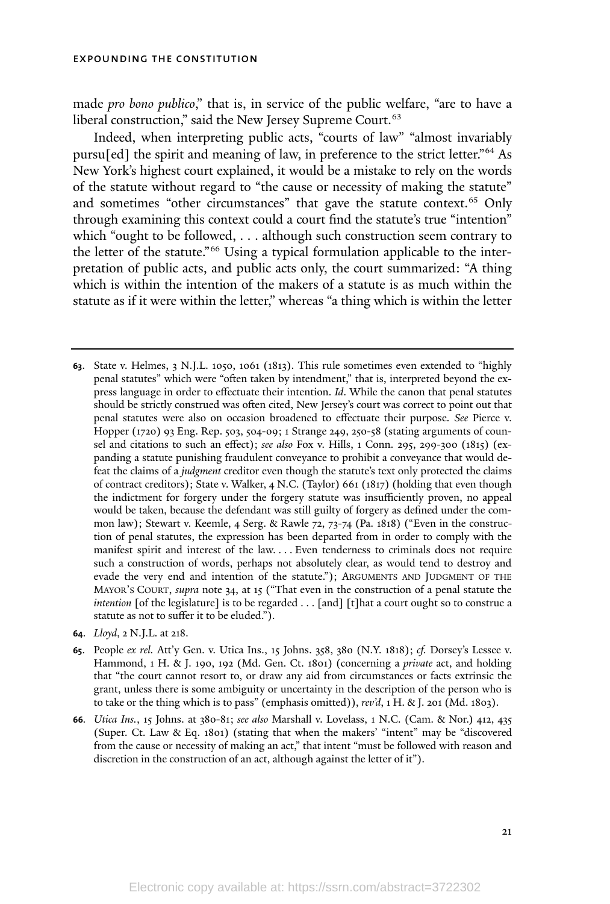made *pro bono publico*," that is, in service of the public welfare, "are to have a liberal construction," said the New Jersey Supreme Court.[63]

Indeed, when interpreting public acts, "courts of law" "almost invariably pursu[ed] the spirit and meaning of law, in preference to the strict letter."[64] As New York's highest court explained, it would be a mistake to rely on the words of the statute without regard to "the cause or necessity of making the statute" and sometimes "other circumstances" that gave the statute context.[65] Only through examining this context could a court find the statute's true "intention" which "ought to be followed, . . . although such construction seem contrary to the letter of the statute."[66] Using a typical formulation applicable to the interpretation of public acts, and public acts only, the court summarized: "A thing which is within the intention of the makers of a statute is as much within the statute as if it were within the letter," whereas "a thing which is within the letter

---

**63.** State v. Helmes, 3 N.J.L. 1050, 1061 (1813). This rule sometimes even extended to "highly penal statutes" which were "often taken by intendment," that is, interpreted beyond the express language in order to effectuate their intention. *Id*. While the canon that penal statutes should be strictly construed was often cited, New Jersey's court was correct to point out that penal statutes were also on occasion broadened to effectuate their purpose. *See* Pierce v. Hopper (1720) 93 Eng. Rep. 503, 504-09; 1 Strange 249, 250-58 (stating arguments of counsel and citations to such an effect); *see also* Fox v. Hills, 1 Conn. 295, 299-300 (1815) (expanding a statute punishing fraudulent conveyance to prohibit a conveyance that would defeat the claims of a *judgment* creditor even though the statute's text only protected the claims of contract creditors); State v. Walker, 4 N.C. (Taylor) 661 (1817) (holding that even though the indictment for forgery under the forgery statute was insufficiently proven, no appeal would be taken, because the defendant was still guilty of forgery as defined under the common law); Stewart v. Keemle, 4 Serg. & Rawle 72, 73-74 (Pa. 1818) ("Even in the construction of penal statutes, the expression has been departed from in order to comply with the manifest spirit and interest of the law. . . . Even tenderness to criminals does not require such a construction of words, perhaps not absolutely clear, as would tend to destroy and evade the very end and intention of the statute."); ARGUMENTS AND JUDGMENT OF THE MAYOR'S COURT, *supra* note 34, at 15 ("That even in the construction of a penal statute the *intention* [of the legislature] is to be regarded . . . [and] [t]hat a court ought so to construe a statute as not to suffer it to be eluded.").

**64.** *Lloyd*, 2 N.J.L. at 218.

**65.** People *ex rel.* Att'y Gen. v. Utica Ins., 15 Johns. 358, 380 (N.Y. 1818); *cf.* Dorsey's Lessee v. Hammond, 1 H. & J. 190, 192 (Md. Gen. Ct. 1801) (concerning a *private* act, and holding that "the court cannot resort to, or draw any aid from circumstances or facts extrinsic the grant, unless there is some ambiguity or uncertainty in the description of the person who is to take or the thing which is to pass" (emphasis omitted)), *rev'd*, 1 H. & J. 201 (Md. 1803).

**66.** *Utica Ins.*, 15 Johns. at 380-81; *see also* Marshall v. Lovelass, 1 N.C. (Cam. & Nor.) 412, 435 (Super. Ct. Law & Eq. 1801) (stating that when the makers' "intent" may be "discovered from the cause or necessity of making an act," that intent "must be followed with reason and discretion in the construction of an act, although against the letter of it").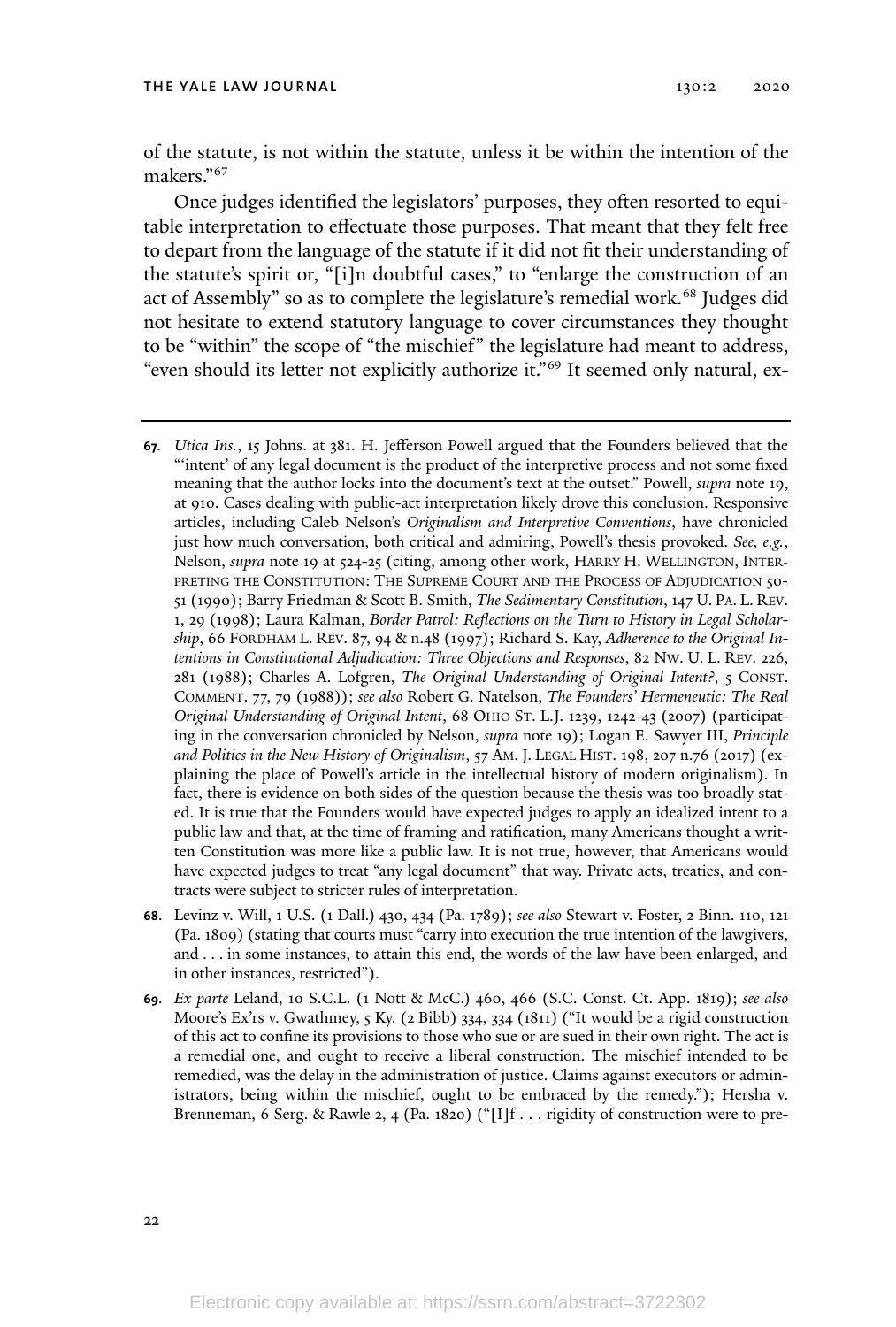of the statute, is not within the statute, unless it be within the intention of the makers."[67]

Once judges identified the legislators' purposes, they often resorted to equitable interpretation to effectuate those purposes. That meant that they felt free to depart from the language of the statute if it did not fit their understanding of the statute's spirit or, "[i]n doubtful cases," to "enlarge the construction of an act of Assembly" so as to complete the legislature's remedial work.[68] Judges did not hesitate to extend statutory language to cover circumstances they thought to be "within" the scope of "the mischief" the legislature had meant to address, "even should its letter not explicitly authorize it."[69] It seemed only natural, ex-

---

**67.** *Utica Ins.*, 15 Johns. at 381. H. Jefferson Powell argued that the Founders believed that the "'intent' of any legal document is the product of the interpretive process and not some fixed meaning that the author locks into the document's text at the outset." Powell, *supra* note 19, at 910. Cases dealing with public-act interpretation likely drove this conclusion. Responsive articles, including Caleb Nelson's *Originalism and Interpretive Conventions*, have chronicled just how much conversation, both critical and admiring, Powell's thesis provoked. *See, e.g.*, Nelson, *supra* note 19 at 524-25 (citing, among other work, HARRY H. WELLINGTON, INTERPRETING THE CONSTITUTION: THE SUPREME COURT AND THE PROCESS OF ADJUDICATION 50-51 (1990); Barry Friedman & Scott B. Smith, *The Sedimentary Constitution*, 147 U. PA. L. REV. 1, 29 (1998); Laura Kalman, *Border Patrol: Reflections on the Turn to History in Legal Scholarship*, 66 FORDHAM L. REV. 87, 94 & n.48 (1997); Richard S. Kay, *Adherence to the Original Intentions in Constitutional Adjudication: Three Objections and Responses*, 82 NW. U. L. REV. 226, 281 (1988); Charles A. Lofgren, *The Original Understanding of Original Intent?*, 5 CONST. COMMENT. 77, 79 (1988)); *see also* Robert G. Natelson, *The Founders' Hermeneutic: The Real Original Understanding of Original Intent*, 68 OHIO ST. L.J. 1239, 1242-43 (2007) (participating in the conversation chronicled by Nelson, *supra* note 19); Logan E. Sawyer III, *Principle and Politics in the New History of Originalism*, 57 AM. J. LEGAL HIST. 198, 207 n.76 (2017) (explaining the place of Powell's article in the intellectual history of modern originalism). In fact, there is evidence on both sides of the question because the thesis was too broadly stated. It is true that the Founders would have expected judges to apply an idealized intent to a public law and that, at the time of framing and ratification, many Americans thought a written Constitution was more like a public law. It is not true, however, that Americans would have expected judges to treat "any legal document" that way. Private acts, treaties, and contracts were subject to stricter rules of interpretation.

**68.** Levinz v. Will, 1 U.S. (1 Dall.) 430, 434 (Pa. 1789); *see also* Stewart v. Foster, 2 Binn. 110, 121 (Pa. 1809) (stating that courts must "carry into execution the true intention of the lawgivers, and . . . in some instances, to attain this end, the words of the law have been enlarged, and in other instances, restricted").

**69.** *Ex parte* Leland, 10 S.C.L. (1 Nott & McC.) 460, 466 (S.C. Const. Ct. App. 1819); *see also* Moore's Ex'rs v. Gwathmey, 5 Ky. (2 Bibb) 334, 334 (1811) ("It would be a rigid construction of this act to confine its provisions to those who sue or are sued in their own right. The act is a remedial one, and ought to receive a liberal construction. The mischief intended to be remedied, was the delay in the administration of justice. Claims against executors or administrators, being within the mischief, ought to be embraced by the remedy."); Hersha v. Brenneman, 6 Serg. & Rawle 2, 4 (Pa. 1820) ("[I]f . . . rigidity of construction were to pre-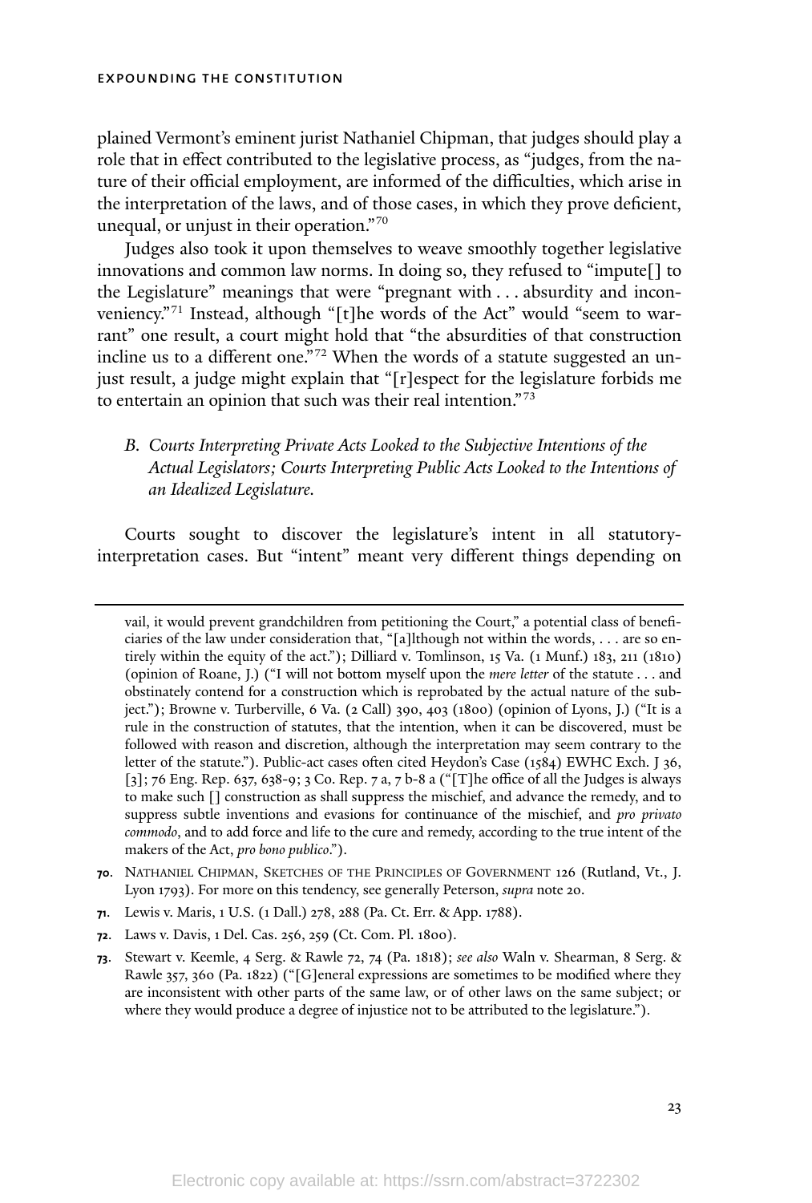plained Vermont's eminent jurist Nathaniel Chipman, that judges should play a role that in effect contributed to the legislative process, as "judges, from the nature of their official employment, are informed of the difficulties, which arise in the interpretation of the laws, and of those cases, in which they prove deficient, unequal, or unjust in their operation."[70]

Judges also took it upon themselves to weave smoothly together legislative innovations and common law norms. In doing so, they refused to "impute[] to the Legislature" meanings that were "pregnant with . . . absurdity and inconveniency."[71] Instead, although "[t]he words of the Act" would "seem to warrant" one result, a court might hold that "the absurdities of that construction incline us to a different one."[72] When the words of a statute suggested an unjust result, a judge might explain that "[r]espect for the legislature forbids me to entertain an opinion that such was their real intention."[73]

### *B. Courts Interpreting Private Acts Looked to the Subjective Intentions of the Actual Legislators; Courts Interpreting Public Acts Looked to the Intentions of an Idealized Legislature.*

Courts sought to discover the legislature's intent in all statutory-interpretation cases. But "intent" meant very different things depending on

---

vail, it would prevent grandchildren from petitioning the Court," a potential class of beneficiaries of the law under consideration that, "[a]lthough not within the words, . . . are so entirely within the equity of the act."); Dilliard v. Tomlinson, 15 Va. (1 Munf.) 183, 211 (1810) (opinion of Roane, J.) ("I will not bottom myself upon the *mere letter* of the statute . . . and obstinately contend for a construction which is reprobated by the actual nature of the subject."); Browne v. Turberville, 6 Va. (2 Call) 390, 403 (1800) (opinion of Lyons, J.) ("It is a rule in the construction of statutes, that the intention, when it can be discovered, must be followed with reason and discretion, although the interpretation may seem contrary to the letter of the statute."). Public-act cases often cited Heydon's Case (1584) EWHC Exch. J 36, [3]; 76 Eng. Rep. 637, 638-9; 3 Co. Rep. 7 a, 7 b-8 a ("[T]he office of all the Judges is always to make such [] construction as shall suppress the mischief, and advance the remedy, and to suppress subtle inventions and evasions for continuance of the mischief, and *pro privato commodo*, and to add force and life to the cure and remedy, according to the true intent of the makers of the Act, *pro bono publico*.").

70. Nathaniel Chipman, Sketches of the Principles of Government 126 (Rutland, Vt., J. Lyon 1793). For more on this tendency, see generally Peterson, *supra* note 20.

71. Lewis v. Maris, 1 U.S. (1 Dall.) 278, 288 (Pa. Ct. Err. & App. 1788).

72. Laws v. Davis, 1 Del. Cas. 256, 259 (Ct. Com. Pl. 1800).

73. Stewart v. Keemle, 4 Serg. & Rawle 72, 74 (Pa. 1818); *see also* Waln v. Shearman, 8 Serg. & Rawle 357, 360 (Pa. 1822) ("[G]eneral expressions are sometimes to be modified where they are inconsistent with other parts of the same law, or of other laws on the same subject; or where they would produce a degree of injustice not to be attributed to the legislature.").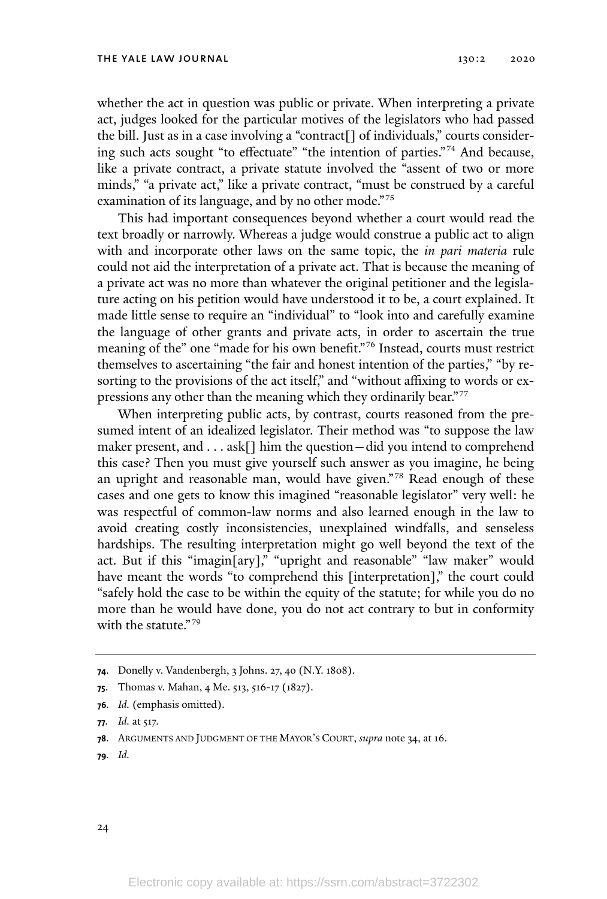whether the act in question was public or private. When interpreting a private act, judges looked for the particular motives of the legislators who had passed the bill. Just as in a case involving a "contract[] of individuals," courts considering such acts sought "to effectuate" "the intention of parties."[74] And because, like a private contract, a private statute involved the "assent of two or more minds," "a private act," like a private contract, "must be construed by a careful examination of its language, and by no other mode."[75]

This had important consequences beyond whether a court would read the text broadly or narrowly. Whereas a judge would construe a public act to align with and incorporate other laws on the same topic, the *in pari materia* rule could not aid the interpretation of a private act. That is because the meaning of a private act was no more than whatever the original petitioner and the legislature acting on his petition would have understood it to be, a court explained. It made little sense to require an "individual" to "look into and carefully examine the language of other grants and private acts, in order to ascertain the true meaning of the" one "made for his own benefit."[76] Instead, courts must restrict themselves to ascertaining "the fair and honest intention of the parties," "by resorting to the provisions of the act itself," and "without affixing to words or expressions any other than the meaning which they ordinarily bear."[77]

When interpreting public acts, by contrast, courts reasoned from the presumed intent of an idealized legislator. Their method was "to suppose the law maker present, and . . . ask[] him the question—did you intend to comprehend this case? Then you must give yourself such answer as you imagine, he being an upright and reasonable man, would have given."[78] Read enough of these cases and one gets to know this imagined "reasonable legislator" very well: he was respectful of common-law norms and also learned enough in the law to avoid creating costly inconsistencies, unexplained windfalls, and senseless hardships. The resulting interpretation might go well beyond the text of the act. But if this "imagin[ary]," "upright and reasonable" "law maker" would have meant the words "to comprehend this [interpretation]," the court could "safely hold the case to be within the equity of the statute; for while you do no more than he would have done, you do not act contrary to but in conformity with the statute."[79]

---

74. Donelly v. Vandenbergh, 3 Johns. 27, 40 (N.Y. 1808).

75. Thomas v. Mahan, 4 Me. 513, 516-17 (1827).

76. *Id.* (emphasis omitted).

77. *Id.* at 517.

78. ARGUMENTS AND JUDGMENT OF THE MAYOR'S COURT, *supra* note 34, at 16.

79. *Id.*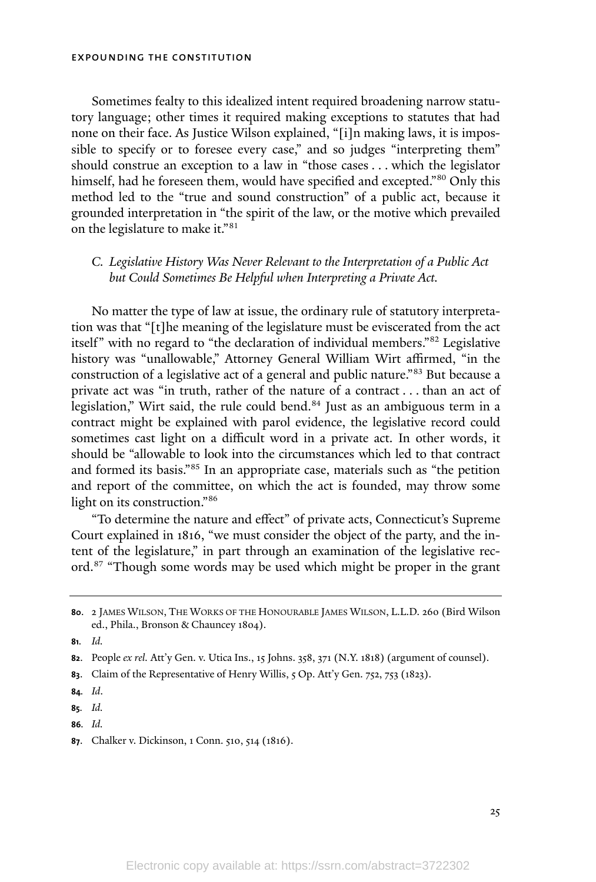Sometimes fealty to this idealized intent required broadening narrow statutory language; other times it required making exceptions to statutes that had none on their face. As Justice Wilson explained, "[i]n making laws, it is impossible to specify or to foresee every case," and so judges "interpreting them" should construe an exception to a law in "those cases . . . which the legislator himself, had he foreseen them, would have specified and excepted."[80] Only this method led to the "true and sound construction" of a public act, because it grounded interpretation in "the spirit of the law, or the motive which prevailed on the legislature to make it."[81]

### C. *Legislative History Was Never Relevant to the Interpretation of a Public Act but Could Sometimes Be Helpful when Interpreting a Private Act.*

No matter the type of law at issue, the ordinary rule of statutory interpretation was that "[t]he meaning of the legislature must be eviscerated from the act itself" with no regard to "the declaration of individual members."[82] Legislative history was "unallowable," Attorney General William Wirt affirmed, "in the construction of a legislative act of a general and public nature."[83] But because a private act was "in truth, rather of the nature of a contract . . . than an act of legislation," Wirt said, the rule could bend.[84] Just as an ambiguous term in a contract might be explained with parol evidence, the legislative record could sometimes cast light on a difficult word in a private act. In other words, it should be "allowable to look into the circumstances which led to that contract and formed its basis."[85] In an appropriate case, materials such as "the petition and report of the committee, on which the act is founded, may throw some light on its construction."[86]

"To determine the nature and effect" of private acts, Connecticut's Supreme Court explained in 1816, "we must consider the object of the party, and the intent of the legislature," in part through an examination of the legislative record.[87] "Though some words may be used which might be proper in the grant

---

**80.** 2 James Wilson, The Works of the Honourable James Wilson, L.L.D. 260 (Bird Wilson ed., Phila., Bronson & Chauncey 1804).

**81.** *Id.*

**82.** People *ex rel.* Att'y Gen. v. Utica Ins., 15 Johns. 358, 371 (N.Y. 1818) (argument of counsel).

**83.** Claim of the Representative of Henry Willis, 5 Op. Att'y Gen. 752, 753 (1823).

**84.** *Id.*

**85.** *Id.*

**86.** *Id.*

**87.** Chalker v. Dickinson, 1 Conn. 510, 514 (1816).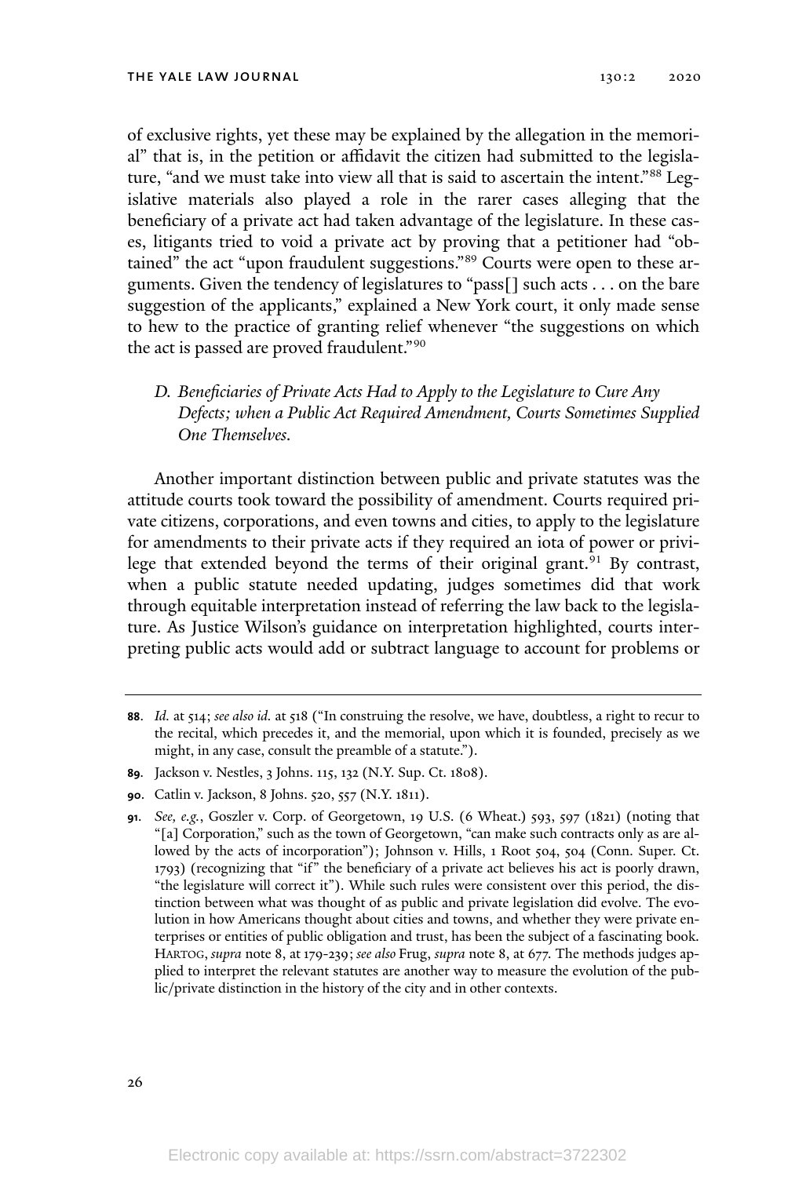of exclusive rights, yet these may be explained by the allegation in the memorial" that is, in the petition or affidavit the citizen had submitted to the legislature, "and we must take into view all that is said to ascertain the intent."[88] Legislative materials also played a role in the rarer cases alleging that the beneficiary of a private act had taken advantage of the legislature. In these cases, litigants tried to void a private act by proving that a petitioner had "obtained" the act "upon fraudulent suggestions."[89] Courts were open to these arguments. Given the tendency of legislatures to "pass[] such acts . . . on the bare suggestion of the applicants," explained a New York court, it only made sense to hew to the practice of granting relief whenever "the suggestions on which the act is passed are proved fraudulent."[90]

### *D. Beneficiaries of Private Acts Had to Apply to the Legislature to Cure Any Defects; when a Public Act Required Amendment, Courts Sometimes Supplied One Themselves.*

Another important distinction between public and private statutes was the attitude courts took toward the possibility of amendment. Courts required private citizens, corporations, and even towns and cities, to apply to the legislature for amendments to their private acts if they required an iota of power or privilege that extended beyond the terms of their original grant.[91] By contrast, when a public statute needed updating, judges sometimes did that work through equitable interpretation instead of referring the law back to the legislature. As Justice Wilson's guidance on interpretation highlighted, courts interpreting public acts would add or subtract language to account for problems or

---

**88.** *Id.* at 514; *see also id.* at 518 ("In construing the resolve, we have, doubtless, a right to recur to the recital, which precedes it, and the memorial, upon which it is founded, precisely as we might, in any case, consult the preamble of a statute.").

**89.** Jackson v. Nestles, 3 Johns. 115, 132 (N.Y. Sup. Ct. 1808).

**90.** Catlin v. Jackson, 8 Johns. 520, 557 (N.Y. 1811).

**91.** *See, e.g.*, Goszler v. Corp. of Georgetown, 19 U.S. (6 Wheat.) 593, 597 (1821) (noting that "[a] Corporation," such as the town of Georgetown, "can make such contracts only as are allowed by the acts of incorporation"); Johnson v. Hills, 1 Root 504, 504 (Conn. Super. Ct. 1793) (recognizing that "if" the beneficiary of a private act believes his act is poorly drawn, "the legislature will correct it"). While such rules were consistent over this period, the distinction between what was thought of as public and private legislation did evolve. The evolution in how Americans thought about cities and towns, and whether they were private enterprises or entities of public obligation and trust, has been the subject of a fascinating book. HARTOG, *supra* note 8, at 179-239; *see also* Frug, *supra* note 8, at 677. The methods judges applied to interpret the relevant statutes are another way to measure the evolution of the public/private distinction in the history of the city and in other contexts.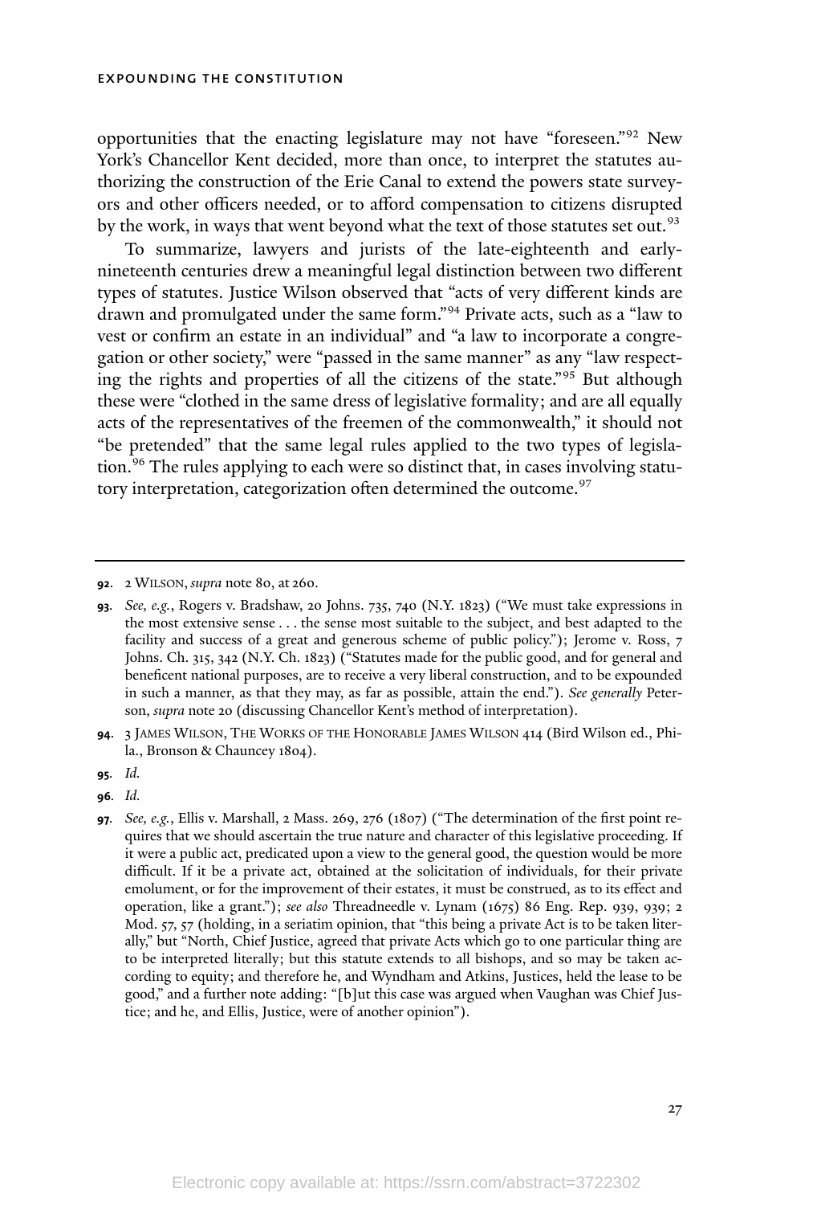opportunities that the enacting legislature may not have "foreseen."[92] New York's Chancellor Kent decided, more than once, to interpret the statutes authorizing the construction of the Erie Canal to extend the powers state surveyors and other officers needed, or to afford compensation to citizens disrupted by the work, in ways that went beyond what the text of those statutes set out.[93]

To summarize, lawyers and jurists of the late-eighteenth and early-nineteenth centuries drew a meaningful legal distinction between two different types of statutes. Justice Wilson observed that "acts of very different kinds are drawn and promulgated under the same form."[94] Private acts, such as a "law to vest or confirm an estate in an individual" and "a law to incorporate a congregation or other society," were "passed in the same manner" as any "law respecting the rights and properties of all the citizens of the state."[95] But although these were "clothed in the same dress of legislative formality; and are all equally acts of the representatives of the freemen of the commonwealth," it should not "be pretended" that the same legal rules applied to the two types of legislation.[96] The rules applying to each were so distinct that, in cases involving statutory interpretation, categorization often determined the outcome.[97]

---

**92.** 2 WILSON, *supra* note 80, at 260.

**93.** *See, e.g.*, Rogers v. Bradshaw, 20 Johns. 735, 740 (N.Y. 1823) ("We must take expressions in the most extensive sense . . . the sense most suitable to the subject, and best adapted to the facility and success of a great and generous scheme of public policy."); Jerome v. Ross, 7 Johns. Ch. 315, 342 (N.Y. Ch. 1823) ("Statutes made for the public good, and for general and beneficent national purposes, are to receive a very liberal construction, and to be expounded in such a manner, as that they may, as far as possible, attain the end."). *See generally* Peterson, *supra* note 20 (discussing Chancellor Kent's method of interpretation).

**94.** 3 JAMES WILSON, THE WORKS OF THE HONORABLE JAMES WILSON 414 (Bird Wilson ed., Phila., Bronson & Chauncey 1804).

**95.** *Id.*

**96.** *Id.*

**97.** *See, e.g.*, Ellis v. Marshall, 2 Mass. 269, 276 (1807) ("The determination of the first point requires that we should ascertain the true nature and character of this legislative proceeding. If it were a public act, predicated upon a view to the general good, the question would be more difficult. If it be a private act, obtained at the solicitation of individuals, for their private emolument, or for the improvement of their estates, it must be construed, as to its effect and operation, like a grant."); *see also* Threadneedle v. Lynam (1675) 86 Eng. Rep. 939, 939; 2 Mod. 57, 57 (holding, in a seriatim opinion, that "this being a private Act is to be taken literally," but "North, Chief Justice, agreed that private Acts which go to one particular thing are to be interpreted literally; but this statute extends to all bishops, and so may be taken according to equity; and therefore he, and Wyndham and Atkins, Justices, held the lease to be good," and a further note adding: "[b]ut this case was argued when Vaughan was Chief Justice; and he, and Ellis, Justice, were of another opinion").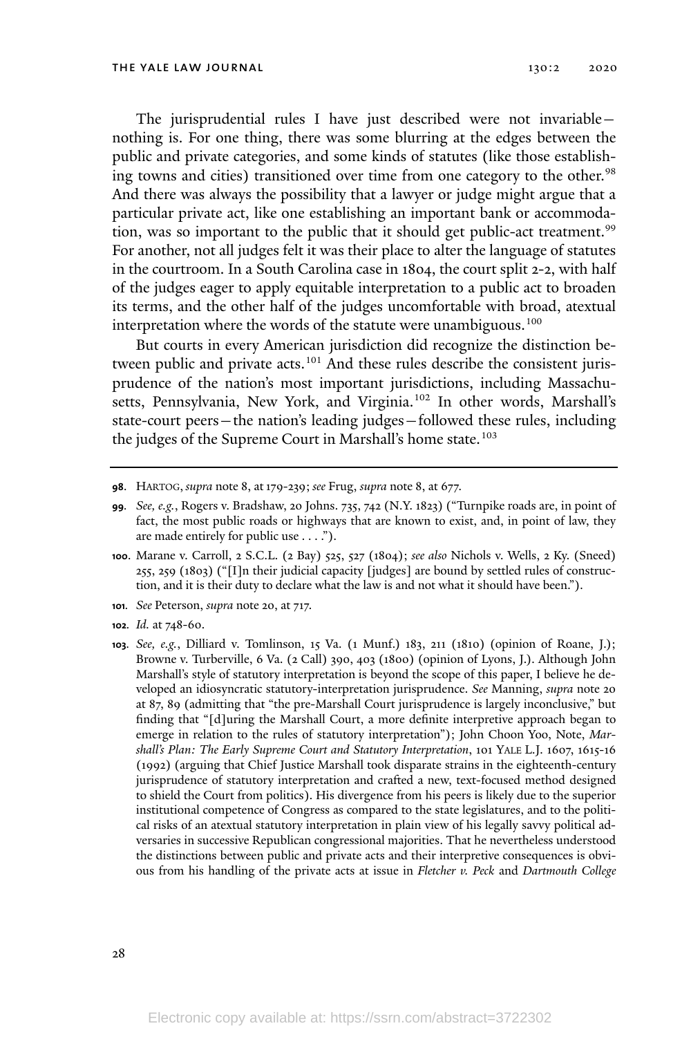The jurisprudential rules I have just described were not invariable—nothing is. For one thing, there was some blurring at the edges between the public and private categories, and some kinds of statutes (like those establishing towns and cities) transitioned over time from one category to the other.[98] And there was always the possibility that a lawyer or judge might argue that a particular private act, like one establishing an important bank or accommodation, was so important to the public that it should get public-act treatment.[99] For another, not all judges felt it was their place to alter the language of statutes in the courtroom. In a South Carolina case in 1804, the court split 2-2, with half of the judges eager to apply equitable interpretation to a public act to broaden its terms, and the other half of the judges uncomfortable with broad, atextual interpretation where the words of the statute were unambiguous.[100]

But courts in every American jurisdiction did recognize the distinction between public and private acts.[101] And these rules describe the consistent jurisprudence of the nation's most important jurisdictions, including Massachusetts, Pennsylvania, New York, and Virginia.[102] In other words, Marshall's state-court peers—the nation's leading judges—followed these rules, including the judges of the Supreme Court in Marshall's home state.[103]

---

**98.** HARTOG, *supra* note 8, at 179-239; *see* Frug, *supra* note 8, at 677.

**99.** *See, e.g.*, Rogers v. Bradshaw, 20 Johns. 735, 742 (N.Y. 1823) ("Turnpike roads are, in point of fact, the most public roads or highways that are known to exist, and, in point of law, they are made entirely for public use . . . .").

**100.** Marane v. Carroll, 2 S.C.L. (2 Bay) 525, 527 (1804); *see also* Nichols v. Wells, 2 Ky. (Sneed) 255, 259 (1803) ("[I]n their judicial capacity [judges] are bound by settled rules of construction, and it is their duty to declare what the law is and not what it should have been.").

**101.** *See* Peterson, *supra* note 20, at 717.

**102.** *Id.* at 748-60.

**103.** *See, e.g.*, Dilliard v. Tomlinson, 15 Va. (1 Munf.) 183, 211 (1810) (opinion of Roane, J.); Browne v. Turberville, 6 Va. (2 Call) 390, 403 (1800) (opinion of Lyons, J.). Although John Marshall's style of statutory interpretation is beyond the scope of this paper, I believe he developed an idiosyncratic statutory-interpretation jurisprudence. *See* Manning, *supra* note 20 at 87, 89 (admitting that "the pre-Marshall Court jurisprudence is largely inconclusive," but finding that "[d]uring the Marshall Court, a more definite interpretive approach began to emerge in relation to the rules of statutory interpretation"); John Choon Yoo, Note, *Marshall's Plan: The Early Supreme Court and Statutory Interpretation*, 101 YALE L.J. 1607, 1615-16 (1992) (arguing that Chief Justice Marshall took disparate strains in the eighteenth-century jurisprudence of statutory interpretation and crafted a new, text-focused method designed to shield the Court from politics). His divergence from his peers is likely due to the superior institutional competence of Congress as compared to the state legislatures, and to the political risks of an atextual statutory interpretation in plain view of his legally savvy political adversaries in successive Republican congressional majorities. That he nevertheless understood the distinctions between public and private acts and their interpretive consequences is obvious from his handling of the private acts at issue in *Fletcher v. Peck* and *Dartmouth College*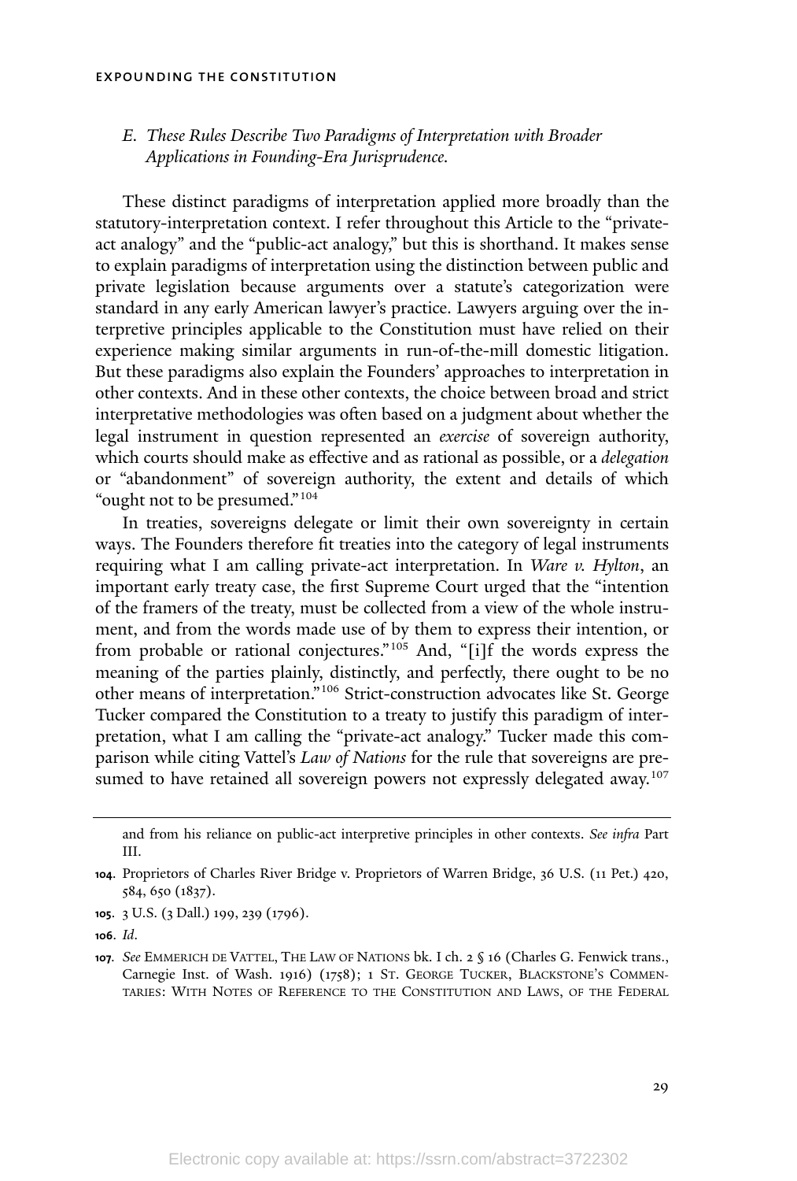### *E. These Rules Describe Two Paradigms of Interpretation with Broader Applications in Founding-Era Jurisprudence.*

These distinct paradigms of interpretation applied more broadly than the statutory-interpretation context. I refer throughout this Article to the "private-act analogy" and the "public-act analogy," but this is shorthand. It makes sense to explain paradigms of interpretation using the distinction between public and private legislation because arguments over a statute's categorization were standard in any early American lawyer's practice. Lawyers arguing over the interpretive principles applicable to the Constitution must have relied on their experience making similar arguments in run-of-the-mill domestic litigation. But these paradigms also explain the Founders' approaches to interpretation in other contexts. And in these other contexts, the choice between broad and strict interpretative methodologies was often based on a judgment about whether the legal instrument in question represented an *exercise* of sovereign authority, which courts should make as effective and as rational as possible, or a *delegation* or "abandonment" of sovereign authority, the extent and details of which "ought not to be presumed."[104]

In treaties, sovereigns delegate or limit their own sovereignty in certain ways. The Founders therefore fit treaties into the category of legal instruments requiring what I am calling private-act interpretation. In *Ware v. Hylton*, an important early treaty case, the first Supreme Court urged that the "intention of the framers of the treaty, must be collected from a view of the whole instrument, and from the words made use of by them to express their intention, or from probable or rational conjectures."[105] And, "[i]f the words express the meaning of the parties plainly, distinctly, and perfectly, there ought to be no other means of interpretation."[106] Strict-construction advocates like St. George Tucker compared the Constitution to a treaty to justify this paradigm of interpretation, what I am calling the "private-act analogy." Tucker made this comparison while citing Vattel's *Law of Nations* for the rule that sovereigns are presumed to have retained all sovereign powers not expressly delegated away.[107]

---

and from his reliance on public-act interpretive principles in other contexts. *See infra* Part III.

**104.** Proprietors of Charles River Bridge v. Proprietors of Warren Bridge, 36 U.S. (11 Pet.) 420, 584, 650 (1837).

**105.** 3 U.S. (3 Dall.) 199, 239 (1796).

**106.** *Id.*

**107.** *See* EMMERICH DE VATTEL, THE LAW OF NATIONS bk. I ch. 2 § 16 (Charles G. Fenwick trans., Carnegie Inst. of Wash. 1916) (1758); 1 ST. GEORGE TUCKER, BLACKSTONE'S COMMENTARIES: WITH NOTES OF REFERENCE TO THE CONSTITUTION AND LAWS, OF THE FEDERAL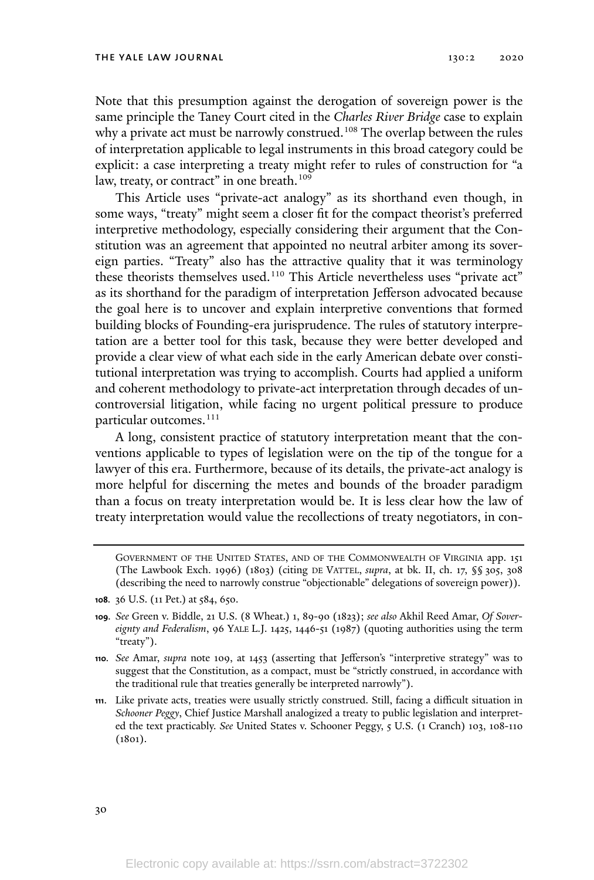Note that this presumption against the derogation of sovereign power is the same principle the Taney Court cited in the *Charles River Bridge* case to explain why a private act must be narrowly construed.[108] The overlap between the rules of interpretation applicable to legal instruments in this broad category could be explicit: a case interpreting a treaty might refer to rules of construction for "a law, treaty, or contract" in one breath.[109]

This Article uses "private-act analogy" as its shorthand even though, in some ways, "treaty" might seem a closer fit for the compact theorist's preferred interpretive methodology, especially considering their argument that the Constitution was an agreement that appointed no neutral arbiter among its sovereign parties. "Treaty" also has the attractive quality that it was terminology these theorists themselves used.[110] This Article nevertheless uses "private act" as its shorthand for the paradigm of interpretation Jefferson advocated because the goal here is to uncover and explain interpretive conventions that formed building blocks of Founding-era jurisprudence. The rules of statutory interpretation are a better tool for this task, because they were better developed and provide a clear view of what each side in the early American debate over constitutional interpretation was trying to accomplish. Courts had applied a uniform and coherent methodology to private-act interpretation through decades of uncontroversial litigation, while facing no urgent political pressure to produce particular outcomes.[111]

A long, consistent practice of statutory interpretation meant that the conventions applicable to types of legislation were on the tip of the tongue for a lawyer of this era. Furthermore, because of its details, the private-act analogy is more helpful for discerning the metes and bounds of the broader paradigm than a focus on treaty interpretation would be. It is less clear how the law of treaty interpretation would value the recollections of treaty negotiators, in con-

---

GOVERNMENT OF THE UNITED STATES, AND OF THE COMMONWEALTH OF VIRGINIA app. 151 (The Lawbook Exch. 1996) (1803) (citing DE VATTEL, *supra*, at bk. II, ch. 17, §§ 305, 308 (describing the need to narrowly construe "objectionable" delegations of sovereign power)).

**108.** 36 U.S. (11 Pet.) at 584, 650.

**109.** *See* Green v. Biddle, 21 U.S. (8 Wheat.) 1, 89-90 (1823); *see also* Akhil Reed Amar, *Of Sovereignty and Federalism*, 96 YALE L.J. 1425, 1446-51 (1987) (quoting authorities using the term "treaty").

**110.** *See* Amar, *supra* note 109, at 1453 (asserting that Jefferson's "interpretive strategy" was to suggest that the Constitution, as a compact, must be "strictly construed, in accordance with the traditional rule that treaties generally be interpreted narrowly").

**111.** Like private acts, treaties were usually strictly construed. Still, facing a difficult situation in *Schooner Peggy*, Chief Justice Marshall analogized a treaty to public legislation and interpreted the text practicably. *See* United States v. Schooner Peggy, 5 U.S. (1 Cranch) 103, 108-110 (1801).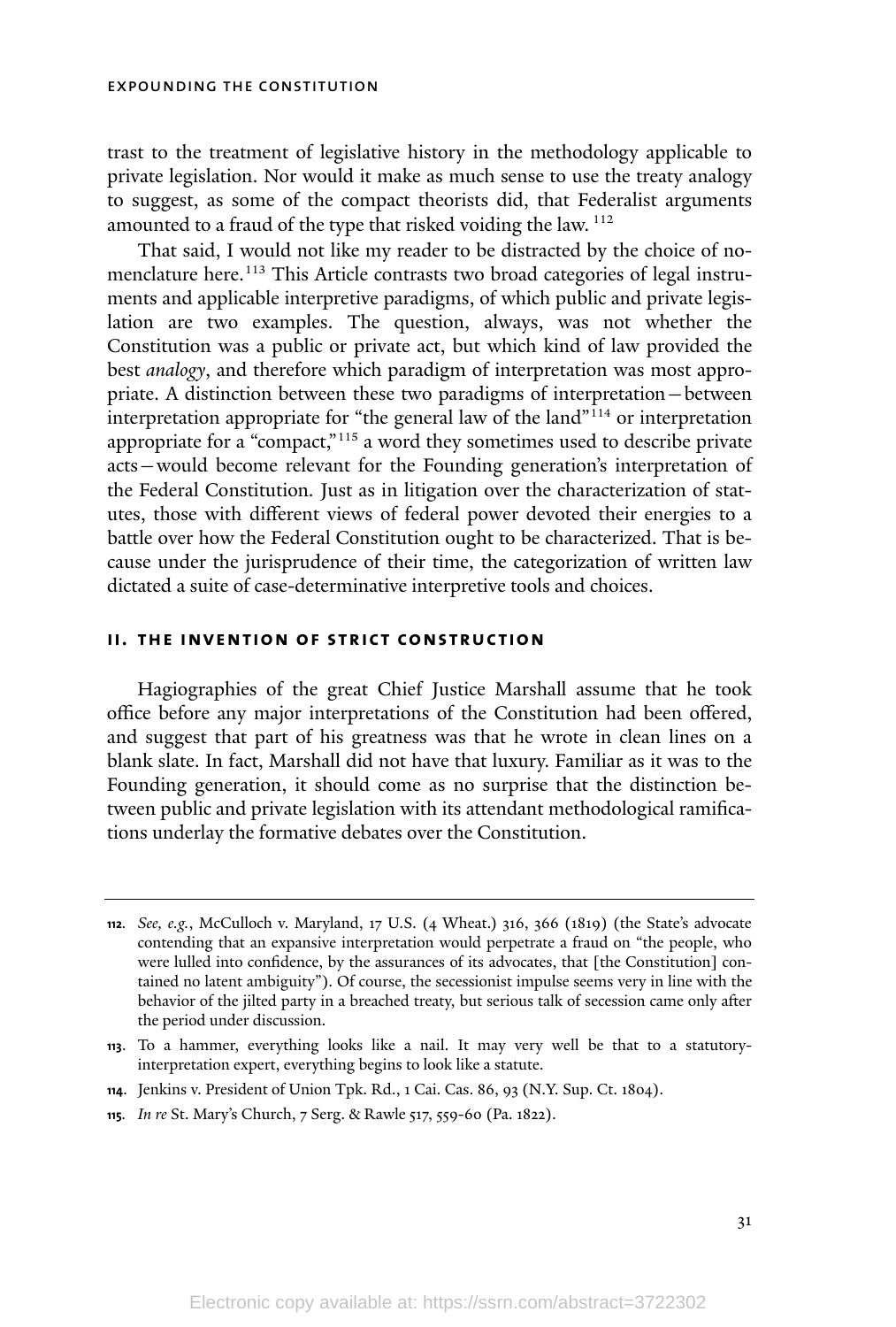trast to the treatment of legislative history in the methodology applicable to private legislation. Nor would it make as much sense to use the treaty analogy to suggest, as some of the compact theorists did, that Federalist arguments amounted to a fraud of the type that risked voiding the law.[112]

That said, I would not like my reader to be distracted by the choice of nomenclature here.[113] This Article contrasts two broad categories of legal instruments and applicable interpretive paradigms, of which public and private legislation are two examples. The question, always, was not whether the Constitution was a public or private act, but which kind of law provided the best *analogy*, and therefore which paradigm of interpretation was most appropriate. A distinction between these two paradigms of interpretation—between interpretation appropriate for "the general law of the land"[114] or interpretation appropriate for a "compact,"[115] a word they sometimes used to describe private acts—would become relevant for the Founding generation's interpretation of the Federal Constitution. Just as in litigation over the characterization of statutes, those with different views of federal power devoted their energies to a battle over how the Federal Constitution ought to be characterized. That is because under the jurisprudence of their time, the categorization of written law dictated a suite of case-determinative interpretive tools and choices.

## II. THE INVENTION OF STRICT CONSTRUCTION

Hagiographies of the great Chief Justice Marshall assume that he took office before any major interpretations of the Constitution had been offered, and suggest that part of his greatness was that he wrote in clean lines on a blank slate. In fact, Marshall did not have that luxury. Familiar as it was to the Founding generation, it should come as no surprise that the distinction between public and private legislation with its attendant methodological ramifications underlay the formative debates over the Constitution.

---

**112.** *See, e.g.*, McCulloch v. Maryland, 17 U.S. (4 Wheat.) 316, 366 (1819) (the State's advocate contending that an expansive interpretation would perpetrate a fraud on "the people, who were lulled into confidence, by the assurances of its advocates, that [the Constitution] contained no latent ambiguity"). Of course, the secessionist impulse seems very in line with the behavior of the jilted party in a breached treaty, but serious talk of secession came only after the period under discussion.

**113.** To a hammer, everything looks like a nail. It may very well be that to a statutory-interpretation expert, everything begins to look like a statute.

**114.** Jenkins v. President of Union Tpk. Rd., 1 Cai. Cas. 86, 93 (N.Y. Sup. Ct. 1804).

**115.** *In re* St. Mary's Church, 7 Serg. & Rawle 517, 559-60 (Pa. 1822).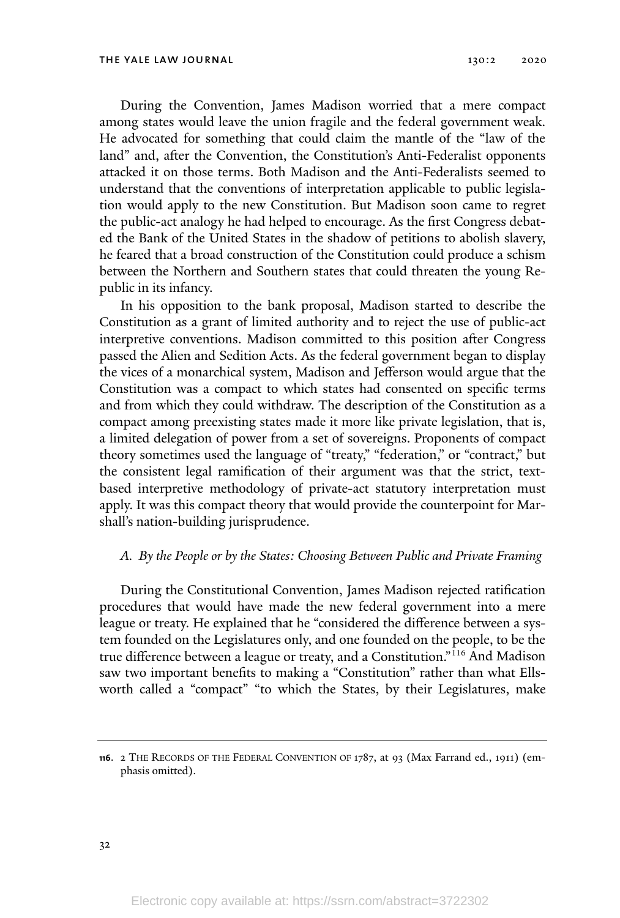During the Convention, James Madison worried that a mere compact among states would leave the union fragile and the federal government weak. He advocated for something that could claim the mantle of the "law of the land" and, after the Convention, the Constitution's Anti-Federalist opponents attacked it on those terms. Both Madison and the Anti-Federalists seemed to understand that the conventions of interpretation applicable to public legislation would apply to the new Constitution. But Madison soon came to regret the public-act analogy he had helped to encourage. As the first Congress debated the Bank of the United States in the shadow of petitions to abolish slavery, he feared that a broad construction of the Constitution could produce a schism between the Northern and Southern states that could threaten the young Republic in its infancy.

In his opposition to the bank proposal, Madison started to describe the Constitution as a grant of limited authority and to reject the use of public-act interpretive conventions. Madison committed to this position after Congress passed the Alien and Sedition Acts. As the federal government began to display the vices of a monarchical system, Madison and Jefferson would argue that the Constitution was a compact to which states had consented on specific terms and from which they could withdraw. The description of the Constitution as a compact among preexisting states made it more like private legislation, that is, a limited delegation of power from a set of sovereigns. Proponents of compact theory sometimes used the language of "treaty," "federation," or "contract," but the consistent legal ramification of their argument was that the strict, text-based interpretive methodology of private-act statutory interpretation must apply. It was this compact theory that would provide the counterpoint for Marshall's nation-building jurisprudence.

### *A. By the People or by the States: Choosing Between Public and Private Framing*

During the Constitutional Convention, James Madison rejected ratification procedures that would have made the new federal government into a mere league or treaty. He explained that he "considered the difference between a system founded on the Legislatures only, and one founded on the people, to be the true difference between a league or treaty, and a Constitution."[116] And Madison saw two important benefits to making a "Constitution" rather than what Ellsworth called a "compact" "to which the States, by their Legislatures, make

---

**116.** 2 The Records of the Federal Convention of 1787, at 93 (Max Farrand ed., 1911) (emphasis omitted).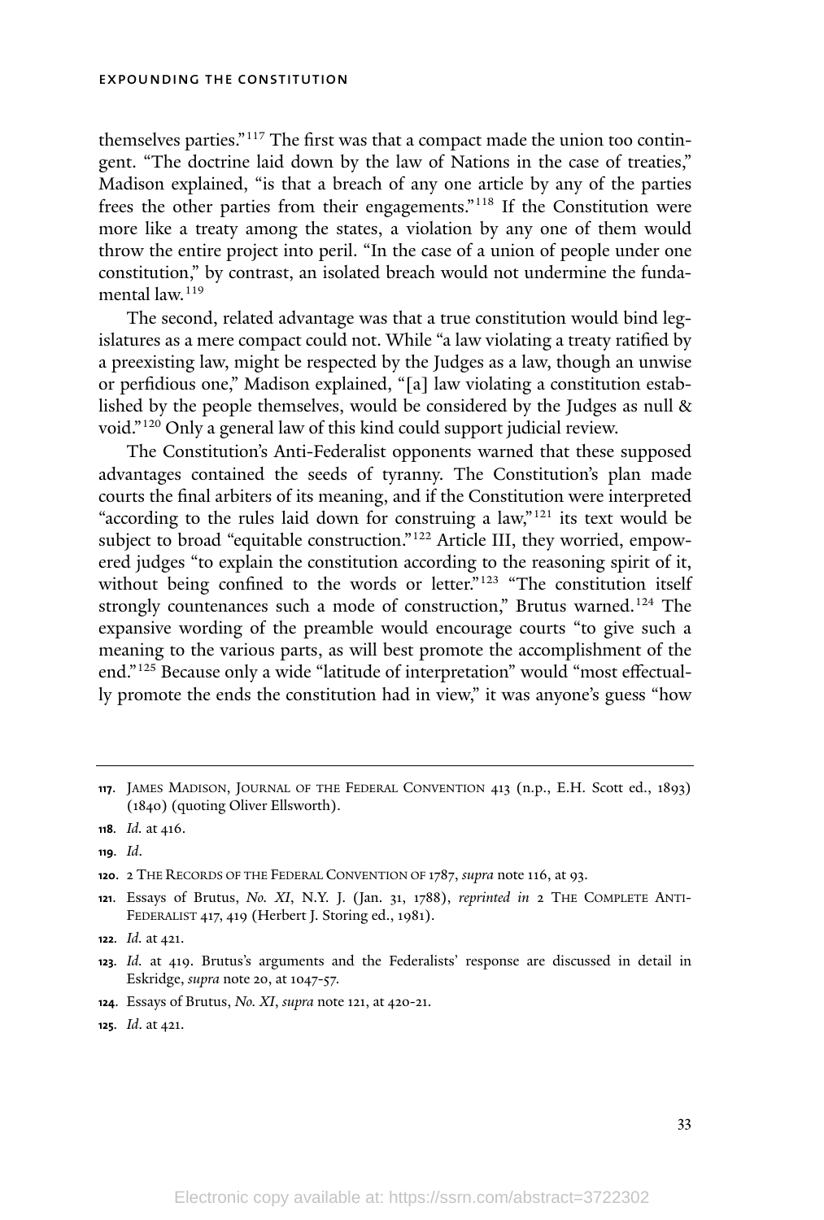themselves parties."[117] The first was that a compact made the union too contingent. "The doctrine laid down by the law of Nations in the case of treaties," Madison explained, "is that a breach of any one article by any of the parties frees the other parties from their engagements."[118] If the Constitution were more like a treaty among the states, a violation by any one of them would throw the entire project into peril. "In the case of a union of people under one constitution," by contrast, an isolated breach would not undermine the fundamental law.[119]

The second, related advantage was that a true constitution would bind legislatures as a mere compact could not. While "a law violating a treaty ratified by a preexisting law, might be respected by the Judges as a law, though an unwise or perfidious one," Madison explained, "[a] law violating a constitution established by the people themselves, would be considered by the Judges as null & void."[120] Only a general law of this kind could support judicial review.

The Constitution's Anti-Federalist opponents warned that these supposed advantages contained the seeds of tyranny. The Constitution's plan made courts the final arbiters of its meaning, and if the Constitution were interpreted "according to the rules laid down for construing a law,"[121] its text would be subject to broad "equitable construction."[122] Article III, they worried, empowered judges "to explain the constitution according to the reasoning spirit of it, without being confined to the words or letter."[123] "The constitution itself strongly countenances such a mode of construction," Brutus warned.[124] The expansive wording of the preamble would encourage courts "to give such a meaning to the various parts, as will best promote the accomplishment of the end."[125] Because only a wide "latitude of interpretation" would "most effectually promote the ends the constitution had in view," it was anyone's guess "how

---

117. James Madison, Journal of the Federal Convention 413 (n.p., E.H. Scott ed., 1893) (1840) (quoting Oliver Ellsworth).

118. *Id.* at 416.

119. *Id.*

120. 2 The Records of the Federal Convention of 1787, *supra* note 116, at 93.

121. Essays of Brutus, *No. XI*, N.Y. J. (Jan. 31, 1788), *reprinted in* 2 The Complete Anti-Federalist 417, 419 (Herbert J. Storing ed., 1981).

122. *Id.* at 421.

123. *Id.* at 419. Brutus's arguments and the Federalists' response are discussed in detail in Eskridge, *supra* note 20, at 1047-57.

124. Essays of Brutus, *No. XI*, *supra* note 121, at 420-21.

125. *Id.* at 421.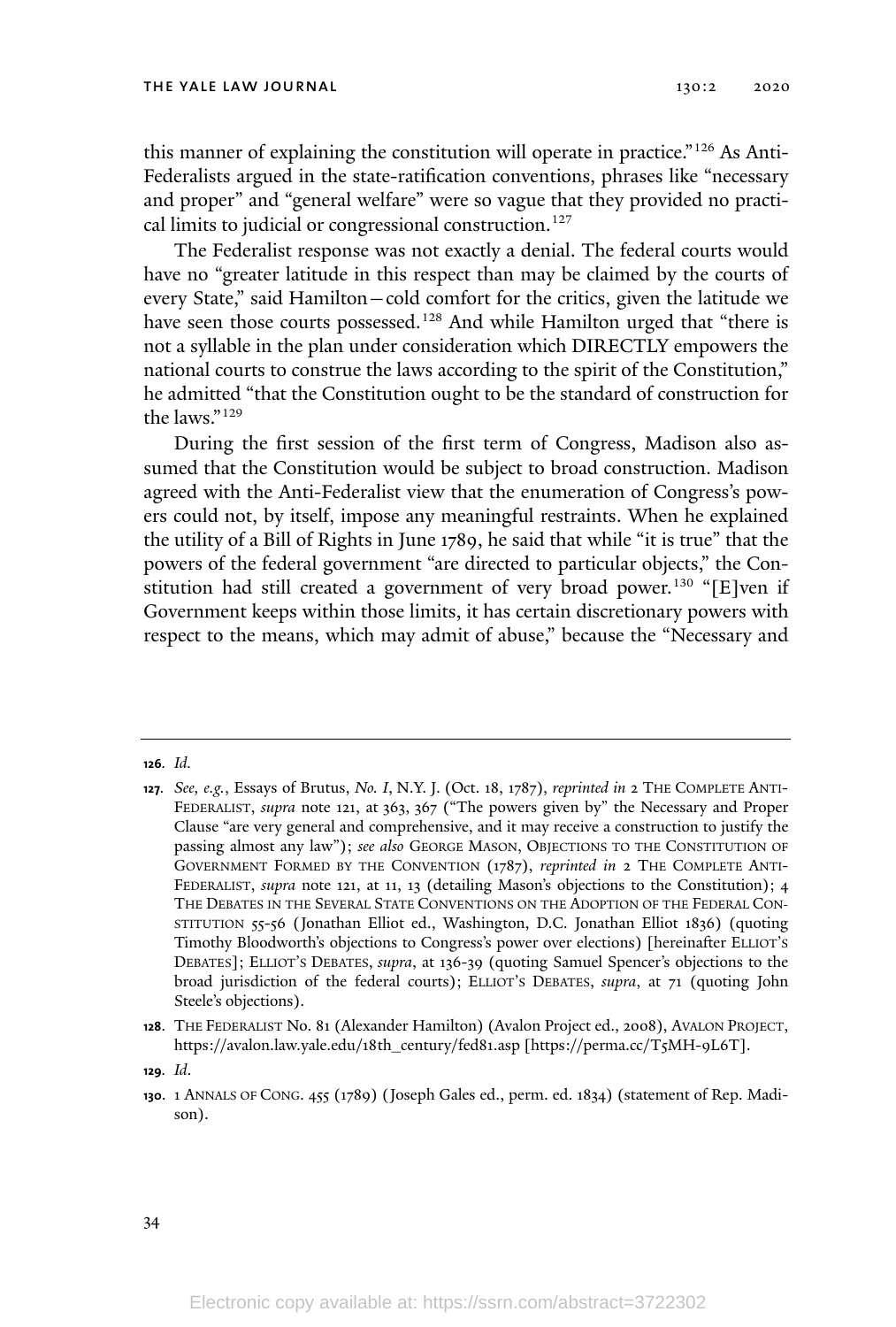this manner of explaining the constitution will operate in practice."[126] As Anti-Federalists argued in the state-ratification conventions, phrases like "necessary and proper" and "general welfare" were so vague that they provided no practical limits to judicial or congressional construction.[127]

The Federalist response was not exactly a denial. The federal courts would have no "greater latitude in this respect than may be claimed by the courts of every State," said Hamilton—cold comfort for the critics, given the latitude we have seen those courts possessed.[128] And while Hamilton urged that "there is not a syllable in the plan under consideration which DIRECTLY empowers the national courts to construe the laws according to the spirit of the Constitution," he admitted "that the Constitution ought to be the standard of construction for the laws."[129]

During the first session of the first term of Congress, Madison also assumed that the Constitution would be subject to broad construction. Madison agreed with the Anti-Federalist view that the enumeration of Congress's powers could not, by itself, impose any meaningful restraints. When he explained the utility of a Bill of Rights in June 1789, he said that while "it is true" that the powers of the federal government "are directed to particular objects," the Constitution had still created a government of very broad power.[130] "[E]ven if Government keeps within those limits, it has certain discretionary powers with respect to the means, which may admit of abuse," because the "Necessary and

---

**126.** *Id.*

**127.** *See, e.g.*, Essays of Brutus, *No. I*, N.Y. J. (Oct. 18, 1787), *reprinted in* 2 THE COMPLETE ANTI-FEDERALIST, *supra* note 121, at 363, 367 ("The powers given by" the Necessary and Proper Clause "are very general and comprehensive, and it may receive a construction to justify the passing almost any law"); *see also* GEORGE MASON, OBJECTIONS TO THE CONSTITUTION OF GOVERNMENT FORMED BY THE CONVENTION (1787), *reprinted in* 2 THE COMPLETE ANTI-FEDERALIST, *supra* note 121, at 11, 13 (detailing Mason's objections to the Constitution); 4 THE DEBATES IN THE SEVERAL STATE CONVENTIONS ON THE ADOPTION OF THE FEDERAL CONSTITUTION 55-56 (Jonathan Elliot ed., Washington, D.C. Jonathan Elliot 1836) (quoting Timothy Bloodworth's objections to Congress's power over elections) [hereinafter ELLIOT'S DEBATES]; ELLIOT'S DEBATES, *supra*, at 136-39 (quoting Samuel Spencer's objections to the broad jurisdiction of the federal courts); ELLIOT'S DEBATES, *supra*, at 71 (quoting John Steele's objections).

**128.** THE FEDERALIST No. 81 (Alexander Hamilton) (Avalon Project ed., 2008), AVALON PROJECT, https://avalon.law.yale.edu/18th_century/fed81.asp [https://perma.cc/T5MH-9L6T].

**129.** *Id.*

**130.** 1 ANNALS OF CONG. 455 (1789) (Joseph Gales ed., perm. ed. 1834) (statement of Rep. Madison).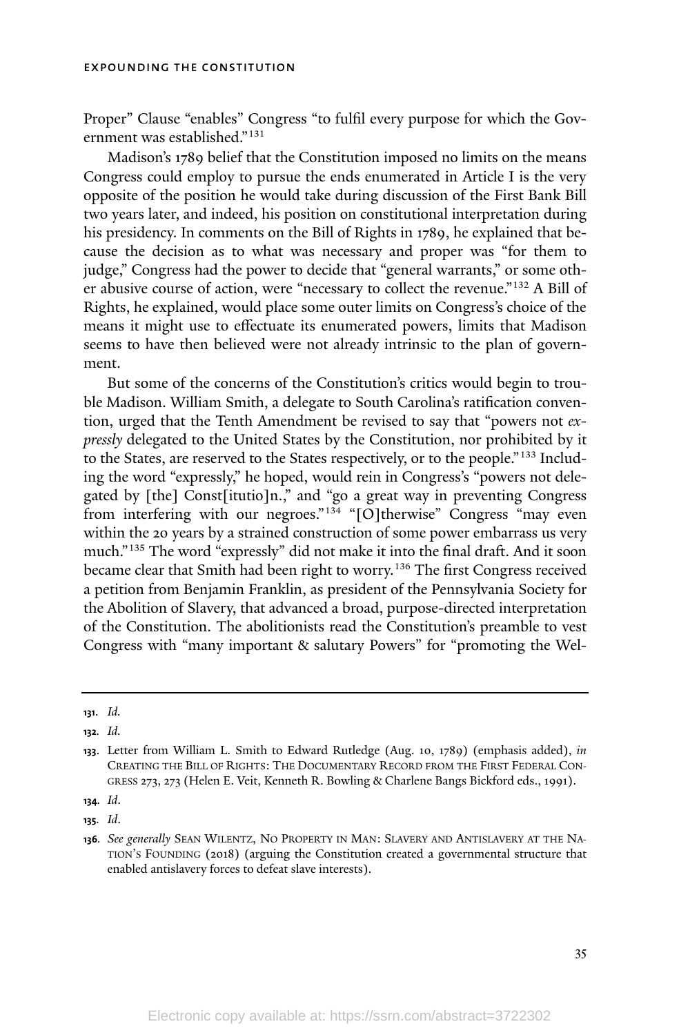Proper" Clause "enables" Congress "to fulfil every purpose for which the Government was established."[131]

Madison's 1789 belief that the Constitution imposed no limits on the means Congress could employ to pursue the ends enumerated in Article I is the very opposite of the position he would take during discussion of the First Bank Bill two years later, and indeed, his position on constitutional interpretation during his presidency. In comments on the Bill of Rights in 1789, he explained that because the decision as to what was necessary and proper was "for them to judge," Congress had the power to decide that "general warrants," or some other abusive course of action, were "necessary to collect the revenue."[132] A Bill of Rights, he explained, would place some outer limits on Congress's choice of the means it might use to effectuate its enumerated powers, limits that Madison seems to have then believed were not already intrinsic to the plan of government.

But some of the concerns of the Constitution's critics would begin to trouble Madison. William Smith, a delegate to South Carolina's ratification convention, urged that the Tenth Amendment be revised to say that "powers not *expressly* delegated to the United States by the Constitution, nor prohibited by it to the States, are reserved to the States respectively, or to the people."[133] Including the word "expressly," he hoped, would rein in Congress's "powers not delegated by [the] Const[itutio]n.," and "go a great way in preventing Congress from interfering with our negroes."[134] "[O]therwise" Congress "may even within the 20 years by a strained construction of some power embarrass us very much."[135] The word "expressly" did not make it into the final draft. And it soon became clear that Smith had been right to worry.[136] The first Congress received a petition from Benjamin Franklin, as president of the Pennsylvania Society for the Abolition of Slavery, that advanced a broad, purpose-directed interpretation of the Constitution. The abolitionists read the Constitution's preamble to vest Congress with "many important & salutary Powers" for "promoting the Wel-

---

131. *Id.*

132. *Id.*

133. Letter from William L. Smith to Edward Rutledge (Aug. 10, 1789) (emphasis added), *in* CREATING THE BILL OF RIGHTS: THE DOCUMENTARY RECORD FROM THE FIRST FEDERAL CONGRESS 273, 273 (Helen E. Veit, Kenneth R. Bowling & Charlene Bangs Bickford eds., 1991).

134. *Id.*

135. *Id.*

136. *See generally* SEAN WILENTZ, NO PROPERTY IN MAN: SLAVERY AND ANTISLAVERY AT THE NATION'S FOUNDING (2018) (arguing the Constitution created a governmental structure that enabled antislavery forces to defeat slave interests).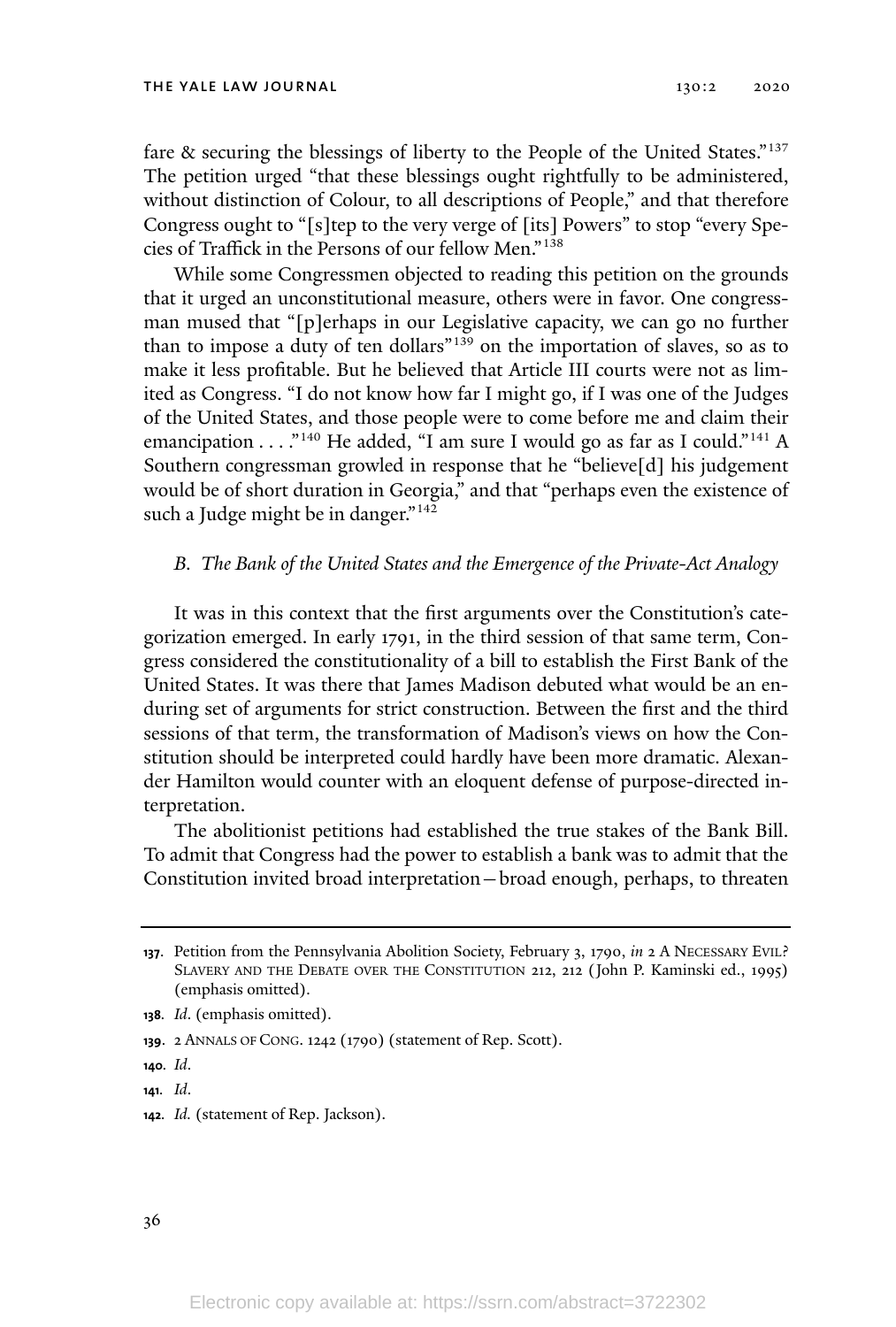fare & securing the blessings of liberty to the People of the United States."[137] The petition urged "that these blessings ought rightfully to be administered, without distinction of Colour, to all descriptions of People," and that therefore Congress ought to "[s]tep to the very verge of [its] Powers" to stop "every Species of Traffick in the Persons of our fellow Men."[138]

While some Congressmen objected to reading this petition on the grounds that it urged an unconstitutional measure, others were in favor. One congressman mused that "[p]erhaps in our Legislative capacity, we can go no further than to impose a duty of ten dollars"[139] on the importation of slaves, so as to make it less profitable. But he believed that Article III courts were not as limited as Congress. "I do not know how far I might go, if I was one of the Judges of the United States, and those people were to come before me and claim their emancipation . . . ."[140] He added, "I am sure I would go as far as I could."[141] A Southern congressman growled in response that he "believe[d] his judgement would be of short duration in Georgia," and that "perhaps even the existence of such a Judge might be in danger."[142]

### *B. The Bank of the United States and the Emergence of the Private-Act Analogy*

It was in this context that the first arguments over the Constitution's categorization emerged. In early 1791, in the third session of that same term, Congress considered the constitutionality of a bill to establish the First Bank of the United States. It was there that James Madison debuted what would be an enduring set of arguments for strict construction. Between the first and the third sessions of that term, the transformation of Madison's views on how the Constitution should be interpreted could hardly have been more dramatic. Alexander Hamilton would counter with an eloquent defense of purpose-directed interpretation.

The abolitionist petitions had established the true stakes of the Bank Bill. To admit that Congress had the power to establish a bank was to admit that the Constitution invited broad interpretation—broad enough, perhaps, to threaten

---

**137.** Petition from the Pennsylvania Abolition Society, February 3, 1790, *in* 2 A NECESSARY EVIL? SLAVERY AND THE DEBATE OVER THE CONSTITUTION 212, 212 (John P. Kaminski ed., 1995) (emphasis omitted).

**138.** *Id.* (emphasis omitted).

**139.** 2 ANNALS OF CONG. 1242 (1790) (statement of Rep. Scott).

**140.** *Id.*

**141.** *Id.*

**142.** *Id.* (statement of Rep. Jackson).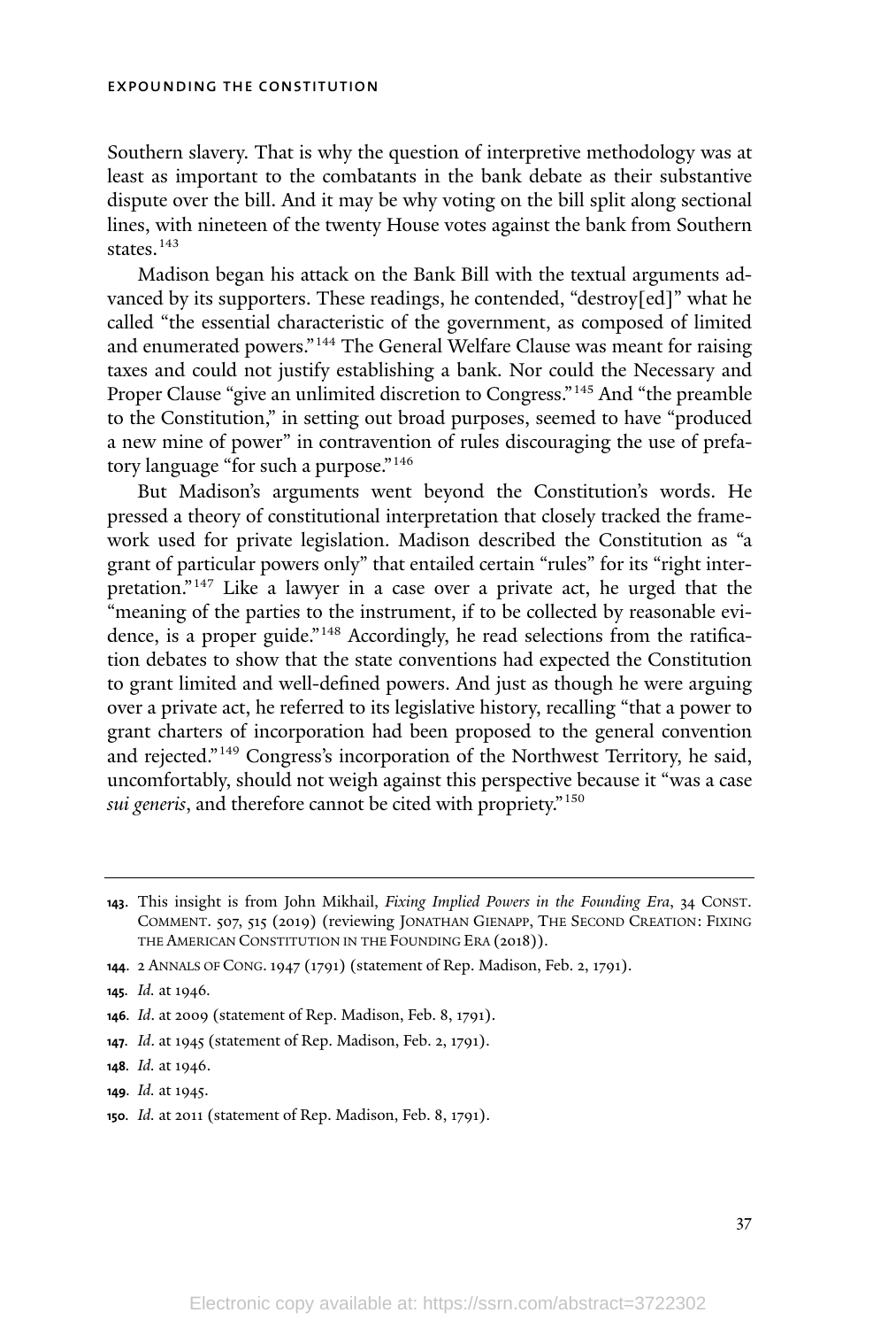Southern slavery. That is why the question of interpretive methodology was at least as important to the combatants in the bank debate as their substantive dispute over the bill. And it may be why voting on the bill split along sectional lines, with nineteen of the twenty House votes against the bank from Southern states.[143]

Madison began his attack on the Bank Bill with the textual arguments advanced by its supporters. These readings, he contended, "destroy[ed]" what he called "the essential characteristic of the government, as composed of limited and enumerated powers."[144] The General Welfare Clause was meant for raising taxes and could not justify establishing a bank. Nor could the Necessary and Proper Clause "give an unlimited discretion to Congress."[145] And "the preamble to the Constitution," in setting out broad purposes, seemed to have "produced a new mine of power" in contravention of rules discouraging the use of prefatory language "for such a purpose."[146]

But Madison's arguments went beyond the Constitution's words. He pressed a theory of constitutional interpretation that closely tracked the framework used for private legislation. Madison described the Constitution as "a grant of particular powers only" that entailed certain "rules" for its "right interpretation."[147] Like a lawyer in a case over a private act, he urged that the "meaning of the parties to the instrument, if to be collected by reasonable evidence, is a proper guide."[148] Accordingly, he read selections from the ratification debates to show that the state conventions had expected the Constitution to grant limited and well-defined powers. And just as though he were arguing over a private act, he referred to its legislative history, recalling "that a power to grant charters of incorporation had been proposed to the general convention and rejected."[149] Congress's incorporation of the Northwest Territory, he said, uncomfortably, should not weigh against this perspective because it "was a case *sui generis*, and therefore cannot be cited with propriety."[150]

---

**143.** This insight is from John Mikhail, *Fixing Implied Powers in the Founding Era*, 34 CONST. COMMENT. 507, 515 (2019) (reviewing JONATHAN GIENAPP, THE SECOND CREATION: FIXING THE AMERICAN CONSTITUTION IN THE FOUNDING ERA (2018)).

**144.** 2 ANNALS OF CONG. 1947 (1791) (statement of Rep. Madison, Feb. 2, 1791).

**145.** *Id.* at 1946.

**146.** *Id*. at 2009 (statement of Rep. Madison, Feb. 8, 1791).

**147.** *Id*. at 1945 (statement of Rep. Madison, Feb. 2, 1791).

**148.** *Id.* at 1946.

**149.** *Id.* at 1945.

**150.** *Id.* at 2011 (statement of Rep. Madison, Feb. 8, 1791).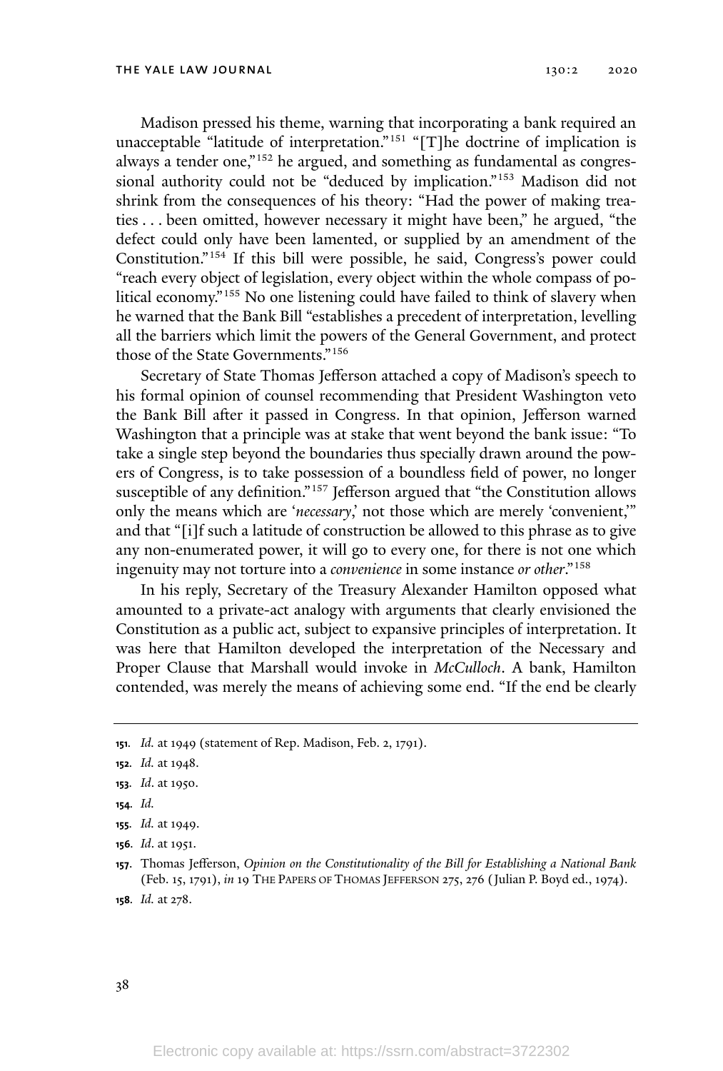Madison pressed his theme, warning that incorporating a bank required an unacceptable "latitude of interpretation."[151] "[T]he doctrine of implication is always a tender one,"[152] he argued, and something as fundamental as congressional authority could not be "deduced by implication."[153] Madison did not shrink from the consequences of his theory: "Had the power of making treaties . . . been omitted, however necessary it might have been," he argued, "the defect could only have been lamented, or supplied by an amendment of the Constitution."[154] If this bill were possible, he said, Congress's power could "reach every object of legislation, every object within the whole compass of political economy."[155] No one listening could have failed to think of slavery when he warned that the Bank Bill "establishes a precedent of interpretation, levelling all the barriers which limit the powers of the General Government, and protect those of the State Governments."[156]

Secretary of State Thomas Jefferson attached a copy of Madison's speech to his formal opinion of counsel recommending that President Washington veto the Bank Bill after it passed in Congress. In that opinion, Jefferson warned Washington that a principle was at stake that went beyond the bank issue: "To take a single step beyond the boundaries thus specially drawn around the powers of Congress, is to take possession of a boundless field of power, no longer susceptible of any definition."[157] Jefferson argued that "the Constitution allows only the means which are '*necessary*,' not those which are merely 'convenient,'" and that "[i]f such a latitude of construction be allowed to this phrase as to give any non-enumerated power, it will go to every one, for there is not one which ingenuity may not torture into a *convenience* in some instance *or other*."[158]

In his reply, Secretary of the Treasury Alexander Hamilton opposed what amounted to a private-act analogy with arguments that clearly envisioned the Constitution as a public act, subject to expansive principles of interpretation. It was here that Hamilton developed the interpretation of the Necessary and Proper Clause that Marshall would invoke in *McCulloch*. A bank, Hamilton contended, was merely the means of achieving some end. "If the end be clearly

---

151. *Id.* at 1949 (statement of Rep. Madison, Feb. 2, 1791).

152. *Id.* at 1948.

153. *Id*. at 1950.

154. *Id.*

155. *Id.* at 1949.

156. *Id*. at 1951.

157. Thomas Jefferson, *Opinion on the Constitutionality of the Bill for Establishing a National Bank* (Feb. 15, 1791), *in* 19 THE PAPERS OF THOMAS JEFFERSON 275, 276 (Julian P. Boyd ed., 1974).

158. *Id.* at 278.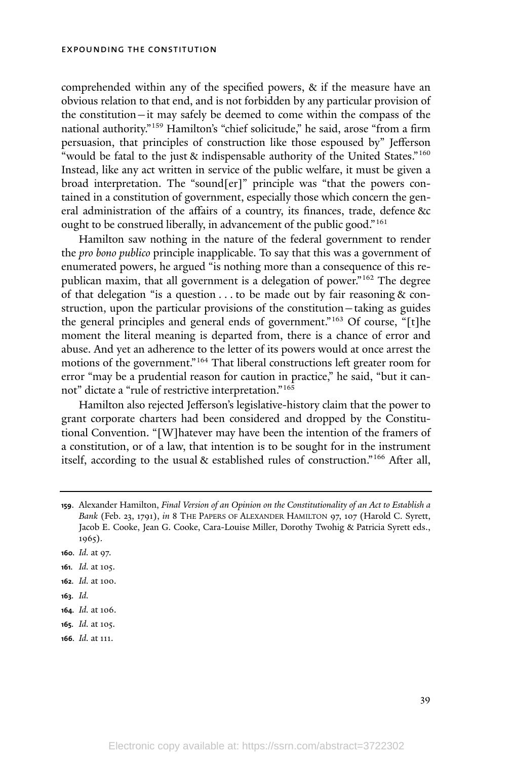comprehended within any of the specified powers, & if the measure have an obvious relation to that end, and is not forbidden by any particular provision of the constitution—it may safely be deemed to come within the compass of the national authority."[159] Hamilton's "chief solicitude," he said, arose "from a firm persuasion, that principles of construction like those espoused by" Jefferson "would be fatal to the just & indispensable authority of the United States."[160] Instead, like any act written in service of the public welfare, it must be given a broad interpretation. The "sound[er]" principle was "that the powers contained in a constitution of government, especially those which concern the general administration of the affairs of a country, its finances, trade, defence &c ought to be construed liberally, in advancement of the public good."[161]

Hamilton saw nothing in the nature of the federal government to render the *pro bono publico* principle inapplicable. To say that this was a government of enumerated powers, he argued "is nothing more than a consequence of this republican maxim, that all government is a delegation of power."[162] The degree of that delegation "is a question . . . to be made out by fair reasoning & construction, upon the particular provisions of the constitution—taking as guides the general principles and general ends of government."[163] Of course, "[t]he moment the literal meaning is departed from, there is a chance of error and abuse. And yet an adherence to the letter of its powers would at once arrest the motions of the government."[164] That liberal constructions left greater room for error "may be a prudential reason for caution in practice," he said, "but it cannot" dictate a "rule of restrictive interpretation."[165]

Hamilton also rejected Jefferson's legislative-history claim that the power to grant corporate charters had been considered and dropped by the Constitutional Convention. "[W]hatever may have been the intention of the framers of a constitution, or of a law, that intention is to be sought for in the instrument itself, according to the usual & established rules of construction."[166] After all,

---

**159.** Alexander Hamilton, *Final Version of an Opinion on the Constitutionality of an Act to Establish a Bank* (Feb. 23, 1791), *in* 8 THE PAPERS OF ALEXANDER HAMILTON 97, 107 (Harold C. Syrett, Jacob E. Cooke, Jean G. Cooke, Cara-Louise Miller, Dorothy Twohig & Patricia Syrett eds., 1965).

**160.** *Id.* at 97.

**161.** *Id.* at 105.

**162.** *Id.* at 100.

**163.** *Id.*

**164.** *Id.* at 106.

**165.** *Id.* at 105.

**166.** *Id.* at 111.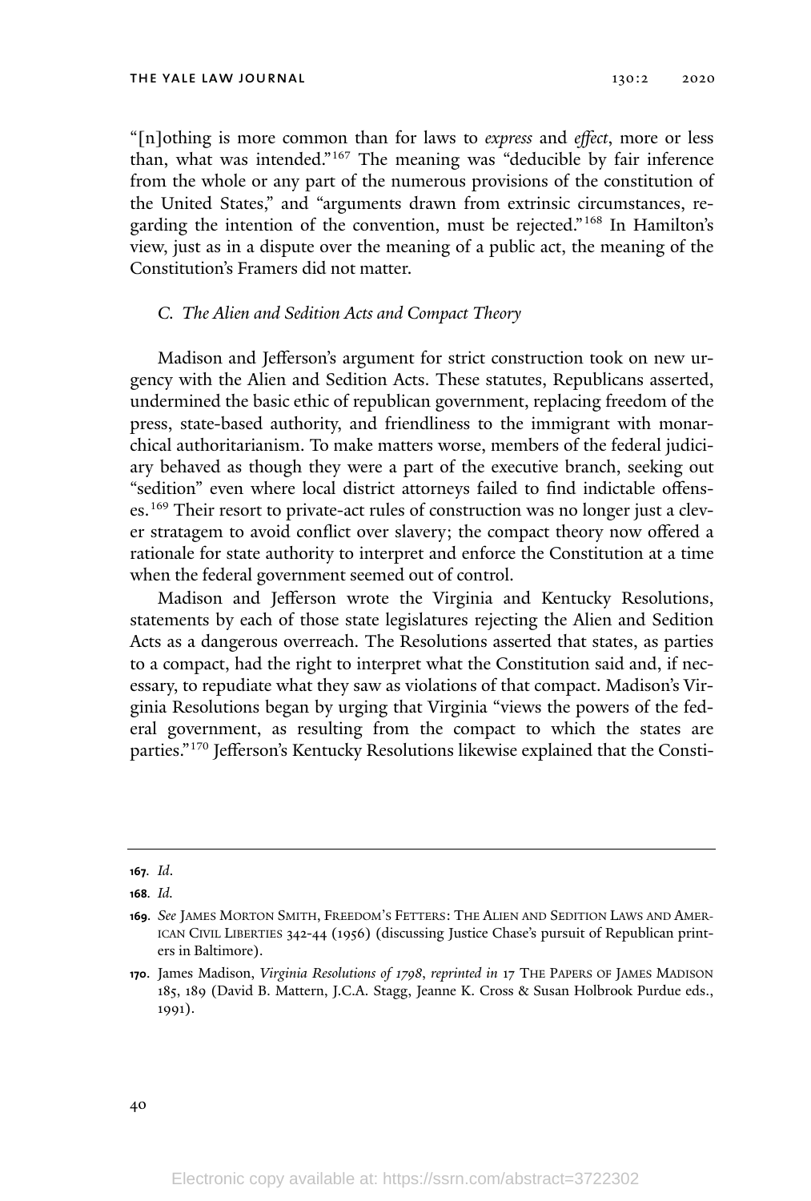"[n]othing is more common than for laws to *express* and *effect*, more or less than, what was intended."[167] The meaning was "deducible by fair inference from the whole or any part of the numerous provisions of the constitution of the United States," and "arguments drawn from extrinsic circumstances, regarding the intention of the convention, must be rejected."[168] In Hamilton's view, just as in a dispute over the meaning of a public act, the meaning of the Constitution's Framers did not matter.

### *C. The Alien and Sedition Acts and Compact Theory*

Madison and Jefferson's argument for strict construction took on new urgency with the Alien and Sedition Acts. These statutes, Republicans asserted, undermined the basic ethic of republican government, replacing freedom of the press, state-based authority, and friendliness to the immigrant with monarchical authoritarianism. To make matters worse, members of the federal judiciary behaved as though they were a part of the executive branch, seeking out "sedition" even where local district attorneys failed to find indictable offenses.[169] Their resort to private-act rules of construction was no longer just a clever stratagem to avoid conflict over slavery; the compact theory now offered a rationale for state authority to interpret and enforce the Constitution at a time when the federal government seemed out of control.

Madison and Jefferson wrote the Virginia and Kentucky Resolutions, statements by each of those state legislatures rejecting the Alien and Sedition Acts as a dangerous overreach. The Resolutions asserted that states, as parties to a compact, had the right to interpret what the Constitution said and, if necessary, to repudiate what they saw as violations of that compact. Madison's Virginia Resolutions began by urging that Virginia "views the powers of the federal government, as resulting from the compact to which the states are parties."[170] Jefferson's Kentucky Resolutions likewise explained that the Consti-

---

**167.** *Id.*

**168.** *Id.*

**169.** *See* JAMES MORTON SMITH, FREEDOM'S FETTERS: THE ALIEN AND SEDITION LAWS AND AMERICAN CIVIL LIBERTIES 342-44 (1956) (discussing Justice Chase's pursuit of Republican printers in Baltimore).

**170.** James Madison, *Virginia Resolutions of 1798*, *reprinted in* 17 THE PAPERS OF JAMES MADISON 185, 189 (David B. Mattern, J.C.A. Stagg, Jeanne K. Cross & Susan Holbrook Purdue eds., 1991).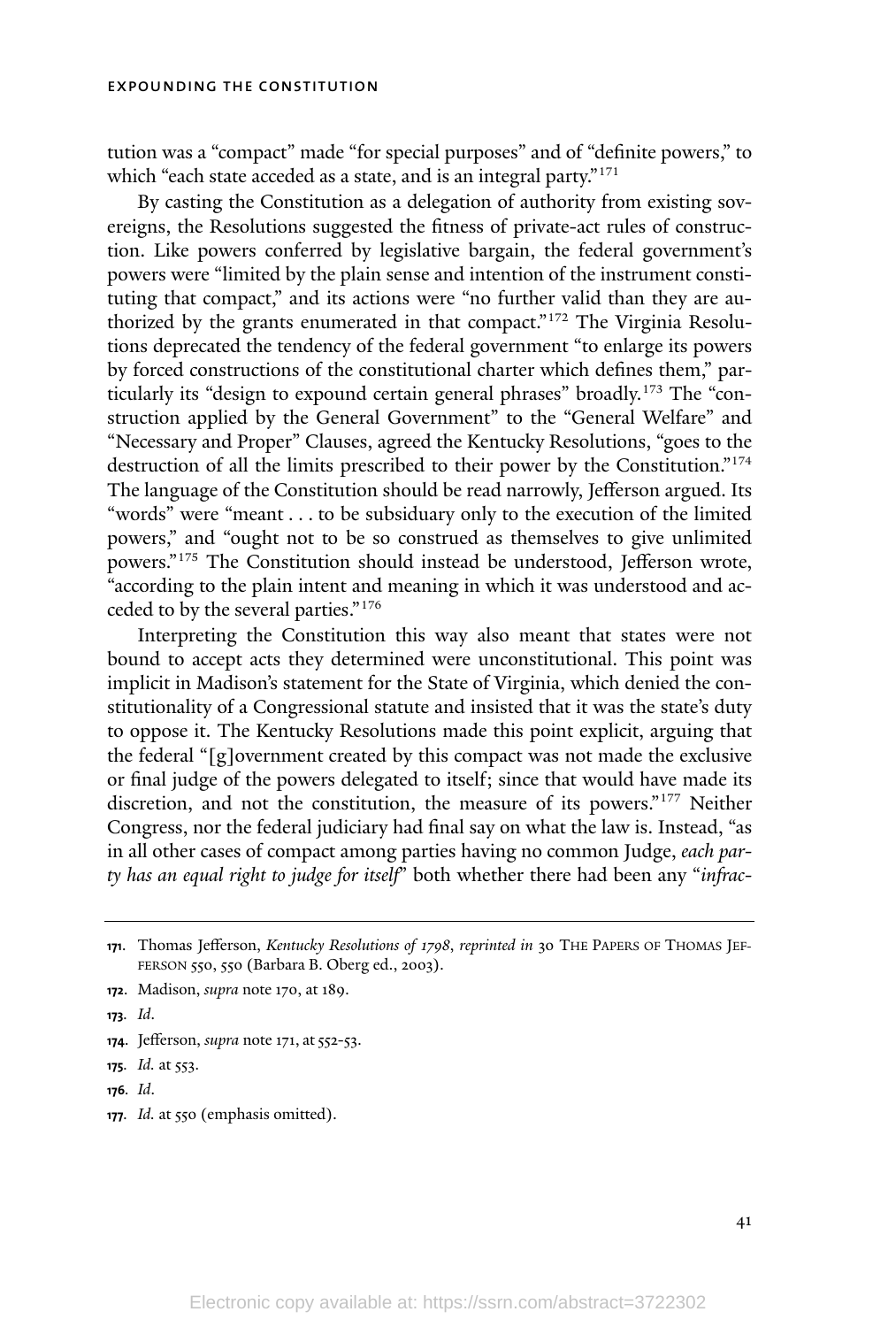tution was a "compact" made "for special purposes" and of "definite powers," to which "each state acceded as a state, and is an integral party."[171]

By casting the Constitution as a delegation of authority from existing sovereigns, the Resolutions suggested the fitness of private-act rules of construction. Like powers conferred by legislative bargain, the federal government's powers were "limited by the plain sense and intention of the instrument constituting that compact," and its actions were "no further valid than they are authorized by the grants enumerated in that compact."[172] The Virginia Resolutions deprecated the tendency of the federal government "to enlarge its powers by forced constructions of the constitutional charter which defines them," particularly its "design to expound certain general phrases" broadly.[173] The "construction applied by the General Government" to the "General Welfare" and "Necessary and Proper" Clauses, agreed the Kentucky Resolutions, "goes to the destruction of all the limits prescribed to their power by the Constitution."[174] The language of the Constitution should be read narrowly, Jefferson argued. Its "words" were "meant . . . to be subsidiary only to the execution of the limited powers," and "ought not to be so construed as themselves to give unlimited powers."[175] The Constitution should instead be understood, Jefferson wrote, "according to the plain intent and meaning in which it was understood and acceded to by the several parties."[176]

Interpreting the Constitution this way also meant that states were not bound to accept acts they determined were unconstitutional. This point was implicit in Madison's statement for the State of Virginia, which denied the constitutionality of a Congressional statute and insisted that it was the state's duty to oppose it. The Kentucky Resolutions made this point explicit, arguing that the federal "[g]overnment created by this compact was not made the exclusive or final judge of the powers delegated to itself; since that would have made its discretion, and not the constitution, the measure of its powers."[177] Neither Congress, nor the federal judiciary had final say on what the law is. Instead, "as in all other cases of compact among parties having no common Judge, *each party has an equal right to judge for itself*" both whether there had been any "*infrac-*

---

171. Thomas Jefferson, *Kentucky Resolutions of 1798*, *reprinted in* 30 THE PAPERS OF THOMAS JEFFERSON 550, 550 (Barbara B. Oberg ed., 2003).

172. Madison, *supra* note 170, at 189.

173. *Id*.

174. Jefferson, *supra* note 171, at 552-53.

175. *Id.* at 553.

176. *Id*.

177. *Id.* at 550 (emphasis omitted).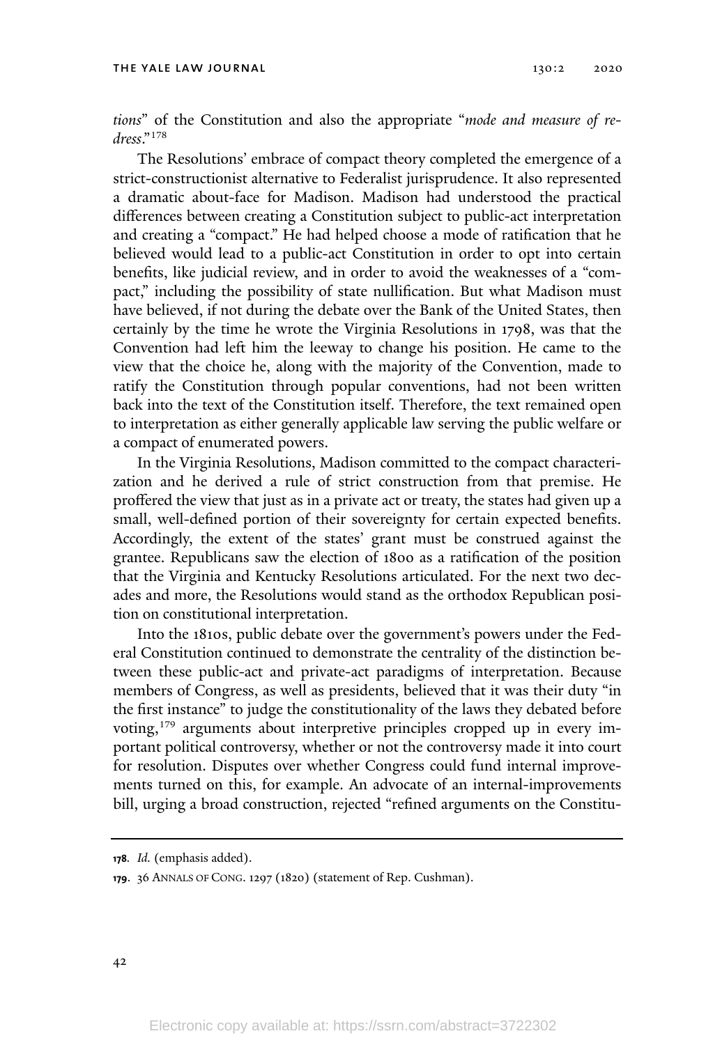*tions*" of the Constitution and also the appropriate "*mode and measure of redress*."[178]

The Resolutions' embrace of compact theory completed the emergence of a strict-constructionist alternative to Federalist jurisprudence. It also represented a dramatic about-face for Madison. Madison had understood the practical differences between creating a Constitution subject to public-act interpretation and creating a "compact." He had helped choose a mode of ratification that he believed would lead to a public-act Constitution in order to opt into certain benefits, like judicial review, and in order to avoid the weaknesses of a "compact," including the possibility of state nullification. But what Madison must have believed, if not during the debate over the Bank of the United States, then certainly by the time he wrote the Virginia Resolutions in 1798, was that the Convention had left him the leeway to change his position. He came to the view that the choice he, along with the majority of the Convention, made to ratify the Constitution through popular conventions, had not been written back into the text of the Constitution itself. Therefore, the text remained open to interpretation as either generally applicable law serving the public welfare or a compact of enumerated powers.

In the Virginia Resolutions, Madison committed to the compact characterization and he derived a rule of strict construction from that premise. He proffered the view that just as in a private act or treaty, the states had given up a small, well-defined portion of their sovereignty for certain expected benefits. Accordingly, the extent of the states' grant must be construed against the grantee. Republicans saw the election of 1800 as a ratification of the position that the Virginia and Kentucky Resolutions articulated. For the next two decades and more, the Resolutions would stand as the orthodox Republican position on constitutional interpretation.

Into the 1810s, public debate over the government's powers under the Federal Constitution continued to demonstrate the centrality of the distinction between these public-act and private-act paradigms of interpretation. Because members of Congress, as well as presidents, believed that it was their duty "in the first instance" to judge the constitutionality of the laws they debated before voting,[179] arguments about interpretive principles cropped up in every important political controversy, whether or not the controversy made it into court for resolution. Disputes over whether Congress could fund internal improvements turned on this, for example. An advocate of an internal-improvements bill, urging a broad construction, rejected "refined arguments on the Constitu-

---

178. *Id.* (emphasis added).

179. 36 ANNALS OF CONG. 1297 (1820) (statement of Rep. Cushman).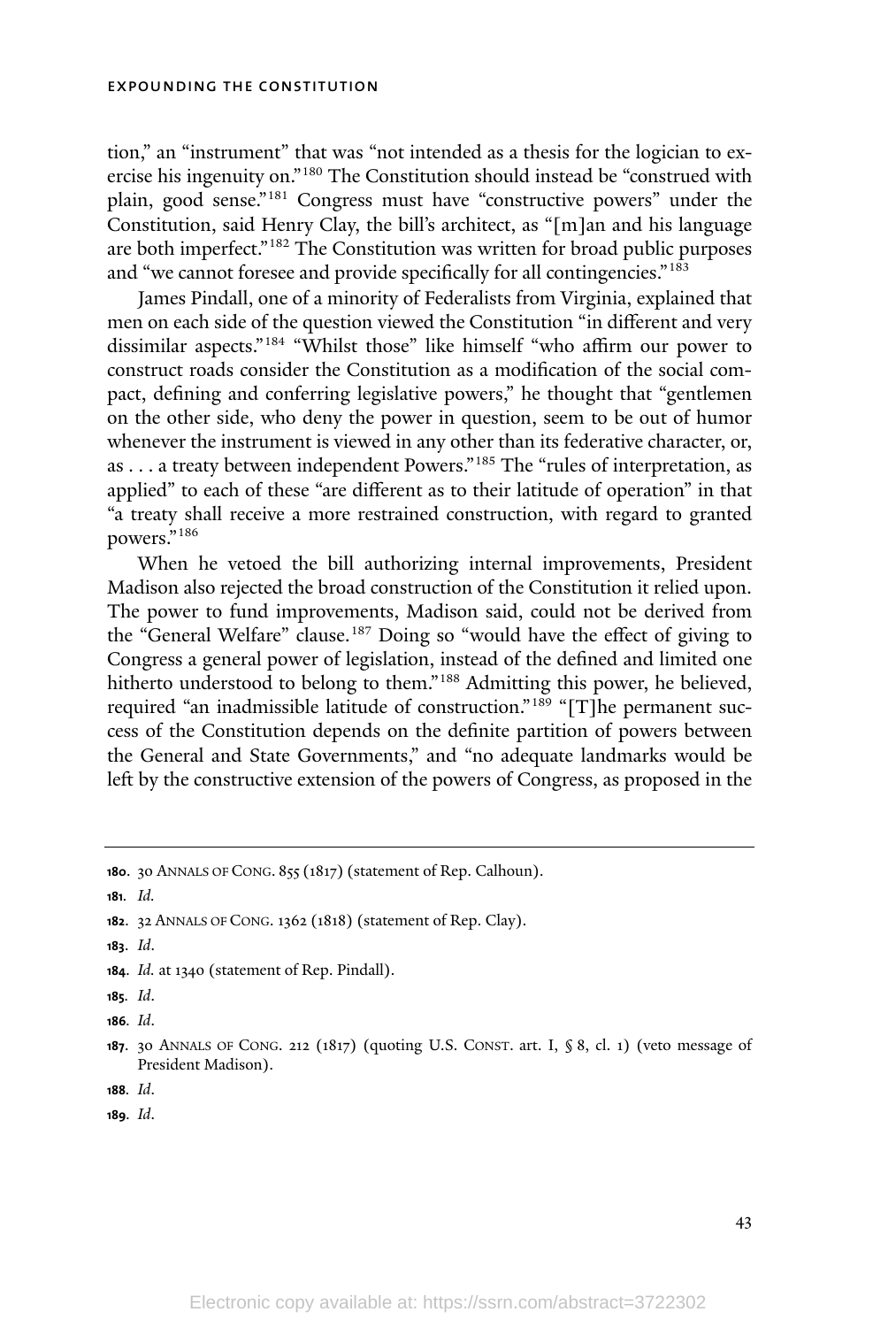tion," an "instrument" that was "not intended as a thesis for the logician to exercise his ingenuity on."[180] The Constitution should instead be "construed with plain, good sense."[181] Congress must have "constructive powers" under the Constitution, said Henry Clay, the bill's architect, as "[m]an and his language are both imperfect."[182] The Constitution was written for broad public purposes and "we cannot foresee and provide specifically for all contingencies."[183]

James Pindall, one of a minority of Federalists from Virginia, explained that men on each side of the question viewed the Constitution "in different and very dissimilar aspects."[184] "Whilst those" like himself "who affirm our power to construct roads consider the Constitution as a modification of the social compact, defining and conferring legislative powers," he thought that "gentlemen on the other side, who deny the power in question, seem to be out of humor whenever the instrument is viewed in any other than its federative character, or, as . . . a treaty between independent Powers."[185] The "rules of interpretation, as applied" to each of these "are different as to their latitude of operation" in that "a treaty shall receive a more restrained construction, with regard to granted powers."[186]

When he vetoed the bill authorizing internal improvements, President Madison also rejected the broad construction of the Constitution it relied upon. The power to fund improvements, Madison said, could not be derived from the "General Welfare" clause.[187] Doing so "would have the effect of giving to Congress a general power of legislation, instead of the defined and limited one hitherto understood to belong to them."[188] Admitting this power, he believed, required "an inadmissible latitude of construction."[189] "[T]he permanent success of the Constitution depends on the definite partition of powers between the General and State Governments," and "no adequate landmarks would be left by the constructive extension of the powers of Congress, as proposed in the

---

**180.** 30 ANNALS OF CONG. 855 (1817) (statement of Rep. Calhoun).

**181.** *Id.*

**182.** 32 ANNALS OF CONG. 1362 (1818) (statement of Rep. Clay).

**183.** *Id.*

**184.** *Id.* at 1340 (statement of Rep. Pindall).

**185.** *Id.*

**186.** *Id.*

**187.** 30 ANNALS OF CONG. 212 (1817) (quoting U.S. CONST. art. I, § 8, cl. 1) (veto message of President Madison).

**188.** *Id.*

**189.** *Id.*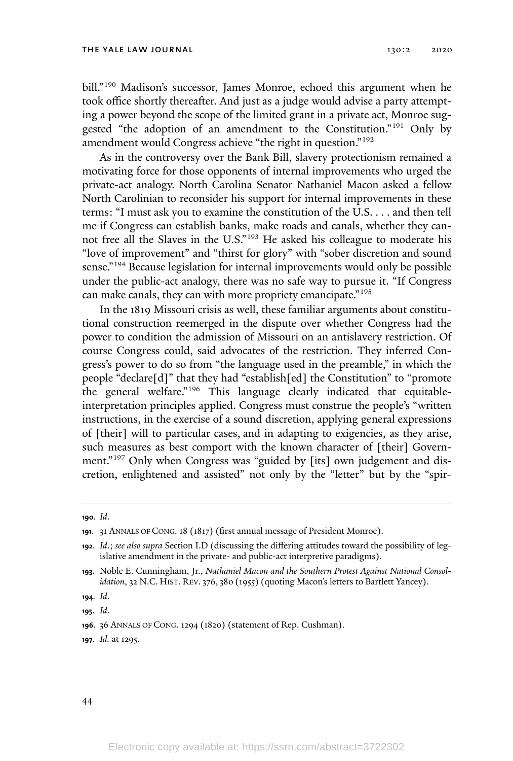bill."[190] Madison's successor, James Monroe, echoed this argument when he took office shortly thereafter. And just as a judge would advise a party attempting a power beyond the scope of the limited grant in a private act, Monroe suggested "the adoption of an amendment to the Constitution."[191] Only by amendment would Congress achieve "the right in question."[192]

As in the controversy over the Bank Bill, slavery protectionism remained a motivating force for those opponents of internal improvements who urged the private-act analogy. North Carolina Senator Nathaniel Macon asked a fellow North Carolinian to reconsider his support for internal improvements in these terms: "I must ask you to examine the constitution of the U.S. . . . and then tell me if Congress can establish banks, make roads and canals, whether they cannot free all the Slaves in the U.S."[193] He asked his colleague to moderate his "love of improvement" and "thirst for glory" with "sober discretion and sound sense."[194] Because legislation for internal improvements would only be possible under the public-act analogy, there was no safe way to pursue it. "If Congress can make canals, they can with more propriety emancipate."[195]

In the 1819 Missouri crisis as well, these familiar arguments about constitutional construction reemerged in the dispute over whether Congress had the power to condition the admission of Missouri on an antislavery restriction. Of course Congress could, said advocates of the restriction. They inferred Congress's power to do so from "the language used in the preamble," in which the people "declare[d]" that they had "establish[ed] the Constitution" to "promote the general welfare."[196] This language clearly indicated that equitable-interpretation principles applied. Congress must construe the people's "written instructions, in the exercise of a sound discretion, applying general expressions of [their] will to particular cases, and in adapting to exigencies, as they arise, such measures as best comport with the known character of [their] Government."[197] Only when Congress was "guided by [its] own judgement and discretion, enlightened and assisted" not only by the "letter" but by the "spir-

---

190. *Id.*

191. 31 ANNALS OF CONG. 18 (1817) (first annual message of President Monroe).

192. *Id.*; *see also supra* Section I.D (discussing the differing attitudes toward the possibility of legislative amendment in the private- and public-act interpretive paradigms).

193. Noble E. Cunningham, Jr., *Nathaniel Macon and the Southern Protest Against National Consolidation*, 32 N.C. HIST. REV. 376, 380 (1955) (quoting Macon's letters to Bartlett Yancey).

194. *Id.*

195. *Id.*

196. 36 ANNALS OF CONG. 1294 (1820) (statement of Rep. Cushman).

197. *Id.* at 1295.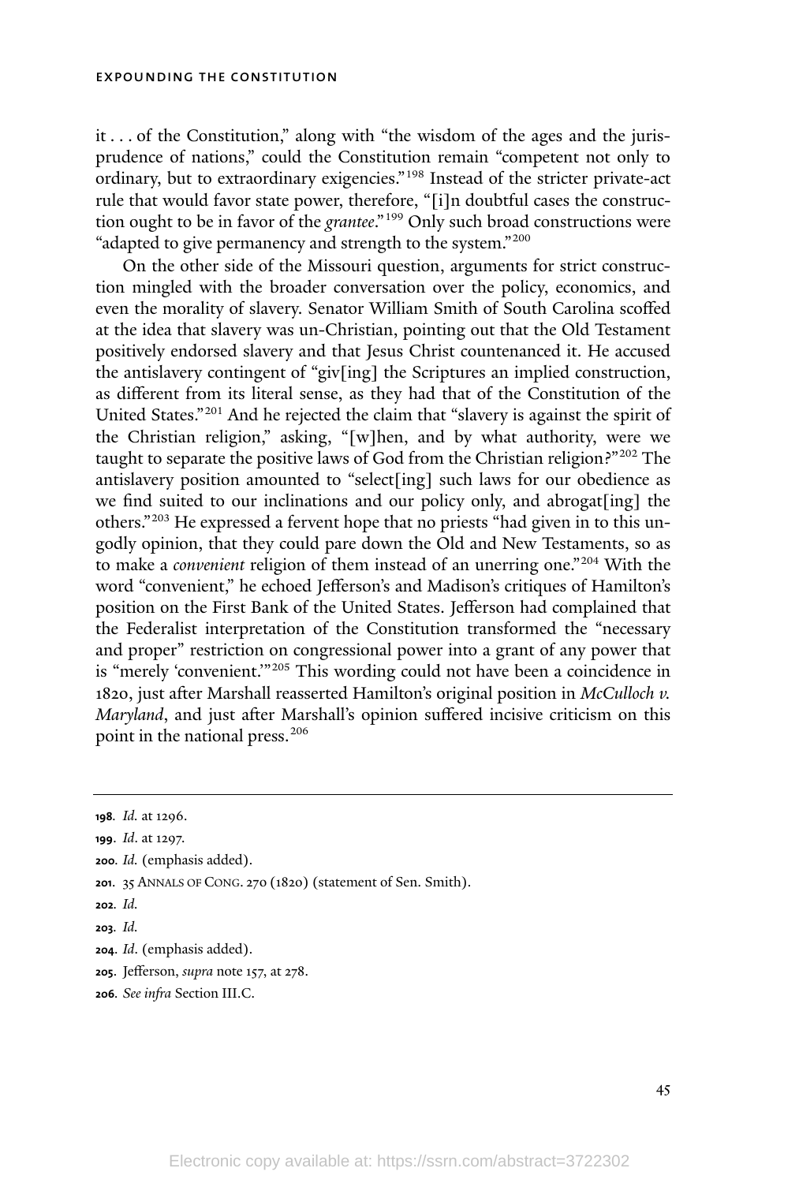it . . . of the Constitution," along with "the wisdom of the ages and the jurisprudence of nations," could the Constitution remain "competent not only to ordinary, but to extraordinary exigencies."[198] Instead of the stricter private-act rule that would favor state power, therefore, "[i]n doubtful cases the construction ought to be in favor of the *grantee*."[199] Only such broad constructions were "adapted to give permanency and strength to the system."[200]

On the other side of the Missouri question, arguments for strict construction mingled with the broader conversation over the policy, economics, and even the morality of slavery. Senator William Smith of South Carolina scoffed at the idea that slavery was un-Christian, pointing out that the Old Testament positively endorsed slavery and that Jesus Christ countenanced it. He accused the antislavery contingent of "giv[ing] the Scriptures an implied construction, as different from its literal sense, as they had that of the Constitution of the United States."[201] And he rejected the claim that "slavery is against the spirit of the Christian religion," asking, "[w]hen, and by what authority, were we taught to separate the positive laws of God from the Christian religion?"[202] The antislavery position amounted to "select[ing] such laws for our obedience as we find suited to our inclinations and our policy only, and abrogat[ing] the others."[203] He expressed a fervent hope that no priests "had given in to this ungodly opinion, that they could pare down the Old and New Testaments, so as to make a *convenient* religion of them instead of an unerring one."[204] With the word "convenient," he echoed Jefferson's and Madison's critiques of Hamilton's position on the First Bank of the United States. Jefferson had complained that the Federalist interpretation of the Constitution transformed the "necessary and proper" restriction on congressional power into a grant of any power that is "merely 'convenient.'"[205] This wording could not have been a coincidence in 1820, just after Marshall reasserted Hamilton's original position in *McCulloch v. Maryland*, and just after Marshall's opinion suffered incisive criticism on this point in the national press.[206]

---

**198**. *Id.* at 1296.

**199**. *Id*. at 1297.

**200**. *Id.* (emphasis added).

**201**. 35 ANNALS OF CONG. 270 (1820) (statement of Sen. Smith).

**202**. *Id.*

**203**. *Id.*

**204**. *Id*. (emphasis added).

**205**. Jefferson, *supra* note 157, at 278.

**206**. *See infra* Section III.C.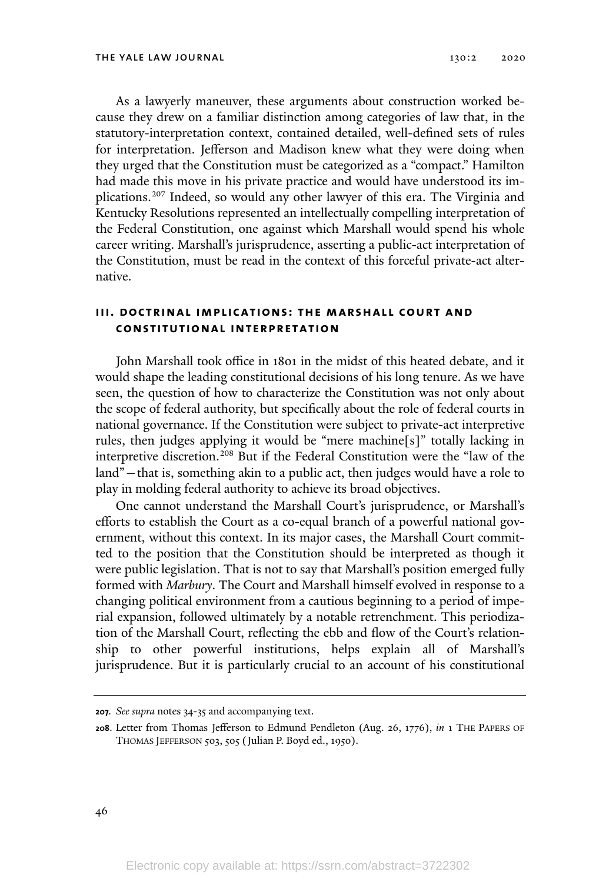As a lawyerly maneuver, these arguments about construction worked because they drew on a familiar distinction among categories of law that, in the statutory-interpretation context, contained detailed, well-defined sets of rules for interpretation. Jefferson and Madison knew what they were doing when they urged that the Constitution must be categorized as a "compact." Hamilton had made this move in his private practice and would have understood its implications.[207] Indeed, so would any other lawyer of this era. The Virginia and Kentucky Resolutions represented an intellectually compelling interpretation of the Federal Constitution, one against which Marshall would spend his whole career writing. Marshall's jurisprudence, asserting a public-act interpretation of the Constitution, must be read in the context of this forceful private-act alternative.

## III. DOCTRINAL IMPLICATIONS: THE MARSHALL COURT AND CONSTITUTIONAL INTERPRETATION

John Marshall took office in 1801 in the midst of this heated debate, and it would shape the leading constitutional decisions of his long tenure. As we have seen, the question of how to characterize the Constitution was not only about the scope of federal authority, but specifically about the role of federal courts in national governance. If the Constitution were subject to private-act interpretive rules, then judges applying it would be "mere machine[s]" totally lacking in interpretive discretion.[208] But if the Federal Constitution were the "law of the land"—that is, something akin to a public act, then judges would have a role to play in molding federal authority to achieve its broad objectives.

One cannot understand the Marshall Court's jurisprudence, or Marshall's efforts to establish the Court as a co-equal branch of a powerful national government, without this context. In its major cases, the Marshall Court committed to the position that the Constitution should be interpreted as though it were public legislation. That is not to say that Marshall's position emerged fully formed with *Marbury*. The Court and Marshall himself evolved in response to a changing political environment from a cautious beginning to a period of imperial expansion, followed ultimately by a notable retrenchment. This periodization of the Marshall Court, reflecting the ebb and flow of the Court's relationship to other powerful institutions, helps explain all of Marshall's jurisprudence. But it is particularly crucial to an account of his constitutional

---

207. *See supra* notes 34-35 and accompanying text.

208. Letter from Thomas Jefferson to Edmund Pendleton (Aug. 26, 1776), *in* 1 THE PAPERS OF THOMAS JEFFERSON 503, 505 (Julian P. Boyd ed., 1950).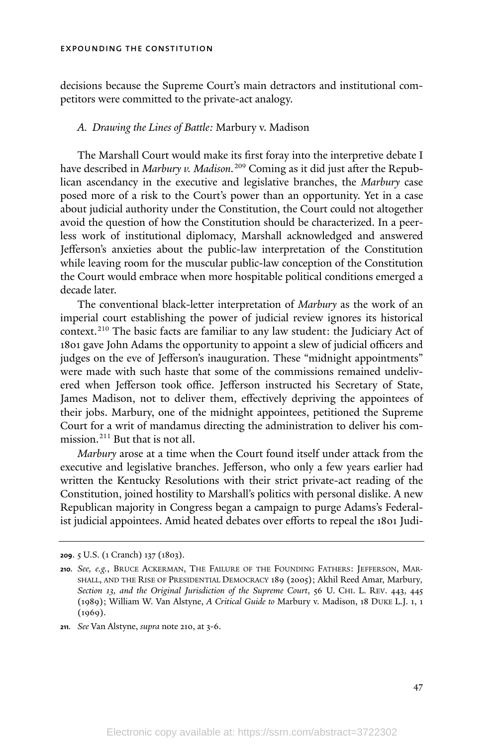decisions because the Supreme Court's main detractors and institutional competitors were committed to the private-act analogy.

### A. Drawing the Lines of Battle: *Marbury v. Madison*

The Marshall Court would make its first foray into the interpretive debate I have described in *Marbury v. Madison.*[209] Coming as it did just after the Republican ascendancy in the executive and legislative branches, the *Marbury* case posed more of a risk to the Court's power than an opportunity. Yet in a case about judicial authority under the Constitution, the Court could not altogether avoid the question of how the Constitution should be characterized. In a peerless work of institutional diplomacy, Marshall acknowledged and answered Jefferson's anxieties about the public-law interpretation of the Constitution while leaving room for the muscular public-law conception of the Constitution the Court would embrace when more hospitable political conditions emerged a decade later.

The conventional black-letter interpretation of *Marbury* as the work of an imperial court establishing the power of judicial review ignores its historical context.[210] The basic facts are familiar to any law student: the Judiciary Act of 1801 gave John Adams the opportunity to appoint a slew of judicial officers and judges on the eve of Jefferson's inauguration. These "midnight appointments" were made with such haste that some of the commissions remained undelivered when Jefferson took office. Jefferson instructed his Secretary of State, James Madison, not to deliver them, effectively depriving the appointees of their jobs. Marbury, one of the midnight appointees, petitioned the Supreme Court for a writ of mandamus directing the administration to deliver his commission.[211] But that is not all.

*Marbury* arose at a time when the Court found itself under attack from the executive and legislative branches. Jefferson, who only a few years earlier had written the Kentucky Resolutions with their strict private-act reading of the Constitution, joined hostility to Marshall's politics with personal dislike. A new Republican majority in Congress began a campaign to purge Adams's Federalist judicial appointees. Amid heated debates over efforts to repeal the 1801 Judi-

---

**209.** 5 U.S. (1 Cranch) 137 (1803).

**210.** *See, e.g.*, Bruce Ackerman, The Failure of the Founding Fathers: Jefferson, Marshall, and the Rise of Presidential Democracy 189 (2005); Akhil Reed Amar, Marbury*, Section 13, and the Original Jurisdiction of the Supreme Court*, 56 U. Chi. L. Rev. 443, 445 (1989); William W. Van Alstyne, *A Critical Guide to* Marbury v. Madison, 18 Duke L.J. 1, 1 (1969).

**211.** *See* Van Alstyne, *supra* note 210, at 3-6.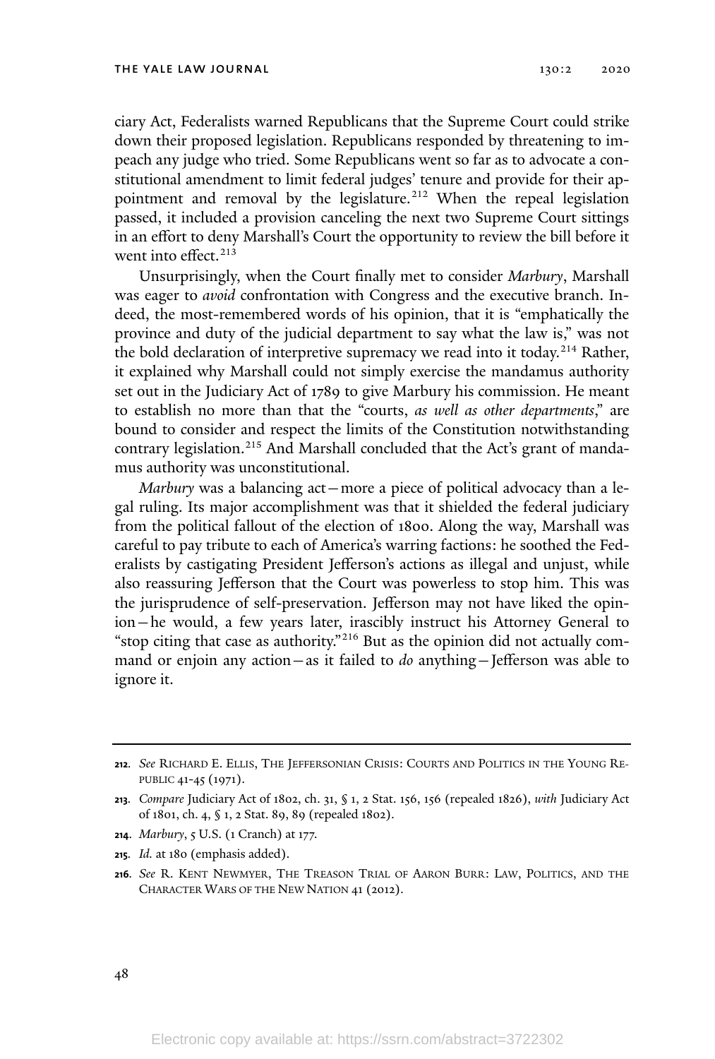ciary Act, Federalists warned Republicans that the Supreme Court could strike down their proposed legislation. Republicans responded by threatening to impeach any judge who tried. Some Republicans went so far as to advocate a constitutional amendment to limit federal judges' tenure and provide for their appointment and removal by the legislature.[212] When the repeal legislation passed, it included a provision canceling the next two Supreme Court sittings in an effort to deny Marshall's Court the opportunity to review the bill before it went into effect.[213]

Unsurprisingly, when the Court finally met to consider *Marbury*, Marshall was eager to *avoid* confrontation with Congress and the executive branch. Indeed, the most-remembered words of his opinion, that it is "emphatically the province and duty of the judicial department to say what the law is," was not the bold declaration of interpretive supremacy we read into it today.[214] Rather, it explained why Marshall could not simply exercise the mandamus authority set out in the Judiciary Act of 1789 to give Marbury his commission. He meant to establish no more than that the "courts, *as well as other departments*," are bound to consider and respect the limits of the Constitution notwithstanding contrary legislation.[215] And Marshall concluded that the Act's grant of mandamus authority was unconstitutional.

*Marbury* was a balancing act—more a piece of political advocacy than a legal ruling. Its major accomplishment was that it shielded the federal judiciary from the political fallout of the election of 1800. Along the way, Marshall was careful to pay tribute to each of America's warring factions: he soothed the Federalists by castigating President Jefferson's actions as illegal and unjust, while also reassuring Jefferson that the Court was powerless to stop him. This was the jurisprudence of self-preservation. Jefferson may not have liked the opinion—he would, a few years later, irascibly instruct his Attorney General to "stop citing that case as authority."[216] But as the opinion did not actually command or enjoin any action—as it failed to *do* anything—Jefferson was able to ignore it.

---

**212.** *See* Richard E. Ellis, The Jeffersonian Crisis: Courts and Politics in the Young Republic 41-45 (1971).

**213.** *Compare* Judiciary Act of 1802, ch. 31, § 1, 2 Stat. 156, 156 (repealed 1826), *with* Judiciary Act of 1801, ch. 4, § 1, 2 Stat. 89, 89 (repealed 1802).

**214.** *Marbury*, 5 U.S. (1 Cranch) at 177.

**215.** *Id.* at 180 (emphasis added).

**216.** *See* R. Kent Newmyer, The Treason Trial of Aaron Burr: Law, Politics, and the Character Wars of the New Nation 41 (2012).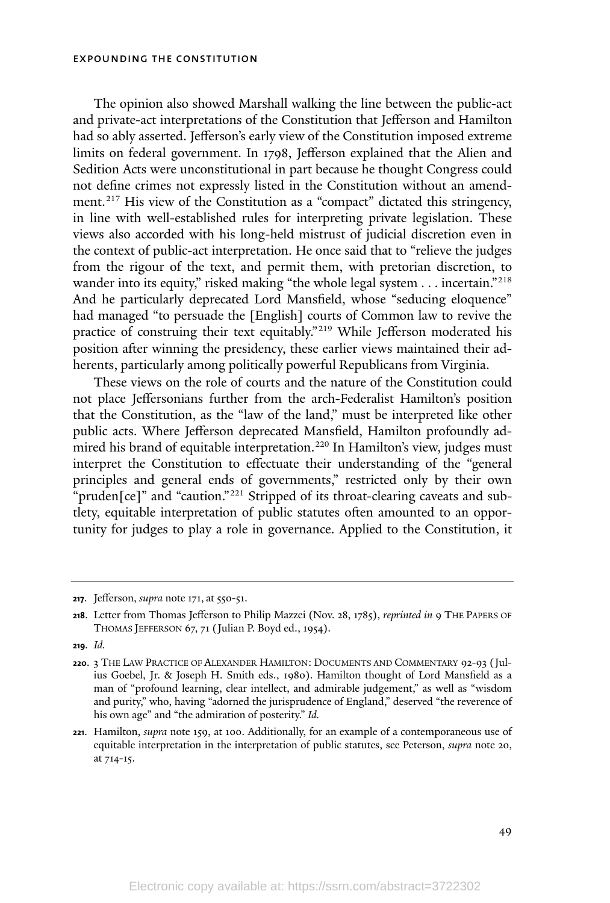The opinion also showed Marshall walking the line between the public-act and private-act interpretations of the Constitution that Jefferson and Hamilton had so ably asserted. Jefferson's early view of the Constitution imposed extreme limits on federal government. In 1798, Jefferson explained that the Alien and Sedition Acts were unconstitutional in part because he thought Congress could not define crimes not expressly listed in the Constitution without an amendment.[217] His view of the Constitution as a "compact" dictated this stringency, in line with well-established rules for interpreting private legislation. These views also accorded with his long-held mistrust of judicial discretion even in the context of public-act interpretation. He once said that to "relieve the judges from the rigour of the text, and permit them, with pretorian discretion, to wander into its equity," risked making "the whole legal system . . . incertain."[218] And he particularly deprecated Lord Mansfield, whose "seducing eloquence" had managed "to persuade the [English] courts of Common law to revive the practice of construing their text equitably."[219] While Jefferson moderated his position after winning the presidency, these earlier views maintained their adherents, particularly among politically powerful Republicans from Virginia.

These views on the role of courts and the nature of the Constitution could not place Jeffersonians further from the arch-Federalist Hamilton's position that the Constitution, as the "law of the land," must be interpreted like other public acts. Where Jefferson deprecated Mansfield, Hamilton profoundly admired his brand of equitable interpretation.[220] In Hamilton's view, judges must interpret the Constitution to effectuate their understanding of the "general principles and general ends of governments," restricted only by their own "pruden[ce]" and "caution."[221] Stripped of its throat-clearing caveats and subtlety, equitable interpretation of public statutes often amounted to an opportunity for judges to play a role in governance. Applied to the Constitution, it

---

**217.** Jefferson, *supra* note 171, at 550-51.

**218.** Letter from Thomas Jefferson to Philip Mazzei (Nov. 28, 1785), *reprinted in* 9 THE PAPERS OF THOMAS JEFFERSON 67, 71 (Julian P. Boyd ed., 1954).

**219.** *Id.*

**220.** 3 THE LAW PRACTICE OF ALEXANDER HAMILTON: DOCUMENTS AND COMMENTARY 92-93 (Julius Goebel, Jr. & Joseph H. Smith eds., 1980). Hamilton thought of Lord Mansfield as a man of "profound learning, clear intellect, and admirable judgement," as well as "wisdom and purity," who, having "adorned the jurisprudence of England," deserved "the reverence of his own age" and "the admiration of posterity." *Id.*

**221.** Hamilton, *supra* note 159, at 100. Additionally, for an example of a contemporaneous use of equitable interpretation in the interpretation of public statutes, see Peterson, *supra* note 20, at 714-15.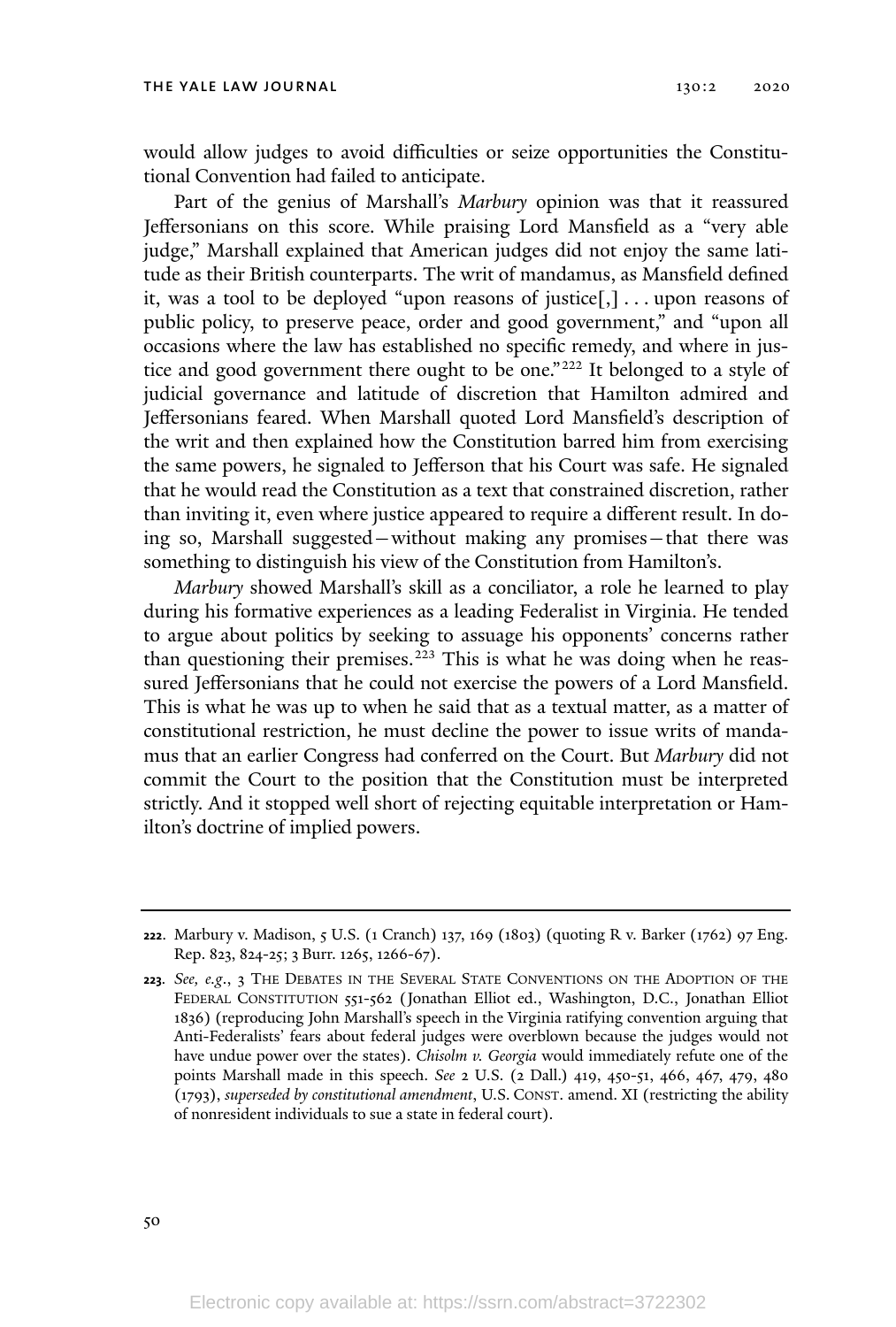would allow judges to avoid difficulties or seize opportunities the Constitutional Convention had failed to anticipate.

Part of the genius of Marshall's *Marbury* opinion was that it reassured Jeffersonians on this score. While praising Lord Mansfield as a "very able judge," Marshall explained that American judges did not enjoy the same latitude as their British counterparts. The writ of mandamus, as Mansfield defined it, was a tool to be deployed "upon reasons of justice[,] . . . upon reasons of public policy, to preserve peace, order and good government," and "upon all occasions where the law has established no specific remedy, and where in justice and good government there ought to be one."[222] It belonged to a style of judicial governance and latitude of discretion that Hamilton admired and Jeffersonians feared. When Marshall quoted Lord Mansfield's description of the writ and then explained how the Constitution barred him from exercising the same powers, he signaled to Jefferson that his Court was safe. He signaled that he would read the Constitution as a text that constrained discretion, rather than inviting it, even where justice appeared to require a different result. In doing so, Marshall suggested—without making any promises—that there was something to distinguish his view of the Constitution from Hamilton's.

*Marbury* showed Marshall's skill as a conciliator, a role he learned to play during his formative experiences as a leading Federalist in Virginia. He tended to argue about politics by seeking to assuage his opponents' concerns rather than questioning their premises.[223] This is what he was doing when he reassured Jeffersonians that he could not exercise the powers of a Lord Mansfield. This is what he was up to when he said that as a textual matter, as a matter of constitutional restriction, he must decline the power to issue writs of mandamus that an earlier Congress had conferred on the Court. But *Marbury* did not commit the Court to the position that the Constitution must be interpreted strictly. And it stopped well short of rejecting equitable interpretation or Hamilton's doctrine of implied powers.

---

**222.** Marbury v. Madison, 5 U.S. (1 Cranch) 137, 169 (1803) (quoting R v. Barker (1762) 97 Eng. Rep. 823, 824-25; 3 Burr. 1265, 1266-67).

**223.** *See, e.g.*, 3 THE DEBATES IN THE SEVERAL STATE CONVENTIONS ON THE ADOPTION OF THE FEDERAL CONSTITUTION 551-562 (Jonathan Elliot ed., Washington, D.C., Jonathan Elliot 1836) (reproducing John Marshall's speech in the Virginia ratifying convention arguing that Anti-Federalists' fears about federal judges were overblown because the judges would not have undue power over the states). *Chisolm v. Georgia* would immediately refute one of the points Marshall made in this speech. *See* 2 U.S. (2 Dall.) 419, 450-51, 466, 467, 479, 480 (1793), *superseded by constitutional amendment*, U.S. CONST. amend. XI (restricting the ability of nonresident individuals to sue a state in federal court).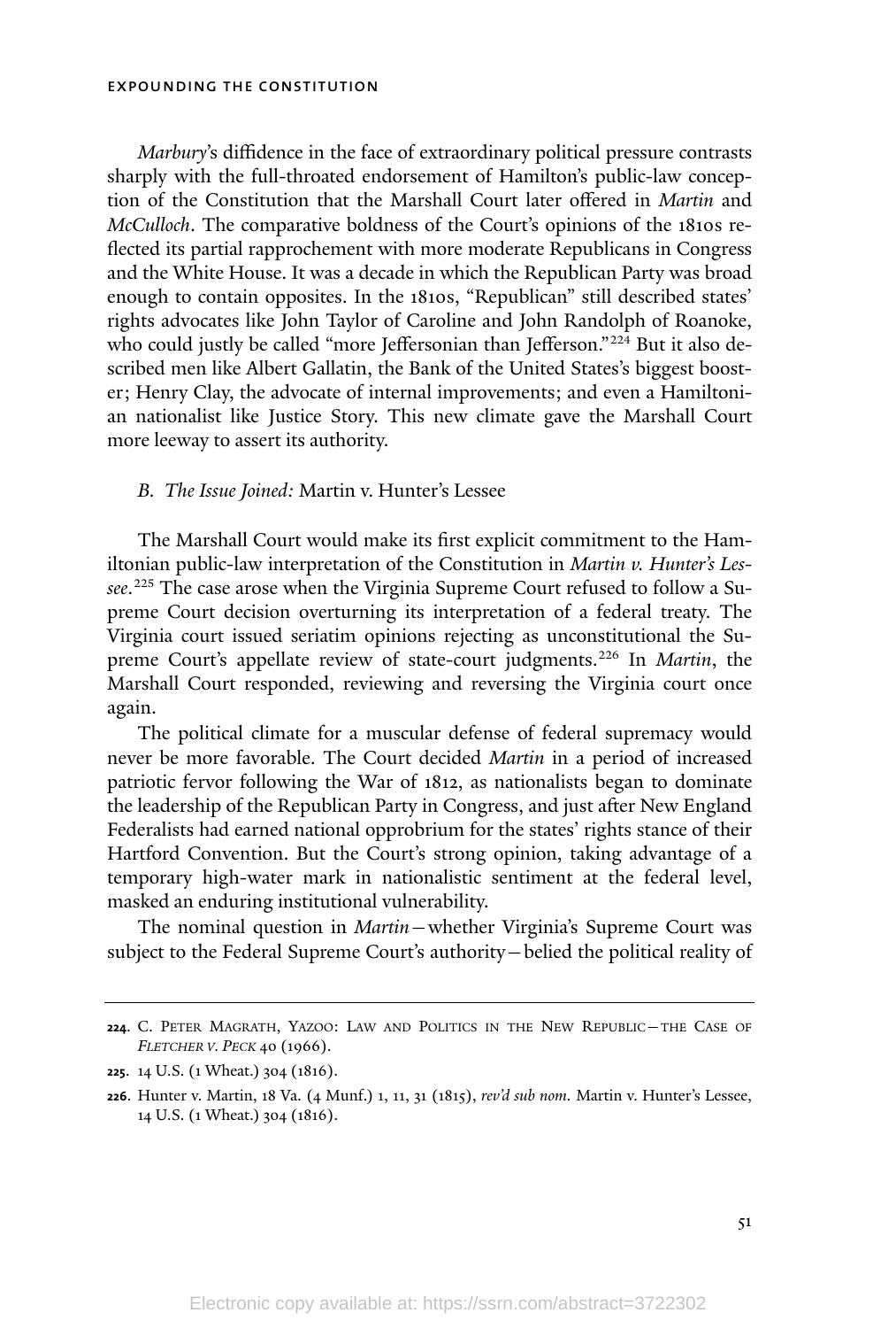*Marbury*'s diffidence in the face of extraordinary political pressure contrasts sharply with the full-throated endorsement of Hamilton's public-law conception of the Constitution that the Marshall Court later offered in *Martin* and *McCulloch*. The comparative boldness of the Court's opinions of the 1810s reflected its partial rapprochement with more moderate Republicans in Congress and the White House. It was a decade in which the Republican Party was broad enough to contain opposites. In the 1810s, "Republican" still described states' rights advocates like John Taylor of Caroline and John Randolph of Roanoke, who could justly be called "more Jeffersonian than Jefferson."[224] But it also described men like Albert Gallatin, the Bank of the United States's biggest booster; Henry Clay, the advocate of internal improvements; and even a Hamiltonian nationalist like Justice Story. This new climate gave the Marshall Court more leeway to assert its authority.

### B. *The Issue Joined:* Martin v. Hunter's Lessee

The Marshall Court would make its first explicit commitment to the Hamiltonian public-law interpretation of the Constitution in *Martin v. Hunter's Lessee*.[225] The case arose when the Virginia Supreme Court refused to follow a Supreme Court decision overturning its interpretation of a federal treaty. The Virginia court issued seriatim opinions rejecting as unconstitutional the Supreme Court's appellate review of state-court judgments.[226] In *Martin*, the Marshall Court responded, reviewing and reversing the Virginia court once again.

The political climate for a muscular defense of federal supremacy would never be more favorable. The Court decided *Martin* in a period of increased patriotic fervor following the War of 1812, as nationalists began to dominate the leadership of the Republican Party in Congress, and just after New England Federalists had earned national opprobrium for the states' rights stance of their Hartford Convention. But the Court's strong opinion, taking advantage of a temporary high-water mark in nationalistic sentiment at the federal level, masked an enduring institutional vulnerability.

The nominal question in *Martin*—whether Virginia's Supreme Court was subject to the Federal Supreme Court's authority—belied the political reality of

---

**224**. C. Peter Magrath, Yazoo: Law and Politics in the New Republic—The Case of *Fletcher v. Peck* 40 (1966).

**225**. 14 U.S. (1 Wheat.) 304 (1816).

**226**. Hunter v. Martin, 18 Va. (4 Munf.) 1, 11, 31 (1815), *rev'd sub nom.* Martin v. Hunter's Lessee, 14 U.S. (1 Wheat.) 304 (1816).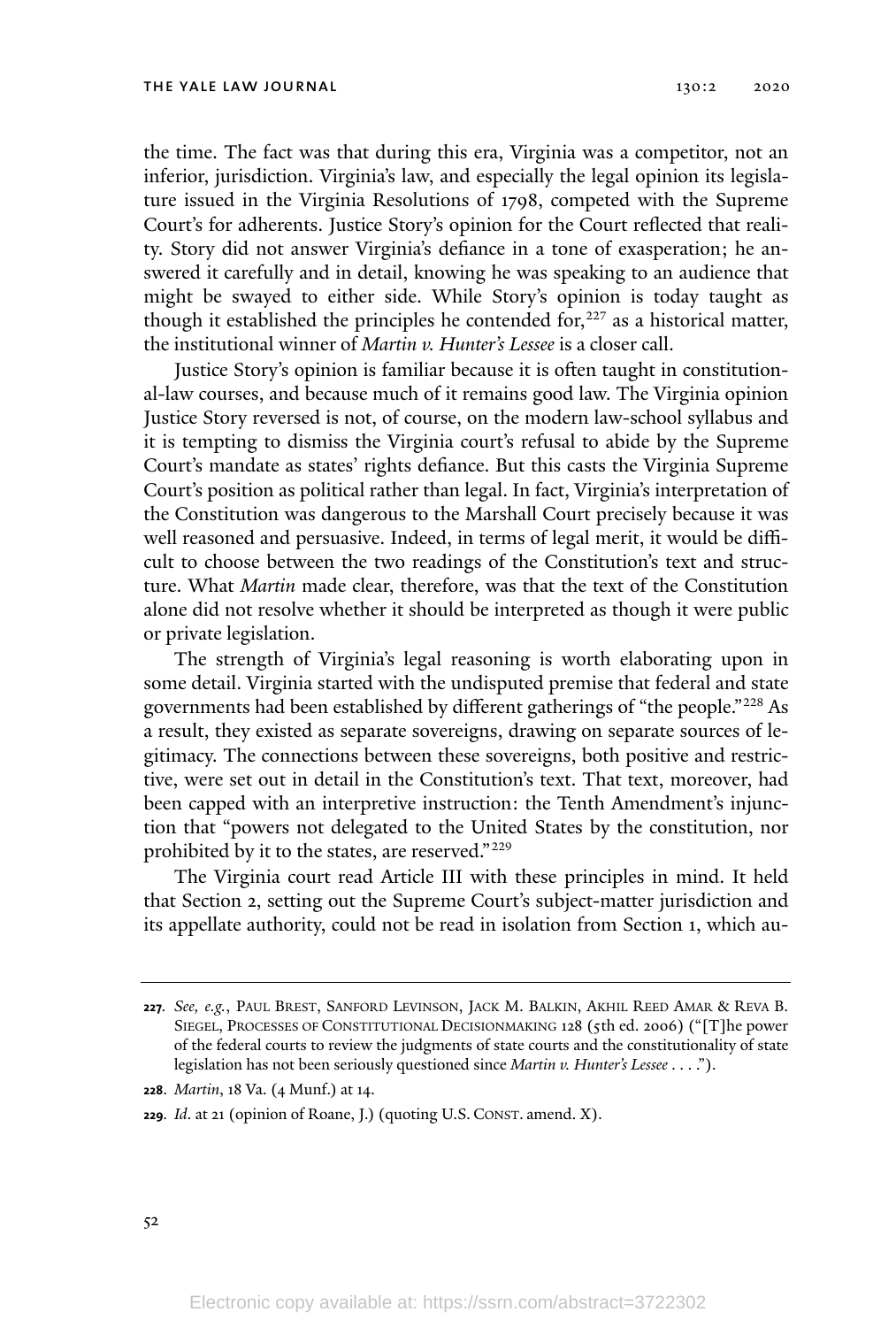the time. The fact was that during this era, Virginia was a competitor, not an inferior, jurisdiction. Virginia's law, and especially the legal opinion its legislature issued in the Virginia Resolutions of 1798, competed with the Supreme Court's for adherents. Justice Story's opinion for the Court reflected that reality. Story did not answer Virginia's defiance in a tone of exasperation; he answered it carefully and in detail, knowing he was speaking to an audience that might be swayed to either side. While Story's opinion is today taught as though it established the principles he contended for,[227] as a historical matter, the institutional winner of *Martin v. Hunter's Lessee* is a closer call.

Justice Story's opinion is familiar because it is often taught in constitutional-law courses, and because much of it remains good law. The Virginia opinion Justice Story reversed is not, of course, on the modern law-school syllabus and it is tempting to dismiss the Virginia court's refusal to abide by the Supreme Court's mandate as states' rights defiance. But this casts the Virginia Supreme Court's position as political rather than legal. In fact, Virginia's interpretation of the Constitution was dangerous to the Marshall Court precisely because it was well reasoned and persuasive. Indeed, in terms of legal merit, it would be difficult to choose between the two readings of the Constitution's text and structure. What *Martin* made clear, therefore, was that the text of the Constitution alone did not resolve whether it should be interpreted as though it were public or private legislation.

The strength of Virginia's legal reasoning is worth elaborating upon in some detail. Virginia started with the undisputed premise that federal and state governments had been established by different gatherings of "the people."[228] As a result, they existed as separate sovereigns, drawing on separate sources of legitimacy. The connections between these sovereigns, both positive and restrictive, were set out in detail in the Constitution's text. That text, moreover, had been capped with an interpretive instruction: the Tenth Amendment's injunction that "powers not delegated to the United States by the constitution, nor prohibited by it to the states, are reserved."[229]

The Virginia court read Article III with these principles in mind. It held that Section 2, setting out the Supreme Court's subject-matter jurisdiction and its appellate authority, could not be read in isolation from Section 1, which au-

---

227. *See, e.g.*, PAUL BREST, SANFORD LEVINSON, JACK M. BALKIN, AKHIL REED AMAR & REVA B. SIEGEL, PROCESSES OF CONSTITUTIONAL DECISIONMAKING 128 (5th ed. 2006) ("[T]he power of the federal courts to review the judgments of state courts and the constitutionality of state legislation has not been seriously questioned since *Martin v. Hunter's Lessee* . . . .").

228. *Martin*, 18 Va. (4 Munf.) at 14.

229. *Id.* at 21 (opinion of Roane, J.) (quoting U.S. CONST. amend. X).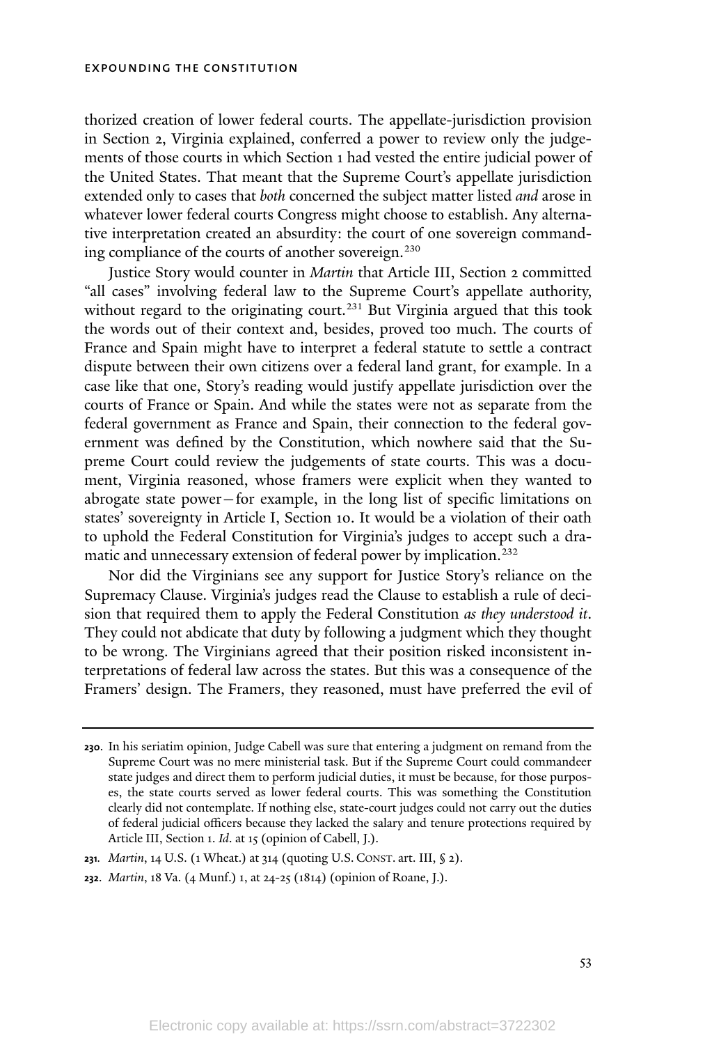thorized creation of lower federal courts. The appellate-jurisdiction provision in Section 2, Virginia explained, conferred a power to review only the judgements of those courts in which Section 1 had vested the entire judicial power of the United States. That meant that the Supreme Court's appellate jurisdiction extended only to cases that *both* concerned the subject matter listed *and* arose in whatever lower federal courts Congress might choose to establish. Any alternative interpretation created an absurdity: the court of one sovereign commanding compliance of the courts of another sovereign.[230]

Justice Story would counter in *Martin* that Article III, Section 2 committed "all cases" involving federal law to the Supreme Court's appellate authority, without regard to the originating court.[231] But Virginia argued that this took the words out of their context and, besides, proved too much. The courts of France and Spain might have to interpret a federal statute to settle a contract dispute between their own citizens over a federal land grant, for example. In a case like that one, Story's reading would justify appellate jurisdiction over the courts of France or Spain. And while the states were not as separate from the federal government as France and Spain, their connection to the federal government was defined by the Constitution, which nowhere said that the Supreme Court could review the judgements of state courts. This was a document, Virginia reasoned, whose framers were explicit when they wanted to abrogate state power—for example, in the long list of specific limitations on states' sovereignty in Article I, Section 10. It would be a violation of their oath to uphold the Federal Constitution for Virginia's judges to accept such a dramatic and unnecessary extension of federal power by implication.[232]

Nor did the Virginians see any support for Justice Story's reliance on the Supremacy Clause. Virginia's judges read the Clause to establish a rule of decision that required them to apply the Federal Constitution *as they understood it*. They could not abdicate that duty by following a judgment which they thought to be wrong. The Virginians agreed that their position risked inconsistent interpretations of federal law across the states. But this was a consequence of the Framers' design. The Framers, they reasoned, must have preferred the evil of

---

**230.** In his seriatim opinion, Judge Cabell was sure that entering a judgment on remand from the Supreme Court was no mere ministerial task. But if the Supreme Court could commandeer state judges and direct them to perform judicial duties, it must be because, for those purposes, the state courts served as lower federal courts. This was something the Constitution clearly did not contemplate. If nothing else, state-court judges could not carry out the duties of federal judicial officers because they lacked the salary and tenure protections required by Article III, Section 1. *Id*. at 15 (opinion of Cabell, J.).

**231.** *Martin*, 14 U.S. (1 Wheat.) at 314 (quoting U.S. CONST. art. III, § 2).

**232.** *Martin*, 18 Va. (4 Munf.) 1, at 24-25 (1814) (opinion of Roane, J.).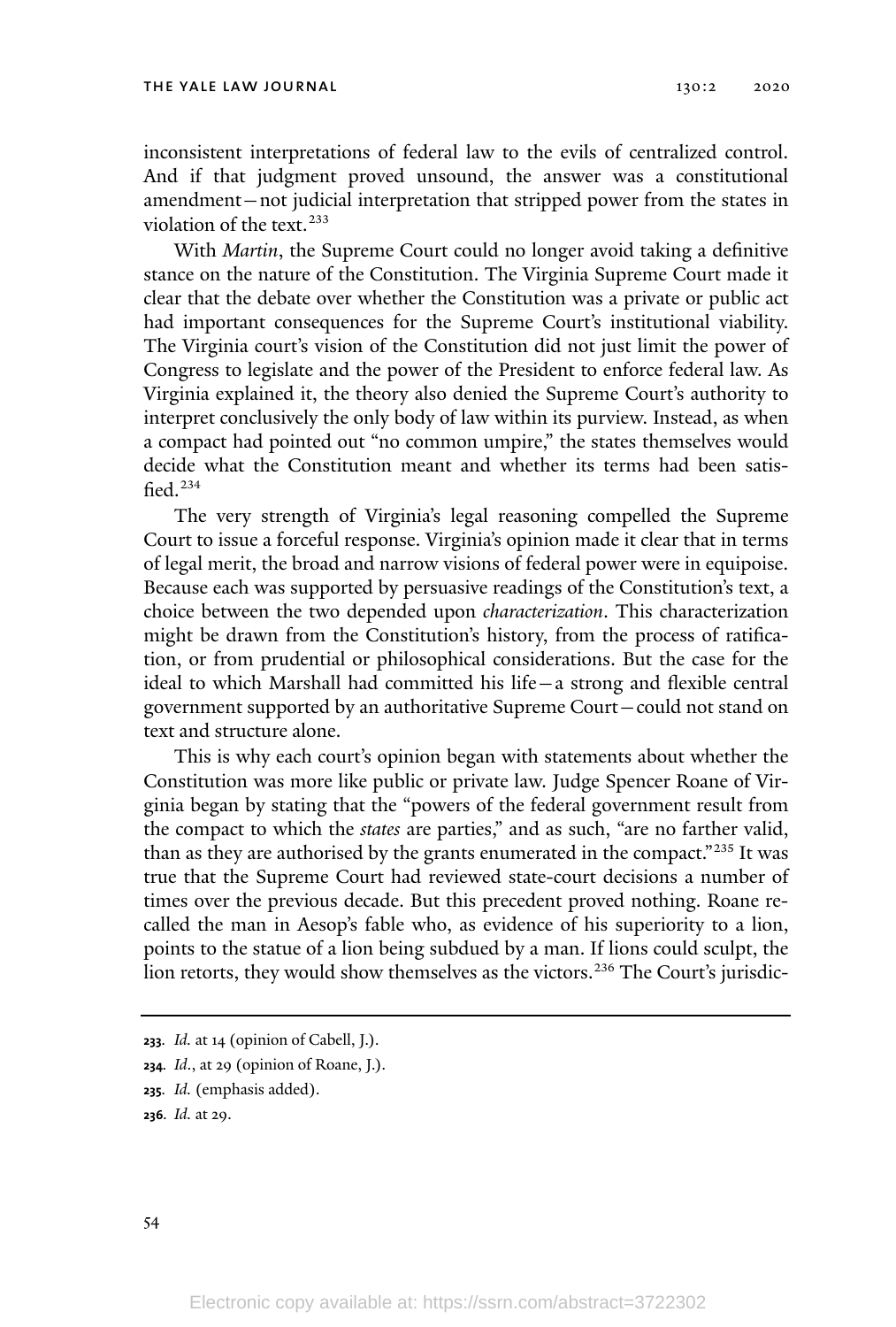inconsistent interpretations of federal law to the evils of centralized control. And if that judgment proved unsound, the answer was a constitutional amendment—not judicial interpretation that stripped power from the states in violation of the text.[233]

With *Martin*, the Supreme Court could no longer avoid taking a definitive stance on the nature of the Constitution. The Virginia Supreme Court made it clear that the debate over whether the Constitution was a private or public act had important consequences for the Supreme Court's institutional viability. The Virginia court's vision of the Constitution did not just limit the power of Congress to legislate and the power of the President to enforce federal law. As Virginia explained it, the theory also denied the Supreme Court's authority to interpret conclusively the only body of law within its purview. Instead, as when a compact had pointed out "no common umpire," the states themselves would decide what the Constitution meant and whether its terms had been satisfied.[234]

The very strength of Virginia's legal reasoning compelled the Supreme Court to issue a forceful response. Virginia's opinion made it clear that in terms of legal merit, the broad and narrow visions of federal power were in equipoise. Because each was supported by persuasive readings of the Constitution's text, a choice between the two depended upon *characterization*. This characterization might be drawn from the Constitution's history, from the process of ratification, or from prudential or philosophical considerations. But the case for the ideal to which Marshall had committed his life—a strong and flexible central government supported by an authoritative Supreme Court—could not stand on text and structure alone.

This is why each court's opinion began with statements about whether the Constitution was more like public or private law. Judge Spencer Roane of Virginia began by stating that the "powers of the federal government result from the compact to which the *states* are parties," and as such, "are no farther valid, than as they are authorised by the grants enumerated in the compact."[235] It was true that the Supreme Court had reviewed state-court decisions a number of times over the previous decade. But this precedent proved nothing. Roane recalled the man in Aesop's fable who, as evidence of his superiority to a lion, points to the statue of a lion being subdued by a man. If lions could sculpt, the lion retorts, they would show themselves as the victors.[236] The Court's jurisdic-

---

**233**. *Id.* at 14 (opinion of Cabell, J.).

**234**. *Id.*, at 29 (opinion of Roane, J.).

**235**. *Id.* (emphasis added).

**236**. *Id.* at 29.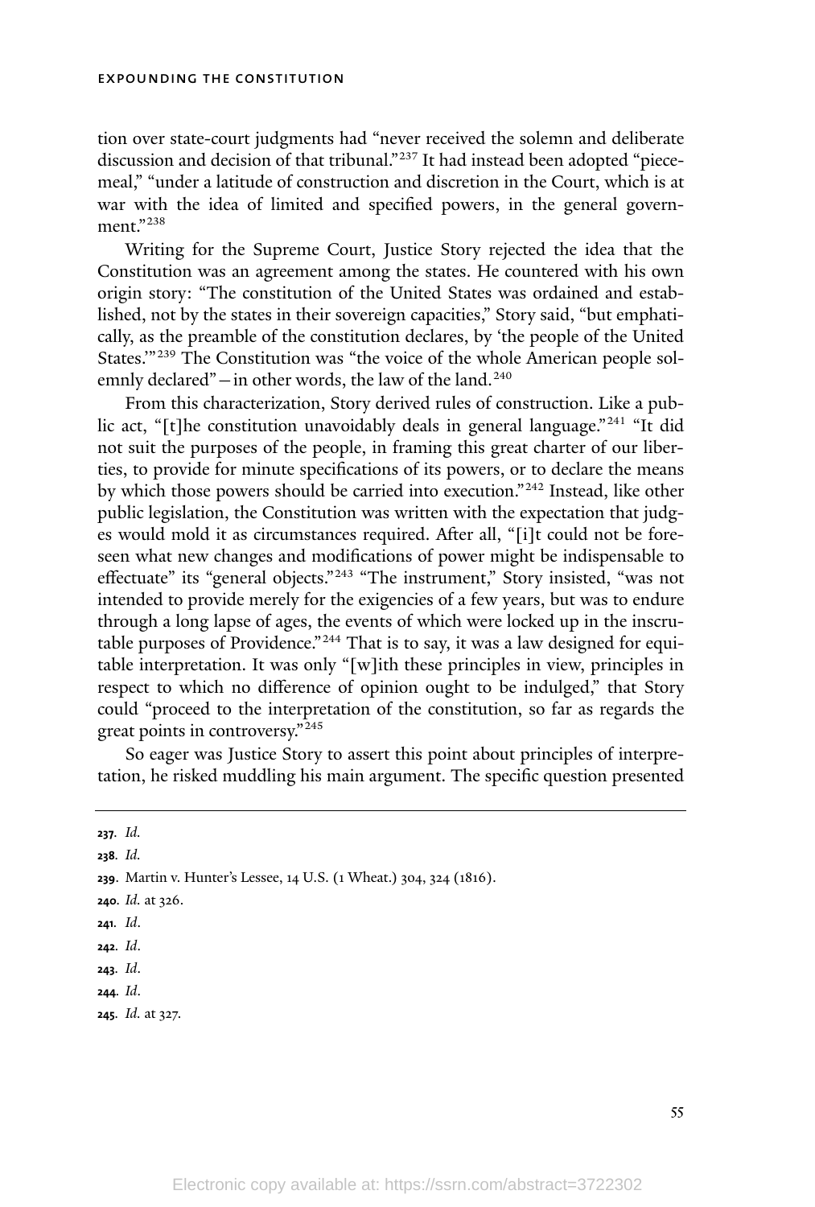tion over state-court judgments had "never received the solemn and deliberate discussion and decision of that tribunal."[237] It had instead been adopted "piecemeal," "under a latitude of construction and discretion in the Court, which is at war with the idea of limited and specified powers, in the general government."[238]

Writing for the Supreme Court, Justice Story rejected the idea that the Constitution was an agreement among the states. He countered with his own origin story: "The constitution of the United States was ordained and established, not by the states in their sovereign capacities," Story said, "but emphatically, as the preamble of the constitution declares, by 'the people of the United States.'"[239] The Constitution was "the voice of the whole American people solemnly declared"—in other words, the law of the land.[240]

From this characterization, Story derived rules of construction. Like a public act, "[t]he constitution unavoidably deals in general language."[241] "It did not suit the purposes of the people, in framing this great charter of our liberties, to provide for minute specifications of its powers, or to declare the means by which those powers should be carried into execution."[242] Instead, like other public legislation, the Constitution was written with the expectation that judges would mold it as circumstances required. After all, "[i]t could not be foreseen what new changes and modifications of power might be indispensable to effectuate" its "general objects."[243] "The instrument," Story insisted, "was not intended to provide merely for the exigencies of a few years, but was to endure through a long lapse of ages, the events of which were locked up in the inscrutable purposes of Providence."[244] That is to say, it was a law designed for equitable interpretation. It was only "[w]ith these principles in view, principles in respect to which no difference of opinion ought to be indulged," that Story could "proceed to the interpretation of the constitution, so far as regards the great points in controversy."[245]

So eager was Justice Story to assert this point about principles of interpretation, he risked muddling his main argument. The specific question presented

---

**237**. *Id.*

**238**. *Id.*

**239**. Martin v. Hunter's Lessee, 14 U.S. (1 Wheat.) 304, 324 (1816).

**240**. *Id.* at 326.

**241**. *Id.*

**242**. *Id.*

**243**. *Id.*

**244**. *Id.*

**245**. *Id.* at 327.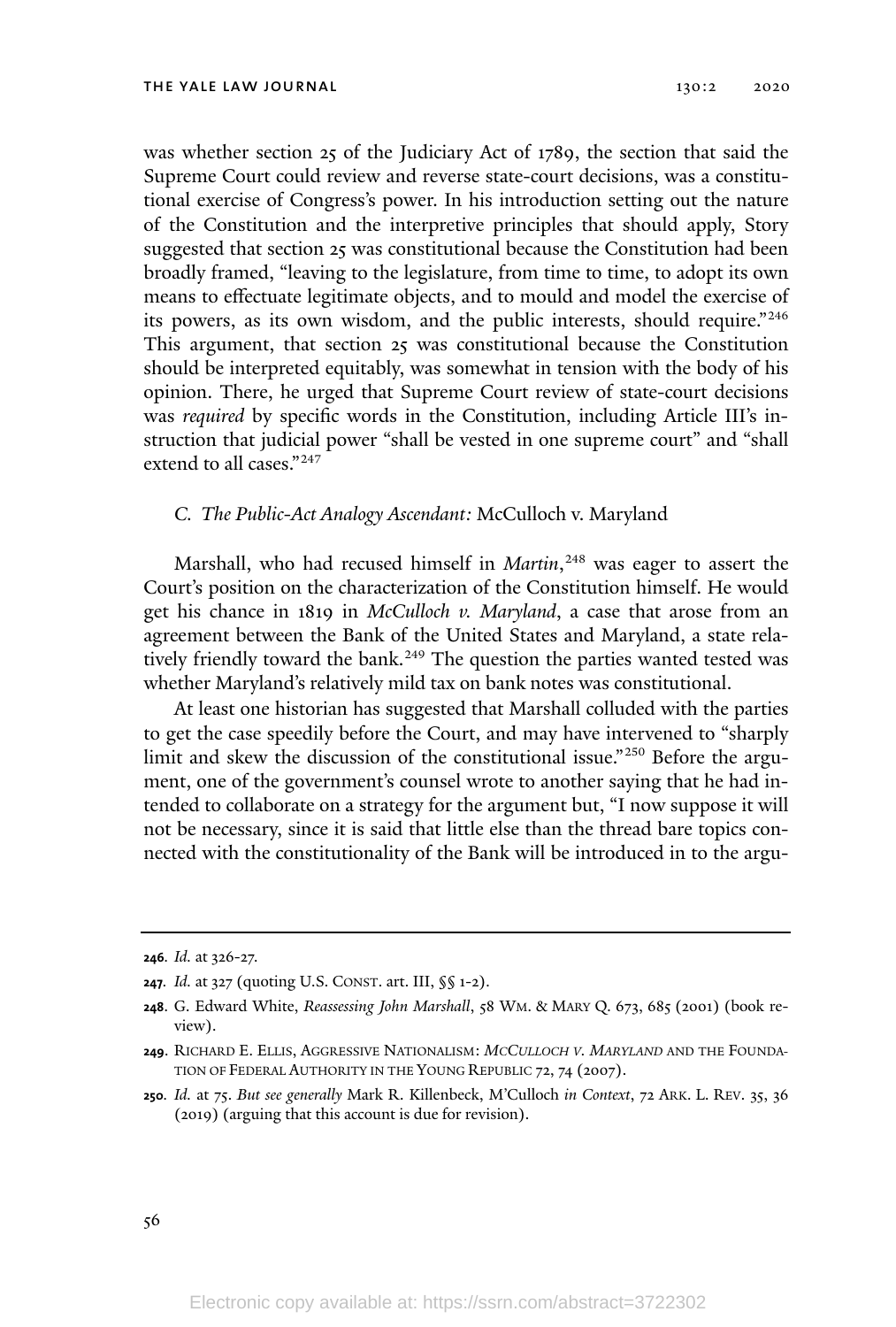was whether section 25 of the Judiciary Act of 1789, the section that said the Supreme Court could review and reverse state-court decisions, was a constitutional exercise of Congress's power. In his introduction setting out the nature of the Constitution and the interpretive principles that should apply, Story suggested that section 25 was constitutional because the Constitution had been broadly framed, "leaving to the legislature, from time to time, to adopt its own means to effectuate legitimate objects, and to mould and model the exercise of its powers, as its own wisdom, and the public interests, should require."[246] This argument, that section 25 was constitutional because the Constitution should be interpreted equitably, was somewhat in tension with the body of his opinion. There, he urged that Supreme Court review of state-court decisions was *required* by specific words in the Constitution, including Article III's instruction that judicial power "shall be vested in one supreme court" and "shall extend to all cases."[247]

### *C. The Public-Act Analogy Ascendant:* McCulloch v. Maryland

Marshall, who had recused himself in *Martin*,[248] was eager to assert the Court's position on the characterization of the Constitution himself. He would get his chance in 1819 in *McCulloch v. Maryland*, a case that arose from an agreement between the Bank of the United States and Maryland, a state relatively friendly toward the bank.[249] The question the parties wanted tested was whether Maryland's relatively mild tax on bank notes was constitutional.

At least one historian has suggested that Marshall colluded with the parties to get the case speedily before the Court, and may have intervened to "sharply limit and skew the discussion of the constitutional issue."[250] Before the argument, one of the government's counsel wrote to another saying that he had intended to collaborate on a strategy for the argument but, "I now suppose it will not be necessary, since it is said that little else than the thread bare topics connected with the constitutionality of the Bank will be introduced in to the argu-

---

**246.** *Id.* at 326-27.

**247.** *Id.* at 327 (quoting U.S. CONST. art. III, §§ 1-2).

**248.** G. Edward White, *Reassessing John Marshall*, 58 WM. & MARY Q. 673, 685 (2001) (book review).

**249.** RICHARD E. ELLIS, AGGRESSIVE NATIONALISM: *MCCULLOCH V. MARYLAND* AND THE FOUNDATION OF FEDERAL AUTHORITY IN THE YOUNG REPUBLIC 72, 74 (2007).

**250.** *Id.* at 75. *But see generally* Mark R. Killenbeck, M'Culloch *in Context*, 72 ARK. L. REV. 35, 36 (2019) (arguing that this account is due for revision).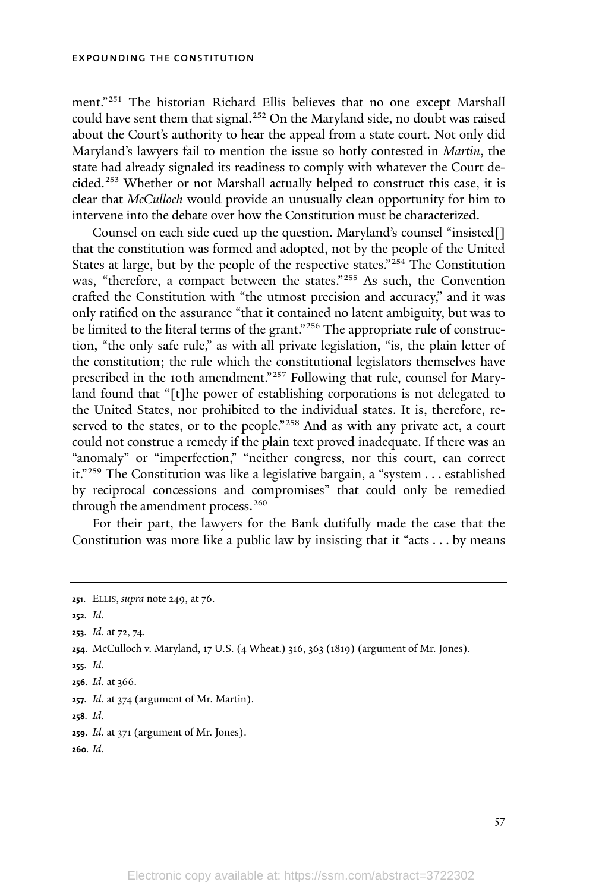ment."[251] The historian Richard Ellis believes that no one except Marshall could have sent them that signal.[252] On the Maryland side, no doubt was raised about the Court's authority to hear the appeal from a state court. Not only did Maryland's lawyers fail to mention the issue so hotly contested in *Martin*, the state had already signaled its readiness to comply with whatever the Court decided.[253] Whether or not Marshall actually helped to construct this case, it is clear that *McCulloch* would provide an unusually clean opportunity for him to intervene into the debate over how the Constitution must be characterized.

Counsel on each side cued up the question. Maryland's counsel "insisted[] that the constitution was formed and adopted, not by the people of the United States at large, but by the people of the respective states."[254] The Constitution was, "therefore, a compact between the states."[255] As such, the Convention crafted the Constitution with "the utmost precision and accuracy," and it was only ratified on the assurance "that it contained no latent ambiguity, but was to be limited to the literal terms of the grant."[256] The appropriate rule of construction, "the only safe rule," as with all private legislation, "is, the plain letter of the constitution; the rule which the constitutional legislators themselves have prescribed in the 10th amendment."[257] Following that rule, counsel for Maryland found that "[t]he power of establishing corporations is not delegated to the United States, nor prohibited to the individual states. It is, therefore, reserved to the states, or to the people."[258] And as with any private act, a court could not construe a remedy if the plain text proved inadequate. If there was an "anomaly" or "imperfection," "neither congress, nor this court, can correct it."[259] The Constitution was like a legislative bargain, a "system . . . established by reciprocal concessions and compromises" that could only be remedied through the amendment process.[260]

For their part, the lawyers for the Bank dutifully made the case that the Constitution was more like a public law by insisting that it "acts . . . by means

---

**251**. ELLIS, *supra* note 249, at 76.

**252**. *Id.*

**253**. *Id.* at 72, 74.

**254**. McCulloch v. Maryland, 17 U.S. (4 Wheat.) 316, 363 (1819) (argument of Mr. Jones).

**255**. *Id.*

**256**. *Id.* at 366.

**257**. *Id.* at 374 (argument of Mr. Martin).

**258**. *Id.*

**259**. *Id.* at 371 (argument of Mr. Jones).

**260**. *Id.*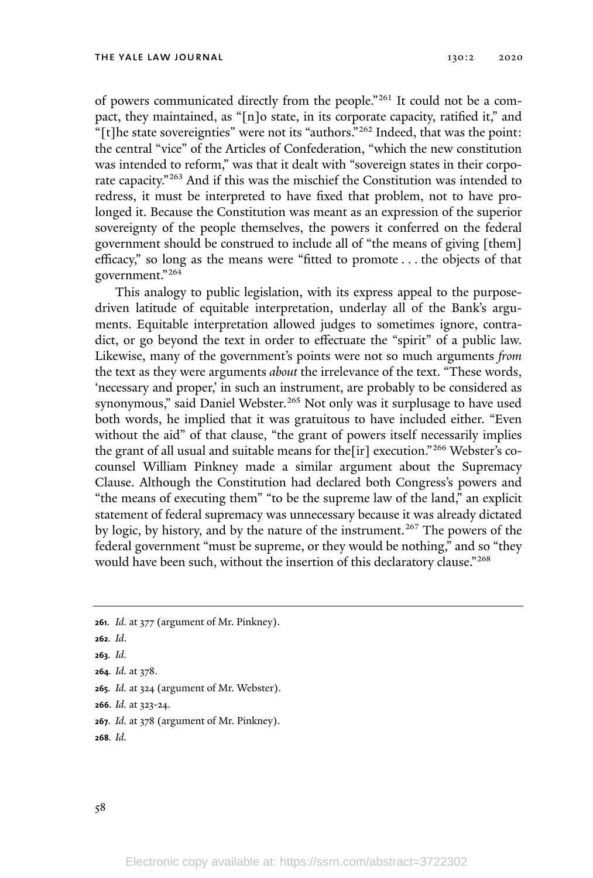of powers communicated directly from the people."[261] It could not be a compact, they maintained, as "[n]o state, in its corporate capacity, ratified it," and "[t]he state sovereignties" were not its "authors."[262] Indeed, that was the point: the central "vice" of the Articles of Confederation, "which the new constitution was intended to reform," was that it dealt with "sovereign states in their corporate capacity."[263] And if this was the mischief the Constitution was intended to redress, it must be interpreted to have fixed that problem, not to have prolonged it. Because the Constitution was meant as an expression of the superior sovereignty of the people themselves, the powers it conferred on the federal government should be construed to include all of "the means of giving [them] efficacy," so long as the means were "fitted to promote . . . the objects of that government."[264]

This analogy to public legislation, with its express appeal to the purpose-driven latitude of equitable interpretation, underlay all of the Bank's arguments. Equitable interpretation allowed judges to sometimes ignore, contradict, or go beyond the text in order to effectuate the "spirit" of a public law. Likewise, many of the government's points were not so much arguments *from* the text as they were arguments *about* the irrelevance of the text. "These words, 'necessary and proper,' in such an instrument, are probably to be considered as synonymous," said Daniel Webster.[265] Not only was it surplusage to have used both words, he implied that it was gratuitous to have included either. "Even without the aid" of that clause, "the grant of powers itself necessarily implies the grant of all usual and suitable means for the[ir] execution."[266] Webster's co-counsel William Pinkney made a similar argument about the Supremacy Clause. Although the Constitution had declared both Congress's powers and "the means of executing them" "to be the supreme law of the land," an explicit statement of federal supremacy was unnecessary because it was already dictated by logic, by history, and by the nature of the instrument.[267] The powers of the federal government "must be supreme, or they would be nothing," and so "they would have been such, without the insertion of this declaratory clause."[268]

---

**261.** *Id.* at 377 (argument of Mr. Pinkney).

**262.** *Id.*

**263.** *Id.*

**264.** *Id.* at 378.

**265.** *Id.* at 324 (argument of Mr. Webster).

**266.** *Id.* at 323-24.

**267.** *Id.* at 378 (argument of Mr. Pinkney).

**268.** *Id.*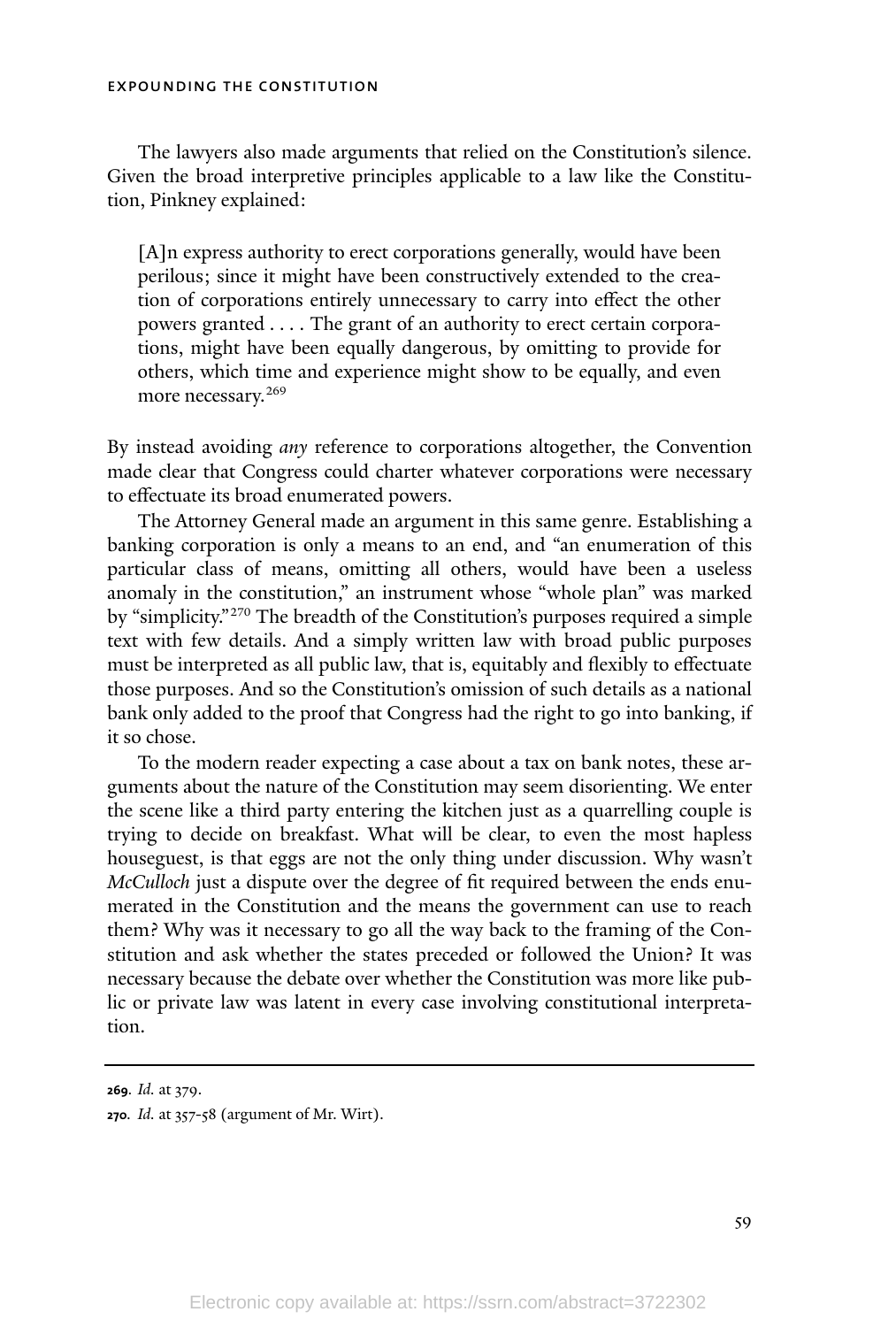The lawyers also made arguments that relied on the Constitution's silence. Given the broad interpretive principles applicable to a law like the Constitution, Pinkney explained:

> [A]n express authority to erect corporations generally, would have been perilous; since it might have been constructively extended to the creation of corporations entirely unnecessary to carry into effect the other powers granted . . . . The grant of an authority to erect certain corporations, might have been equally dangerous, by omitting to provide for others, which time and experience might show to be equally, and even more necessary.[269]

By instead avoiding *any* reference to corporations altogether, the Convention made clear that Congress could charter whatever corporations were necessary to effectuate its broad enumerated powers.

The Attorney General made an argument in this same genre. Establishing a banking corporation is only a means to an end, and "an enumeration of this particular class of means, omitting all others, would have been a useless anomaly in the constitution," an instrument whose "whole plan" was marked by "simplicity."[270] The breadth of the Constitution's purposes required a simple text with few details. And a simply written law with broad public purposes must be interpreted as all public law, that is, equitably and flexibly to effectuate those purposes. And so the Constitution's omission of such details as a national bank only added to the proof that Congress had the right to go into banking, if it so chose.

To the modern reader expecting a case about a tax on bank notes, these arguments about the nature of the Constitution may seem disorienting. We enter the scene like a third party entering the kitchen just as a quarrelling couple is trying to decide on breakfast. What will be clear, to even the most hapless houseguest, is that eggs are not the only thing under discussion. Why wasn't *McCulloch* just a dispute over the degree of fit required between the ends enumerated in the Constitution and the means the government can use to reach them? Why was it necessary to go all the way back to the framing of the Constitution and ask whether the states preceded or followed the Union? It was necessary because the debate over whether the Constitution was more like public or private law was latent in every case involving constitutional interpretation.

---

**269.** *Id.* at 379.

**270.** *Id.* at 357-58 (argument of Mr. Wirt).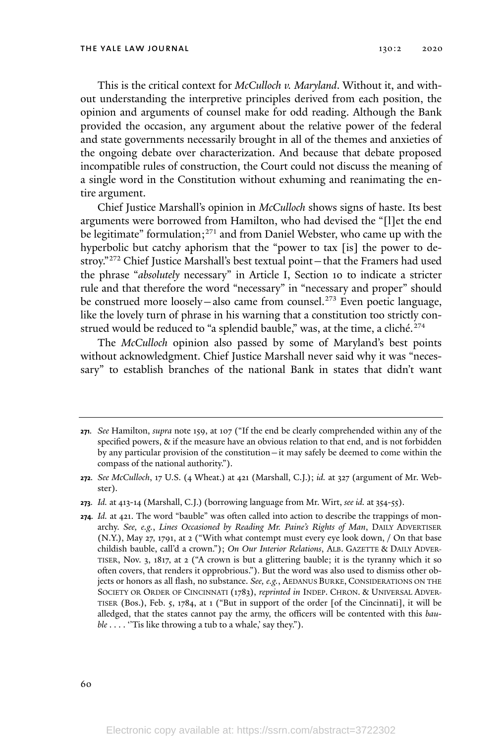This is the critical context for *McCulloch v. Maryland*. Without it, and without understanding the interpretive principles derived from each position, the opinion and arguments of counsel make for odd reading. Although the Bank provided the occasion, any argument about the relative power of the federal and state governments necessarily brought in all of the themes and anxieties of the ongoing debate over characterization. And because that debate proposed incompatible rules of construction, the Court could not discuss the meaning of a single word in the Constitution without exhuming and reanimating the entire argument.

Chief Justice Marshall's opinion in *McCulloch* shows signs of haste. Its best arguments were borrowed from Hamilton, who had devised the "[l]et the end be legitimate" formulation;[271] and from Daniel Webster, who came up with the hyperbolic but catchy aphorism that the "power to tax [is] the power to destroy."[272] Chief Justice Marshall's best textual point—that the Framers had used the phrase "*absolutely* necessary" in Article I, Section 10 to indicate a stricter rule and that therefore the word "necessary" in "necessary and proper" should be construed more loosely—also came from counsel.[273] Even poetic language, like the lovely turn of phrase in his warning that a constitution too strictly construed would be reduced to "a splendid bauble," was, at the time, a cliché.[274]

The *McCulloch* opinion also passed by some of Maryland's best points without acknowledgment. Chief Justice Marshall never said why it was "necessary" to establish branches of the national Bank in states that didn't want

---

**271.** *See* Hamilton, *supra* note 159, at 107 ("If the end be clearly comprehended within any of the specified powers, & if the measure have an obvious relation to that end, and is not forbidden by any particular provision of the constitution—it may safely be deemed to come within the compass of the national authority.").

**272.** *See McCulloch*, 17 U.S. (4 Wheat.) at 421 (Marshall, C.J.); *id.* at 327 (argument of Mr. Webster).

**273.** *Id.* at 413-14 (Marshall, C.J.) (borrowing language from Mr. Wirt, *see id.* at 354-55).

**274.** *Id.* at 421. The word "bauble" was often called into action to describe the trappings of monarchy. *See, e.g.*, *Lines Occasioned by Reading Mr. Paine's Rights of Man*, DAILY ADVERTISER (N.Y.), May 27, 1791, at 2 ("With what contempt must every eye look down, / On that base childish bauble, call'd a crown."); *On Our Interior Relations*, ALB. GAZETTE & DAILY ADVERTISER, Nov. 3, 1817, at 2 ("A crown is but a glittering bauble; it is the tyranny which it so often covers, that renders it opprobrious."). But the word was also used to dismiss other objects or honors as all flash, no substance. *See, e.g.*, AEDANUS BURKE, CONSIDERATIONS ON THE SOCIETY OR ORDER OF CINCINNATI (1783), *reprinted in* INDEP. CHRON. & UNIVERSAL ADVERTISER (Bos.), Feb. 5, 1784, at 1 ("But in support of the order [of the Cincinnati], it will be alledged, that the states cannot pay the army, the officers will be contented with this *bauble* . . . . ''Tis like throwing a tub to a whale,' say they.").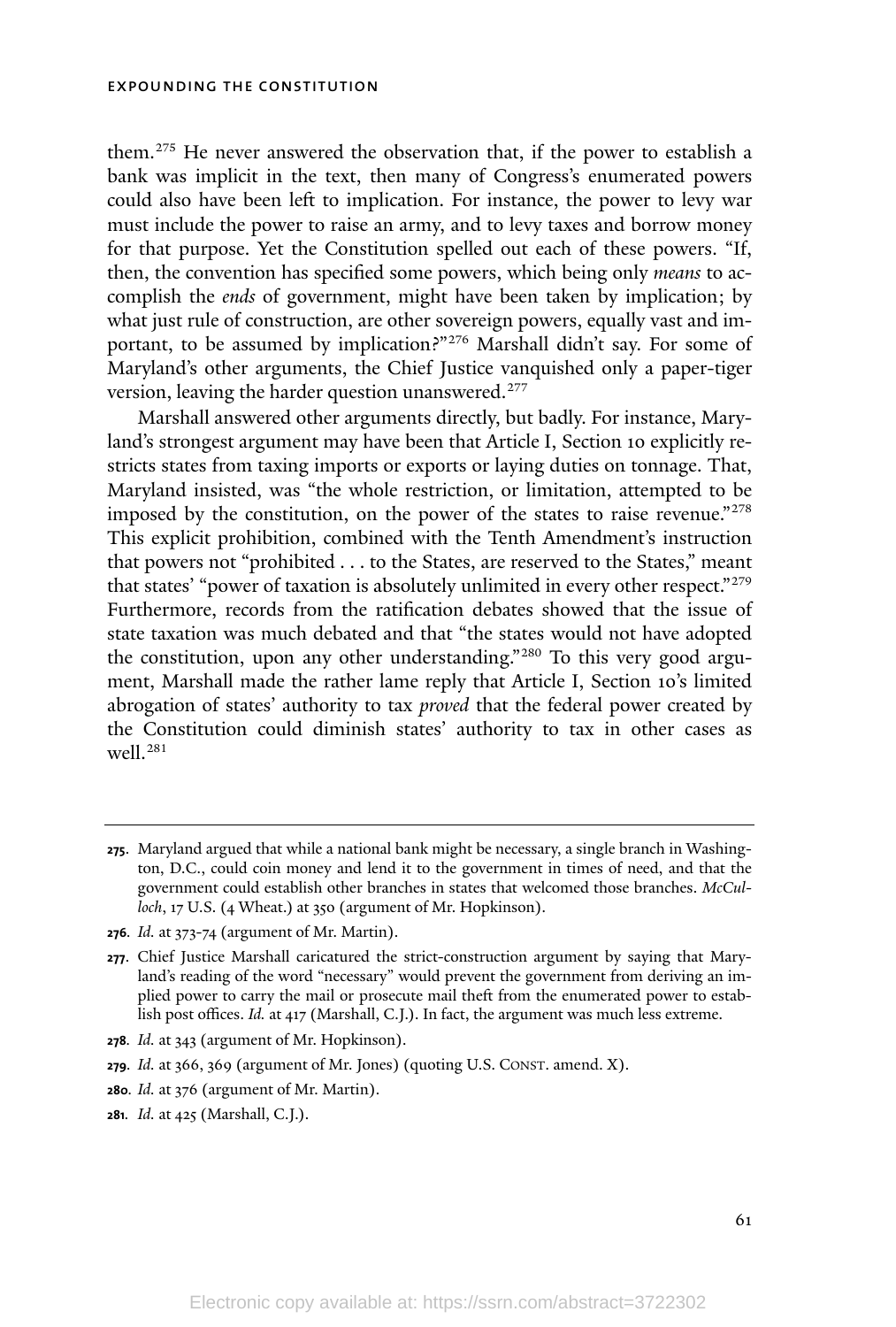them.[275] He never answered the observation that, if the power to establish a bank was implicit in the text, then many of Congress's enumerated powers could also have been left to implication. For instance, the power to levy war must include the power to raise an army, and to levy taxes and borrow money for that purpose. Yet the Constitution spelled out each of these powers. "If, then, the convention has specified some powers, which being only *means* to accomplish the *ends* of government, might have been taken by implication; by what just rule of construction, are other sovereign powers, equally vast and important, to be assumed by implication?"[276] Marshall didn't say. For some of Maryland's other arguments, the Chief Justice vanquished only a paper-tiger version, leaving the harder question unanswered.[277]

Marshall answered other arguments directly, but badly. For instance, Maryland's strongest argument may have been that Article I, Section 10 explicitly restricts states from taxing imports or exports or laying duties on tonnage. That, Maryland insisted, was "the whole restriction, or limitation, attempted to be imposed by the constitution, on the power of the states to raise revenue."[278] This explicit prohibition, combined with the Tenth Amendment's instruction that powers not "prohibited . . . to the States, are reserved to the States," meant that states' "power of taxation is absolutely unlimited in every other respect."[279] Furthermore, records from the ratification debates showed that the issue of state taxation was much debated and that "the states would not have adopted the constitution, upon any other understanding."[280] To this very good argument, Marshall made the rather lame reply that Article I, Section 10's limited abrogation of states' authority to tax *proved* that the federal power created by the Constitution could diminish states' authority to tax in other cases as well.[281]

---

**275.** Maryland argued that while a national bank might be necessary, a single branch in Washington, D.C., could coin money and lend it to the government in times of need, and that the government could establish other branches in states that welcomed those branches. *McCulloch*, 17 U.S. (4 Wheat.) at 350 (argument of Mr. Hopkinson).

**276.** *Id.* at 373-74 (argument of Mr. Martin).

**277.** Chief Justice Marshall caricatured the strict-construction argument by saying that Maryland's reading of the word "necessary" would prevent the government from deriving an implied power to carry the mail or prosecute mail theft from the enumerated power to establish post offices. *Id.* at 417 (Marshall, C.J.). In fact, the argument was much less extreme.

**278.** *Id.* at 343 (argument of Mr. Hopkinson).

**279.** *Id.* at 366, 369 (argument of Mr. Jones) (quoting U.S. CONST. amend. X).

**280.** *Id.* at 376 (argument of Mr. Martin).

**281.** *Id.* at 425 (Marshall, C.J.).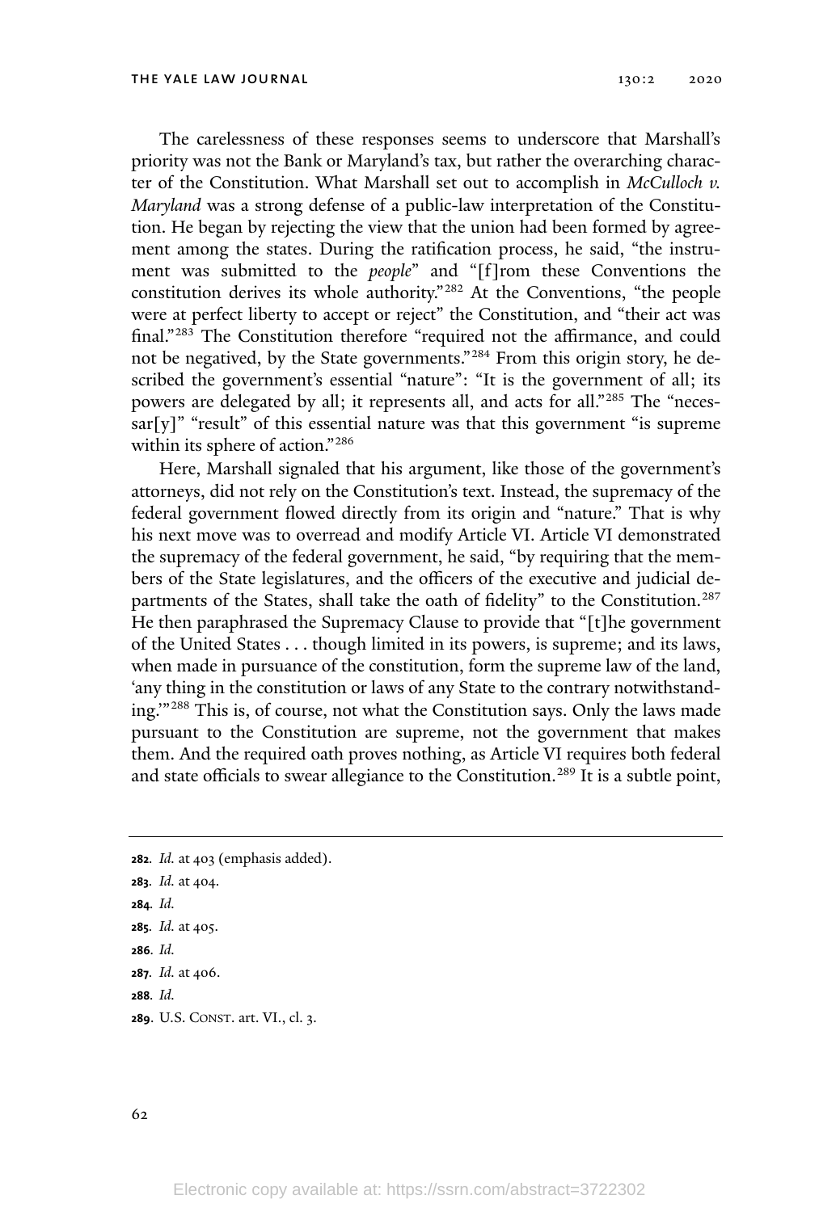The carelessness of these responses seems to underscore that Marshall's priority was not the Bank or Maryland's tax, but rather the overarching character of the Constitution. What Marshall set out to accomplish in *McCulloch v. Maryland* was a strong defense of a public-law interpretation of the Constitution. He began by rejecting the view that the union had been formed by agreement among the states. During the ratification process, he said, "the instrument was submitted to the *people*" and "[f]rom these Conventions the constitution derives its whole authority."[282] At the Conventions, "the people were at perfect liberty to accept or reject" the Constitution, and "their act was final."[283] The Constitution therefore "required not the affirmance, and could not be negatived, by the State governments."[284] From this origin story, he described the government's essential "nature": "It is the government of all; its powers are delegated by all; it represents all, and acts for all."[285] The "necessar[y]" "result" of this essential nature was that this government "is supreme within its sphere of action."[286]

Here, Marshall signaled that his argument, like those of the government's attorneys, did not rely on the Constitution's text. Instead, the supremacy of the federal government flowed directly from its origin and "nature." That is why his next move was to overread and modify Article VI. Article VI demonstrated the supremacy of the federal government, he said, "by requiring that the members of the State legislatures, and the officers of the executive and judicial departments of the States, shall take the oath of fidelity" to the Constitution.[287] He then paraphrased the Supremacy Clause to provide that "[t]he government of the United States . . . though limited in its powers, is supreme; and its laws, when made in pursuance of the constitution, form the supreme law of the land, 'any thing in the constitution or laws of any State to the contrary notwithstanding.'"[288] This is, of course, not what the Constitution says. Only the laws made pursuant to the Constitution are supreme, not the government that makes them. And the required oath proves nothing, as Article VI requires both federal and state officials to swear allegiance to the Constitution.[289] It is a subtle point,

---

**282**. *Id.* at 403 (emphasis added).

**283**. *Id.* at 404.

**284**. *Id.*

**285**. *Id.* at 405.

**286**. *Id.*

**287**. *Id.* at 406.

**288**. *Id.*

**289**. U.S. CONST. art. VI., cl. 3.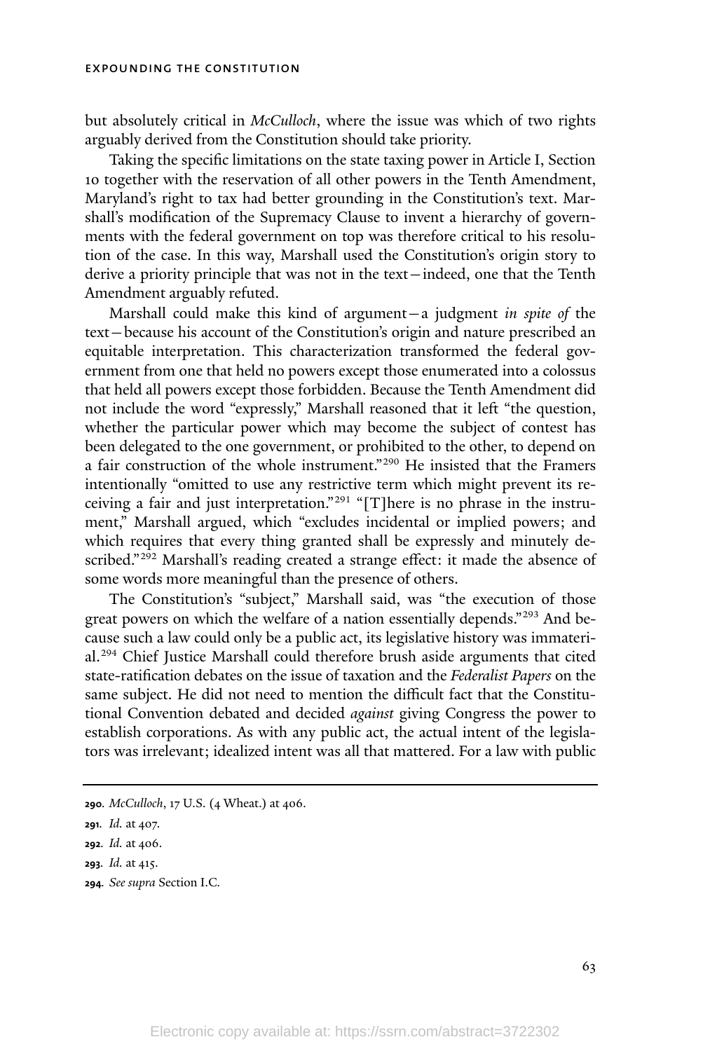but absolutely critical in *McCulloch*, where the issue was which of two rights arguably derived from the Constitution should take priority.

Taking the specific limitations on the state taxing power in Article I, Section 10 together with the reservation of all other powers in the Tenth Amendment, Maryland's right to tax had better grounding in the Constitution's text. Marshall's modification of the Supremacy Clause to invent a hierarchy of governments with the federal government on top was therefore critical to his resolution of the case. In this way, Marshall used the Constitution's origin story to derive a priority principle that was not in the text—indeed, one that the Tenth Amendment arguably refuted.

Marshall could make this kind of argument—a judgment *in spite of* the text—because his account of the Constitution's origin and nature prescribed an equitable interpretation. This characterization transformed the federal government from one that held no powers except those enumerated into a colossus that held all powers except those forbidden. Because the Tenth Amendment did not include the word "expressly," Marshall reasoned that it left "the question, whether the particular power which may become the subject of contest has been delegated to the one government, or prohibited to the other, to depend on a fair construction of the whole instrument."[290] He insisted that the Framers intentionally "omitted to use any restrictive term which might prevent its receiving a fair and just interpretation."[291] "[T]here is no phrase in the instrument," Marshall argued, which "excludes incidental or implied powers; and which requires that every thing granted shall be expressly and minutely described."[292] Marshall's reading created a strange effect: it made the absence of some words more meaningful than the presence of others.

The Constitution's "subject," Marshall said, was "the execution of those great powers on which the welfare of a nation essentially depends."[293] And because such a law could only be a public act, its legislative history was immaterial.[294] Chief Justice Marshall could therefore brush aside arguments that cited state-ratification debates on the issue of taxation and the *Federalist Papers* on the same subject. He did not need to mention the difficult fact that the Constitutional Convention debated and decided *against* giving Congress the power to establish corporations. As with any public act, the actual intent of the legislators was irrelevant; idealized intent was all that mattered. For a law with public

---

**290.** *McCulloch*, 17 U.S. (4 Wheat.) at 406.

**291.** *Id.* at 407.

**292.** *Id.* at 406.

**293.** *Id.* at 415.

**294.** *See supra* Section I.C.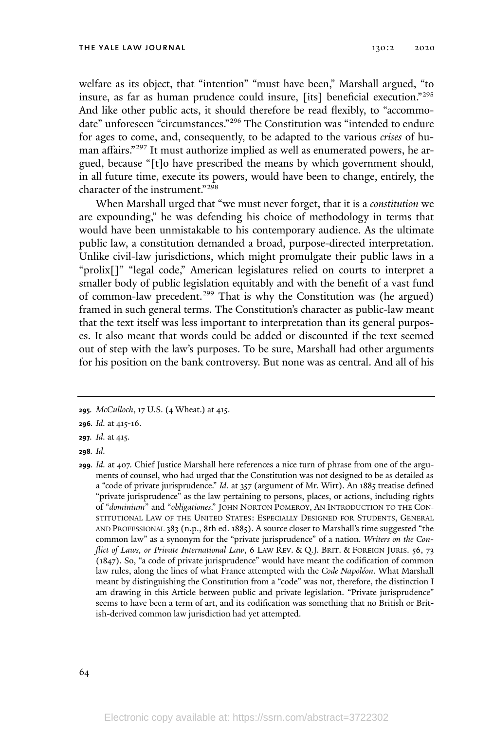welfare as its object, that "intention" "must have been," Marshall argued, "to insure, as far as human prudence could insure, [its] beneficial execution."[295] And like other public acts, it should therefore be read flexibly, to "accommodate" unforeseen "circumstances."[296] The Constitution was "intended to endure for ages to come, and, consequently, to be adapted to the various *crises* of human affairs."[297] It must authorize implied as well as enumerated powers, he argued, because "[t]o have prescribed the means by which government should, in all future time, execute its powers, would have been to change, entirely, the character of the instrument."[298]

When Marshall urged that "we must never forget, that it is a *constitution* we are expounding," he was defending his choice of methodology in terms that would have been unmistakable to his contemporary audience. As the ultimate public law, a constitution demanded a broad, purpose-directed interpretation. Unlike civil-law jurisdictions, which might promulgate their public laws in a "prolix[]" "legal code," American legislatures relied on courts to interpret a smaller body of public legislation equitably and with the benefit of a vast fund of common-law precedent.[299] That is why the Constitution was (he argued) framed in such general terms. The Constitution's character as public-law meant that the text itself was less important to interpretation than its general purposes. It also meant that words could be added or discounted if the text seemed out of step with the law's purposes. To be sure, Marshall had other arguments for his position on the bank controversy. But none was as central. And all of his

---

**295.** *McCulloch*, 17 U.S. (4 Wheat.) at 415.

**296.** *Id.* at 415-16.

**297.** *Id.* at 415.

**298.** *Id.*

**299.** *Id.* at 407. Chief Justice Marshall here references a nice turn of phrase from one of the arguments of counsel, who had urged that the Constitution was not designed to be as detailed as a "code of private jurisprudence." *Id.* at 357 (argument of Mr. Wirt). An 1885 treatise defined "private jurisprudence" as the law pertaining to persons, places, or actions, including rights of "*dominium*" and "*obligationes*." John Norton Pomeroy, An Introduction to the Constitutional Law of the United States: Especially Designed for Students, General and Professional 383 (n.p., 8th ed. 1885). A source closer to Marshall's time suggested "the common law" as a synonym for the "private jurisprudence" of a nation. *Writers on the Conflict of Laws, or Private International Law*, 6 Law Rev. & Q.J. Brit. & Foreign Juris. 56, 73 (1847). So, "a code of private jurisprudence" would have meant the codification of common law rules, along the lines of what France attempted with the *Code Napoléon*. What Marshall meant by distinguishing the Constitution from a "code" was not, therefore, the distinction I am drawing in this Article between public and private legislation. "Private jurisprudence" seems to have been a term of art, and its codification was something that no British or British-derived common law jurisdiction had yet attempted.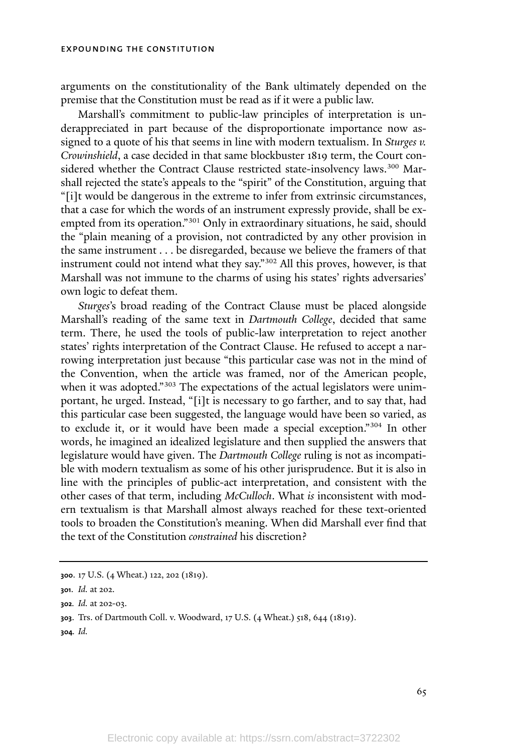arguments on the constitutionality of the Bank ultimately depended on the premise that the Constitution must be read as if it were a public law.

Marshall's commitment to public-law principles of interpretation is underappreciated in part because of the disproportionate importance now assigned to a quote of his that seems in line with modern textualism. In *Sturges v. Crowinshield*, a case decided in that same blockbuster 1819 term, the Court considered whether the Contract Clause restricted state-insolvency laws.[300] Marshall rejected the state's appeals to the "spirit" of the Constitution, arguing that "[i]t would be dangerous in the extreme to infer from extrinsic circumstances, that a case for which the words of an instrument expressly provide, shall be exempted from its operation."[301] Only in extraordinary situations, he said, should the "plain meaning of a provision, not contradicted by any other provision in the same instrument . . . be disregarded, because we believe the framers of that instrument could not intend what they say."[302] All this proves, however, is that Marshall was not immune to the charms of using his states' rights adversaries' own logic to defeat them.

*Sturges*'s broad reading of the Contract Clause must be placed alongside Marshall's reading of the same text in *Dartmouth College*, decided that same term. There, he used the tools of public-law interpretation to reject another states' rights interpretation of the Contract Clause. He refused to accept a narrowing interpretation just because "this particular case was not in the mind of the Convention, when the article was framed, nor of the American people, when it was adopted."[303] The expectations of the actual legislators were unimportant, he urged. Instead, "[i]t is necessary to go farther, and to say that, had this particular case been suggested, the language would have been so varied, as to exclude it, or it would have been made a special exception."[304] In other words, he imagined an idealized legislature and then supplied the answers that legislature would have given. The *Dartmouth College* ruling is not as incompatible with modern textualism as some of his other jurisprudence. But it is also in line with the principles of public-act interpretation, and consistent with the other cases of that term, including *McCulloch*. What *is* inconsistent with modern textualism is that Marshall almost always reached for these text-oriented tools to broaden the Constitution's meaning. When did Marshall ever find that the text of the Constitution *constrained* his discretion?

---

**300**. 17 U.S. (4 Wheat.) 122, 202 (1819).

**301**. *Id.* at 202.

**302**. *Id.* at 202-03.

**303**. Trs. of Dartmouth Coll. v. Woodward, 17 U.S. (4 Wheat.) 518, 644 (1819).

**304**. *Id.*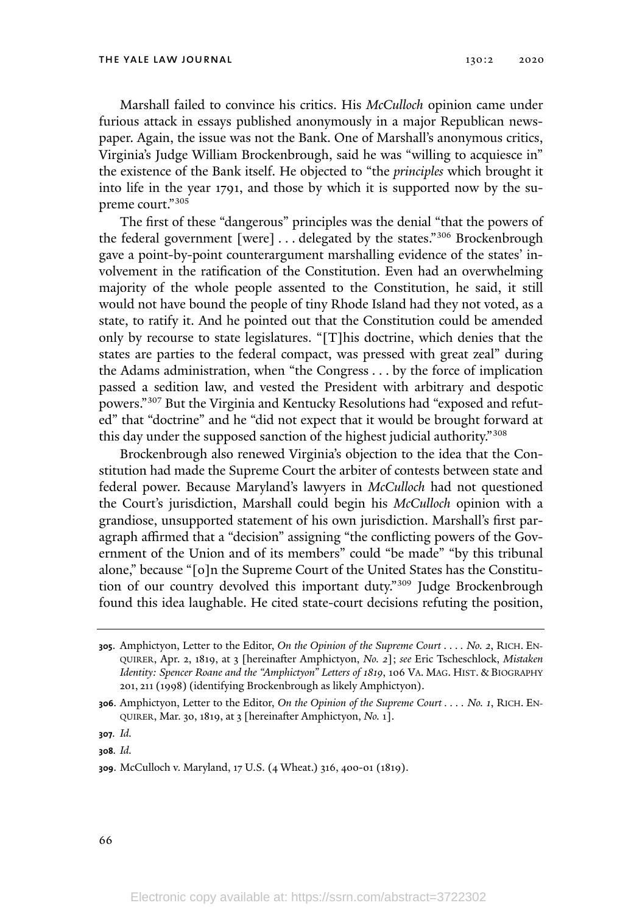Marshall failed to convince his critics. His *McCulloch* opinion came under furious attack in essays published anonymously in a major Republican newspaper. Again, the issue was not the Bank. One of Marshall's anonymous critics, Virginia's Judge William Brockenbrough, said he was "willing to acquiesce in" the existence of the Bank itself. He objected to "the *principles* which brought it into life in the year 1791, and those by which it is supported now by the supreme court."[305]

The first of these "dangerous" principles was the denial "that the powers of the federal government [were] . . . delegated by the states."[306] Brockenbrough gave a point-by-point counterargument marshalling evidence of the states' involvement in the ratification of the Constitution. Even had an overwhelming majority of the whole people assented to the Constitution, he said, it still would not have bound the people of tiny Rhode Island had they not voted, as a state, to ratify it. And he pointed out that the Constitution could be amended only by recourse to state legislatures. "[T]his doctrine, which denies that the states are parties to the federal compact, was pressed with great zeal" during the Adams administration, when "the Congress . . . by the force of implication passed a sedition law, and vested the President with arbitrary and despotic powers."[307] But the Virginia and Kentucky Resolutions had "exposed and refuted" that "doctrine" and he "did not expect that it would be brought forward at this day under the supposed sanction of the highest judicial authority."[308]

Brockenbrough also renewed Virginia's objection to the idea that the Constitution had made the Supreme Court the arbiter of contests between state and federal power. Because Maryland's lawyers in *McCulloch* had not questioned the Court's jurisdiction, Marshall could begin his *McCulloch* opinion with a grandiose, unsupported statement of his own jurisdiction. Marshall's first paragraph affirmed that a "decision" assigning "the conflicting powers of the Government of the Union and of its members" could "be made" "by this tribunal alone," because "[o]n the Supreme Court of the United States has the Constitution of our country devolved this important duty."[309] Judge Brockenbrough found this idea laughable. He cited state-court decisions refuting the position,

---

**305**. Amphictyon, Letter to the Editor, *On the Opinion of the Supreme Court . . . . No. 2*, RICH. ENQUIRER, Apr. 2, 1819, at 3 [hereinafter Amphictyon, *No. 2*]; *see* Eric Tscheschlock, *Mistaken Identity: Spencer Roane and the "Amphictyon" Letters of 1819*, 106 VA. MAG. HIST. & BIOGRAPHY 201, 211 (1998) (identifying Brockenbrough as likely Amphictyon).

**306**. Amphictyon, Letter to the Editor, *On the Opinion of the Supreme Court . . . . No. 1*, RICH. ENQUIRER, Mar. 30, 1819, at 3 [hereinafter Amphictyon, *No. 1*].

**307**. *Id.*

**308**. *Id.*

**309**. McCulloch v. Maryland, 17 U.S. (4 Wheat.) 316, 400-01 (1819).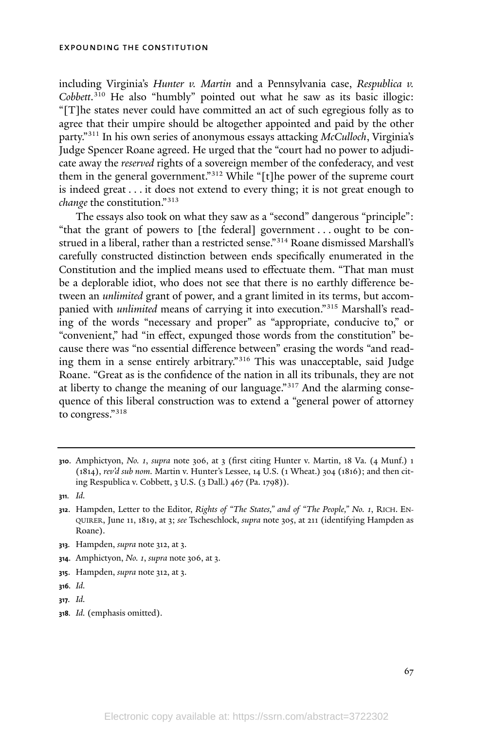including Virginia's *Hunter v. Martin* and a Pennsylvania case, *Respublica v. Cobbett*.[310] He also "humbly" pointed out what he saw as its basic illogic: "[T]he states never could have committed an act of such egregious folly as to agree that their umpire should be altogether appointed and paid by the other party."[311] In his own series of anonymous essays attacking *McCulloch*, Virginia's Judge Spencer Roane agreed. He urged that the "court had no power to adjudicate away the *reserved* rights of a sovereign member of the confederacy, and vest them in the general government."[312] While "[t]he power of the supreme court is indeed great . . . it does not extend to every thing; it is not great enough to *change* the constitution."[313]

The essays also took on what they saw as a "second" dangerous "principle": "that the grant of powers to [the federal] government . . . ought to be construed in a liberal, rather than a restricted sense."[314] Roane dismissed Marshall's carefully constructed distinction between ends specifically enumerated in the Constitution and the implied means used to effectuate them. "That man must be a deplorable idiot, who does not see that there is no earthly difference between an *unlimited* grant of power, and a grant limited in its terms, but accompanied with *unlimited* means of carrying it into execution."[315] Marshall's reading of the words "necessary and proper" as "appropriate, conducive to," or "convenient," had "in effect, expunged those words from the constitution" because there was "no essential difference between" erasing the words "and reading them in a sense entirely arbitrary."[316] This was unacceptable, said Judge Roane. "Great as is the confidence of the nation in all its tribunals, they are not at liberty to change the meaning of our language."[317] And the alarming consequence of this liberal construction was to extend a "general power of attorney to congress."[318]

---

**310.** Amphictyon, *No. 1*, *supra* note 306, at 3 (first citing Hunter v. Martin, 18 Va. (4 Munf.) 1 (1814), *rev'd sub nom.* Martin v. Hunter's Lessee, 14 U.S. (1 Wheat.) 304 (1816); and then citing Respublica v. Cobbett, 3 U.S. (3 Dall.) 467 (Pa. 1798)).

**311.** *Id.*

**312.** Hampden, Letter to the Editor, *Rights of "The States," and of "The People," No. 1*, RICH. ENQUIRER, June 11, 1819, at 3; *see* Tscheschlock, *supra* note 305, at 211 (identifying Hampden as Roane).

**313.** Hampden, *supra* note 312, at 3.

**314.** Amphictyon, *No. 1*, *supra* note 306, at 3.

**315.** Hampden, *supra* note 312, at 3.

**316.** *Id.*

**317.** *Id.*

**318.** *Id.* (emphasis omitted).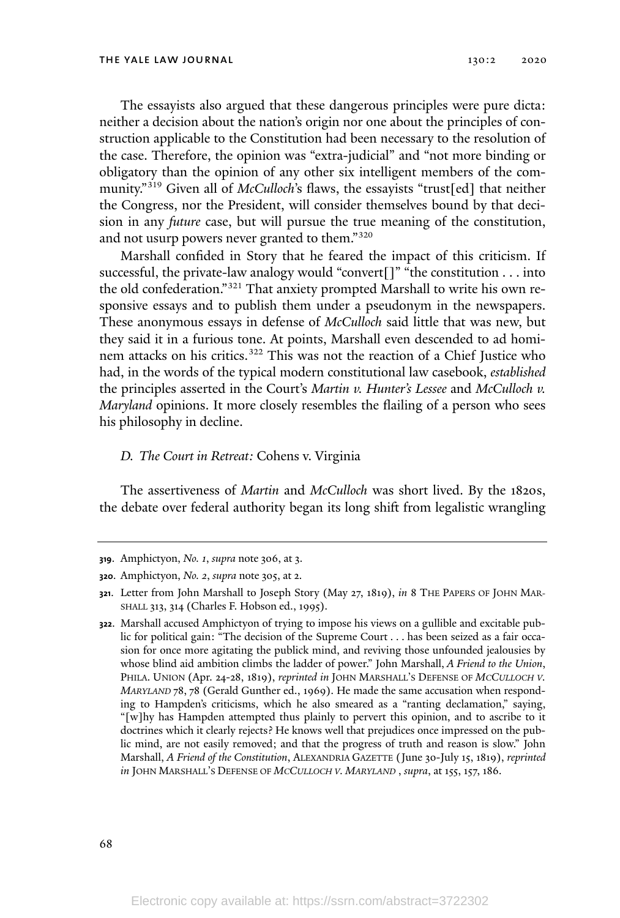The essayists also argued that these dangerous principles were pure dicta: neither a decision about the nation's origin nor one about the principles of construction applicable to the Constitution had been necessary to the resolution of the case. Therefore, the opinion was "extra-judicial" and "not more binding or obligatory than the opinion of any other six intelligent members of the community."[319] Given all of *McCulloch*'s flaws, the essayists "trust[ed] that neither the Congress, nor the President, will consider themselves bound by that decision in any *future* case, but will pursue the true meaning of the constitution, and not usurp powers never granted to them."[320]

Marshall confided in Story that he feared the impact of this criticism. If successful, the private-law analogy would "convert[]" "the constitution . . . into the old confederation."[321] That anxiety prompted Marshall to write his own responsive essays and to publish them under a pseudonym in the newspapers. These anonymous essays in defense of *McCulloch* said little that was new, but they said it in a furious tone. At points, Marshall even descended to ad hominem attacks on his critics.[322] This was not the reaction of a Chief Justice who had, in the words of the typical modern constitutional law casebook, *established* the principles asserted in the Court's *Martin v. Hunter's Lessee* and *McCulloch v. Maryland* opinions. It more closely resembles the flailing of a person who sees his philosophy in decline.

### *D. The Court in Retreat:* Cohens v. Virginia

The assertiveness of *Martin* and *McCulloch* was short lived. By the 1820s, the debate over federal authority began its long shift from legalistic wrangling

---

**319**. Amphictyon, *No. 1*, *supra* note 306, at 3.

**320**. Amphictyon, *No. 2*, *supra* note 305, at 2.

**321**. Letter from John Marshall to Joseph Story (May 27, 1819), *in* 8 THE PAPERS OF JOHN MARSHALL 313, 314 (Charles F. Hobson ed., 1995).

**322**. Marshall accused Amphictyon of trying to impose his views on a gullible and excitable public for political gain: "The decision of the Supreme Court . . . has been seized as a fair occasion for once more agitating the publick mind, and reviving those unfounded jealousies by whose blind aid ambition climbs the ladder of power." John Marshall, *A Friend to the Union*, PHILA. UNION (Apr. 24-28, 1819), *reprinted in* JOHN MARSHALL'S DEFENSE OF *MCCULLOCH V. MARYLAND* 78, 78 (Gerald Gunther ed., 1969). He made the same accusation when responding to Hampden's criticisms, which he also smeared as a "ranting declamation," saying, "[w]hy has Hampden attempted thus plainly to pervert this opinion, and to ascribe to it doctrines which it clearly rejects? He knows well that prejudices once impressed on the public mind, are not easily removed; and that the progress of truth and reason is slow." John Marshall, *A Friend of the Constitution*, ALEXANDRIA GAZETTE (June 30-July 15, 1819), *reprinted in* JOHN MARSHALL'S DEFENSE OF *MCCULLOCH V. MARYLAND* , *supra*, at 155, 157, 186.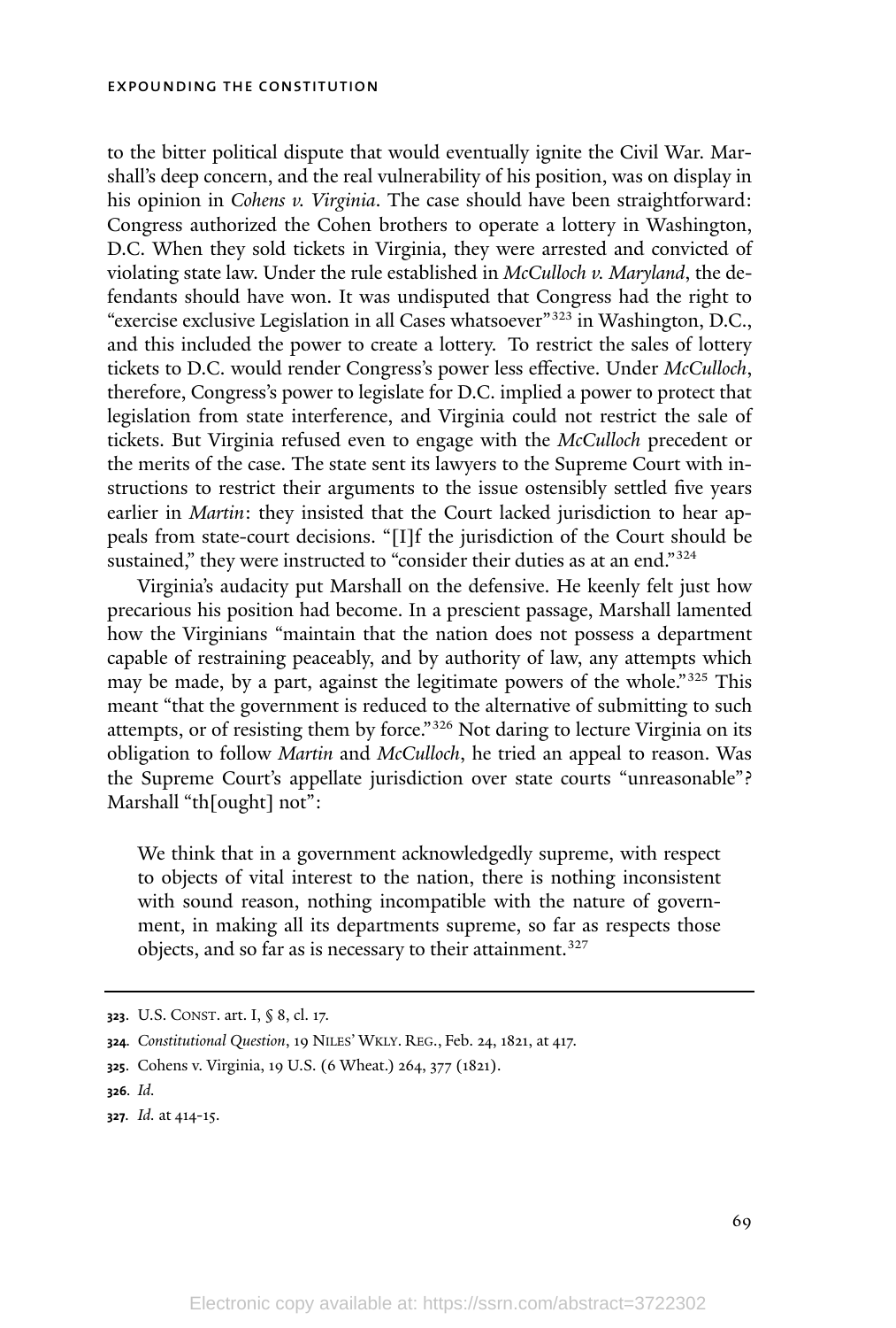to the bitter political dispute that would eventually ignite the Civil War. Marshall's deep concern, and the real vulnerability of his position, was on display in his opinion in *Cohens v. Virginia*. The case should have been straightforward: Congress authorized the Cohen brothers to operate a lottery in Washington, D.C. When they sold tickets in Virginia, they were arrested and convicted of violating state law. Under the rule established in *McCulloch v. Maryland*, the defendants should have won. It was undisputed that Congress had the right to "exercise exclusive Legislation in all Cases whatsoever"[323] in Washington, D.C., and this included the power to create a lottery. To restrict the sales of lottery tickets to D.C. would render Congress's power less effective. Under *McCulloch*, therefore, Congress's power to legislate for D.C. implied a power to protect that legislation from state interference, and Virginia could not restrict the sale of tickets. But Virginia refused even to engage with the *McCulloch* precedent or the merits of the case. The state sent its lawyers to the Supreme Court with instructions to restrict their arguments to the issue ostensibly settled five years earlier in *Martin*: they insisted that the Court lacked jurisdiction to hear appeals from state-court decisions. "[I]f the jurisdiction of the Court should be sustained," they were instructed to "consider their duties as at an end."[324]

Virginia's audacity put Marshall on the defensive. He keenly felt just how precarious his position had become. In a prescient passage, Marshall lamented how the Virginians "maintain that the nation does not possess a department capable of restraining peaceably, and by authority of law, any attempts which may be made, by a part, against the legitimate powers of the whole."[325] This meant "that the government is reduced to the alternative of submitting to such attempts, or of resisting them by force."[326] Not daring to lecture Virginia on its obligation to follow *Martin* and *McCulloch*, he tried an appeal to reason. Was the Supreme Court's appellate jurisdiction over state courts "unreasonable"? Marshall "th[ought] not":

> We think that in a government acknowledgedly supreme, with respect to objects of vital interest to the nation, there is nothing inconsistent with sound reason, nothing incompatible with the nature of government, in making all its departments supreme, so far as respects those objects, and so far as is necessary to their attainment.[327]

---

**323**. U.S. CONST. art. I, § 8, cl. 17.

**324**. *Constitutional Question*, 19 NILES' WKLY. REG., Feb. 24, 1821, at 417.

**325**. Cohens v. Virginia, 19 U.S. (6 Wheat.) 264, 377 (1821).

**326**. *Id.*

**327**. *Id.* at 414-15.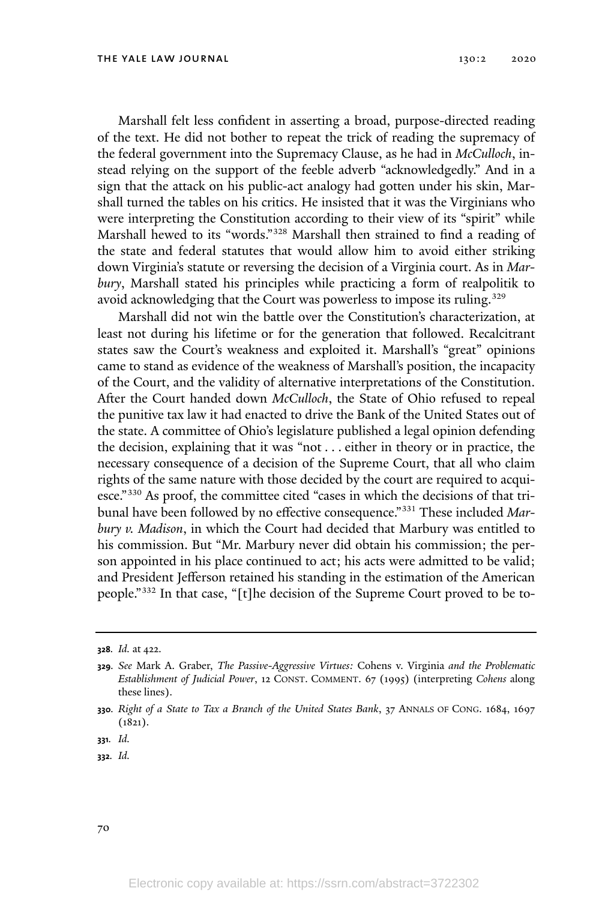Marshall felt less confident in asserting a broad, purpose-directed reading of the text. He did not bother to repeat the trick of reading the supremacy of the federal government into the Supremacy Clause, as he had in *McCulloch*, instead relying on the support of the feeble adverb "acknowledgedly." And in a sign that the attack on his public-act analogy had gotten under his skin, Marshall turned the tables on his critics. He insisted that it was the Virginians who were interpreting the Constitution according to their view of its "spirit" while Marshall hewed to its "words."[328] Marshall then strained to find a reading of the state and federal statutes that would allow him to avoid either striking down Virginia's statute or reversing the decision of a Virginia court. As in *Marbury*, Marshall stated his principles while practicing a form of realpolitik to avoid acknowledging that the Court was powerless to impose its ruling.[329]

Marshall did not win the battle over the Constitution's characterization, at least not during his lifetime or for the generation that followed. Recalcitrant states saw the Court's weakness and exploited it. Marshall's "great" opinions came to stand as evidence of the weakness of Marshall's position, the incapacity of the Court, and the validity of alternative interpretations of the Constitution. After the Court handed down *McCulloch*, the State of Ohio refused to repeal the punitive tax law it had enacted to drive the Bank of the United States out of the state. A committee of Ohio's legislature published a legal opinion defending the decision, explaining that it was "not . . . either in theory or in practice, the necessary consequence of a decision of the Supreme Court, that all who claim rights of the same nature with those decided by the court are required to acquiesce."[330] As proof, the committee cited "cases in which the decisions of that tribunal have been followed by no effective consequence."[331] These included *Marbury v. Madison*, in which the Court had decided that Marbury was entitled to his commission. But "Mr. Marbury never did obtain his commission; the person appointed in his place continued to act; his acts were admitted to be valid; and President Jefferson retained his standing in the estimation of the American people."[332] In that case, "[t]he decision of the Supreme Court proved to be to-

---

**328.** *Id.* at 422.

**329.** *See* Mark A. Graber, *The Passive-Aggressive Virtues:* Cohens v. Virginia *and the Problematic Establishment of Judicial Power*, 12 CONST. COMMENT. 67 (1995) (interpreting *Cohens* along these lines).

**330.** *Right of a State to Tax a Branch of the United States Bank*, 37 ANNALS OF CONG. 1684, 1697 (1821).

**331.** *Id.*

**332.** *Id.*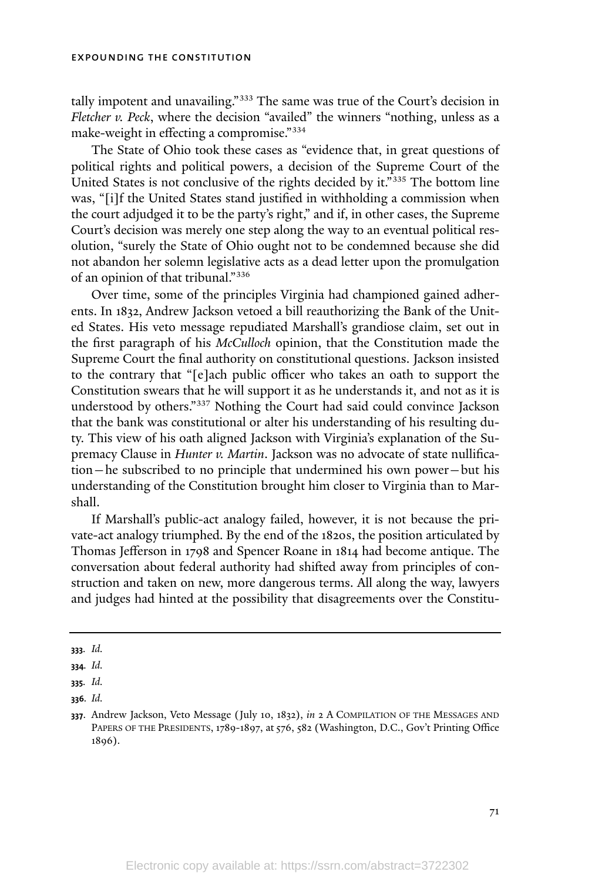tally impotent and unavailing."[333] The same was true of the Court's decision in *Fletcher v. Peck*, where the decision "availed" the winners "nothing, unless as a make-weight in effecting a compromise."[334]

The State of Ohio took these cases as "evidence that, in great questions of political rights and political powers, a decision of the Supreme Court of the United States is not conclusive of the rights decided by it."[335] The bottom line was, "[i]f the United States stand justified in withholding a commission when the court adjudged it to be the party's right," and if, in other cases, the Supreme Court's decision was merely one step along the way to an eventual political resolution, "surely the State of Ohio ought not to be condemned because she did not abandon her solemn legislative acts as a dead letter upon the promulgation of an opinion of that tribunal."[336]

Over time, some of the principles Virginia had championed gained adherents. In 1832, Andrew Jackson vetoed a bill reauthorizing the Bank of the United States. His veto message repudiated Marshall's grandiose claim, set out in the first paragraph of his *McCulloch* opinion, that the Constitution made the Supreme Court the final authority on constitutional questions. Jackson insisted to the contrary that "[e]ach public officer who takes an oath to support the Constitution swears that he will support it as he understands it, and not as it is understood by others."[337] Nothing the Court had said could convince Jackson that the bank was constitutional or alter his understanding of his resulting duty. This view of his oath aligned Jackson with Virginia's explanation of the Supremacy Clause in *Hunter v. Martin*. Jackson was no advocate of state nullification—he subscribed to no principle that undermined his own power—but his understanding of the Constitution brought him closer to Virginia than to Marshall.

If Marshall's public-act analogy failed, however, it is not because the private-act analogy triumphed. By the end of the 1820s, the position articulated by Thomas Jefferson in 1798 and Spencer Roane in 1814 had become antique. The conversation about federal authority had shifted away from principles of construction and taken on new, more dangerous terms. All along the way, lawyers and judges had hinted at the possibility that disagreements over the Constitu-

---

**333.** *Id.*

**334.** *Id.*

**335.** *Id.*

**336.** *Id.*

**337.** Andrew Jackson, Veto Message (July 10, 1832), *in* 2 A COMPILATION OF THE MESSAGES AND PAPERS OF THE PRESIDENTS, 1789-1897, at 576, 582 (Washington, D.C., Gov't Printing Office 1896).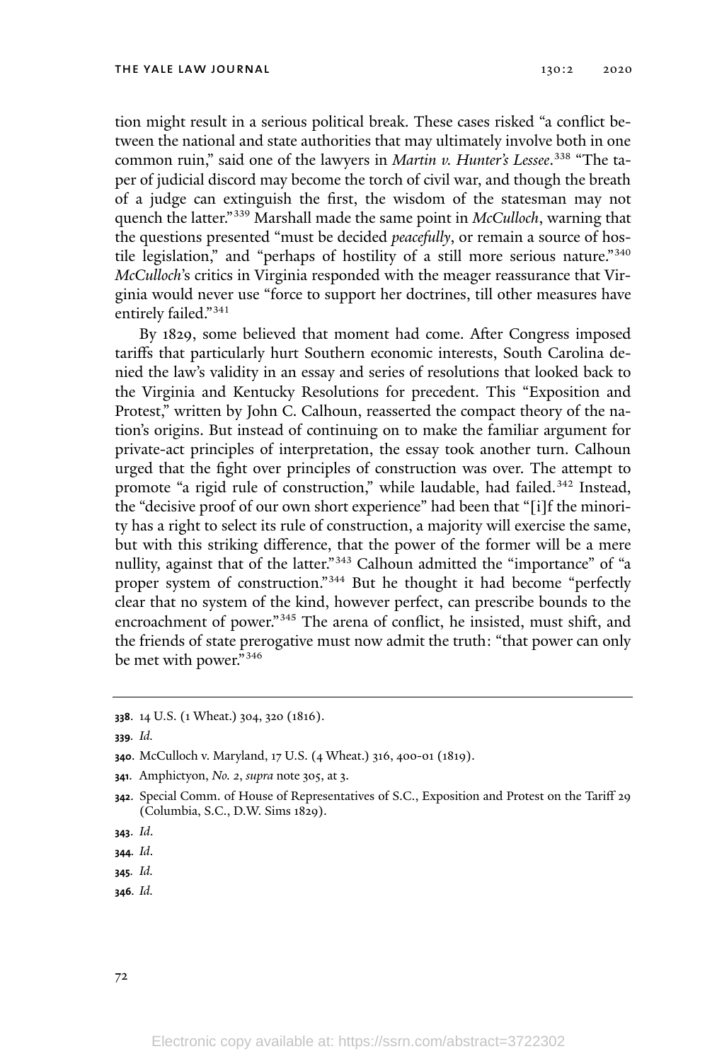tion might result in a serious political break. These cases risked "a conflict between the national and state authorities that may ultimately involve both in one common ruin," said one of the lawyers in *Martin v. Hunter's Lessee*.[338] "The taper of judicial discord may become the torch of civil war, and though the breath of a judge can extinguish the first, the wisdom of the statesman may not quench the latter."[339] Marshall made the same point in *McCulloch*, warning that the questions presented "must be decided *peacefully*, or remain a source of hostile legislation," and "perhaps of hostility of a still more serious nature."[340] *McCulloch*'s critics in Virginia responded with the meager reassurance that Virginia would never use "force to support her doctrines, till other measures have entirely failed."[341]

By 1829, some believed that moment had come. After Congress imposed tariffs that particularly hurt Southern economic interests, South Carolina denied the law's validity in an essay and series of resolutions that looked back to the Virginia and Kentucky Resolutions for precedent. This "Exposition and Protest," written by John C. Calhoun, reasserted the compact theory of the nation's origins. But instead of continuing on to make the familiar argument for private-act principles of interpretation, the essay took another turn. Calhoun urged that the fight over principles of construction was over. The attempt to promote "a rigid rule of construction," while laudable, had failed.[342] Instead, the "decisive proof of our own short experience" had been that "[i]f the minority has a right to select its rule of construction, a majority will exercise the same, but with this striking difference, that the power of the former will be a mere nullity, against that of the latter."[343] Calhoun admitted the "importance" of "a proper system of construction."[344] But he thought it had become "perfectly clear that no system of the kind, however perfect, can prescribe bounds to the encroachment of power."[345] The arena of conflict, he insisted, must shift, and the friends of state prerogative must now admit the truth: "that power can only be met with power."[346]

---

**338**. 14 U.S. (1 Wheat.) 304, 320 (1816).

**339**. *Id.*

**340**. McCulloch v. Maryland, 17 U.S. (4 Wheat.) 316, 400-01 (1819).

**341**. Amphictyon, *No. 2*, *supra* note 305, at 3.

**342**. Special Comm. of House of Representatives of S.C., Exposition and Protest on the Tariff 29 (Columbia, S.C., D.W. Sims 1829).

**343**. *Id*.

**344**. *Id*.

**345**. *Id.*

**346**. *Id.*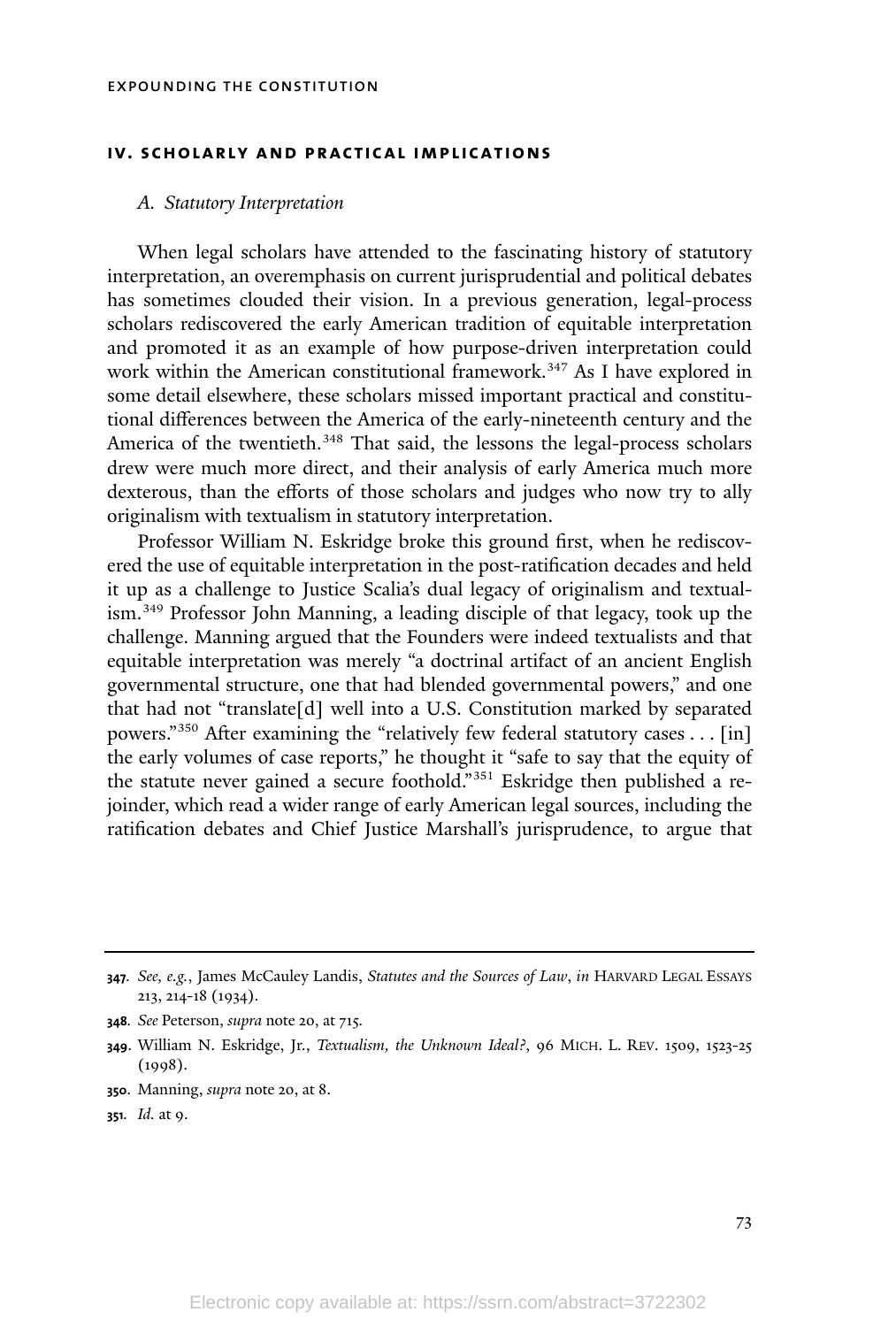## IV. SCHOLARLY AND PRACTICAL IMPLICATIONS

### *A. Statutory Interpretation*

When legal scholars have attended to the fascinating history of statutory interpretation, an overemphasis on current jurisprudential and political debates has sometimes clouded their vision. In a previous generation, legal-process scholars rediscovered the early American tradition of equitable interpretation and promoted it as an example of how purpose-driven interpretation could work within the American constitutional framework.[347] As I have explored in some detail elsewhere, these scholars missed important practical and constitutional differences between the America of the early-nineteenth century and the America of the twentieth.[348] That said, the lessons the legal-process scholars drew were much more direct, and their analysis of early America much more dexterous, than the efforts of those scholars and judges who now try to ally originalism with textualism in statutory interpretation.

Professor William N. Eskridge broke this ground first, when he rediscovered the use of equitable interpretation in the post-ratification decades and held it up as a challenge to Justice Scalia's dual legacy of originalism and textualism.[349] Professor John Manning, a leading disciple of that legacy, took up the challenge. Manning argued that the Founders were indeed textualists and that equitable interpretation was merely "a doctrinal artifact of an ancient English governmental structure, one that had blended governmental powers," and one that had not "translate[d] well into a U.S. Constitution marked by separated powers."[350] After examining the "relatively few federal statutory cases . . . [in] the early volumes of case reports," he thought it "safe to say that the equity of the statute never gained a secure foothold."[351] Eskridge then published a rejoinder, which read a wider range of early American legal sources, including the ratification debates and Chief Justice Marshall's jurisprudence, to argue that

---

**347.** *See, e.g.*, James McCauley Landis, *Statutes and the Sources of Law*, *in* HARVARD LEGAL ESSAYS 213, 214-18 (1934).

**348.** *See* Peterson, *supra* note 20, at 715.

**349.** William N. Eskridge, Jr., *Textualism, the Unknown Ideal?*, 96 MICH. L. REV. 1509, 1523-25 (1998).

**350.** Manning, *supra* note 20, at 8.

**351.** *Id.* at 9.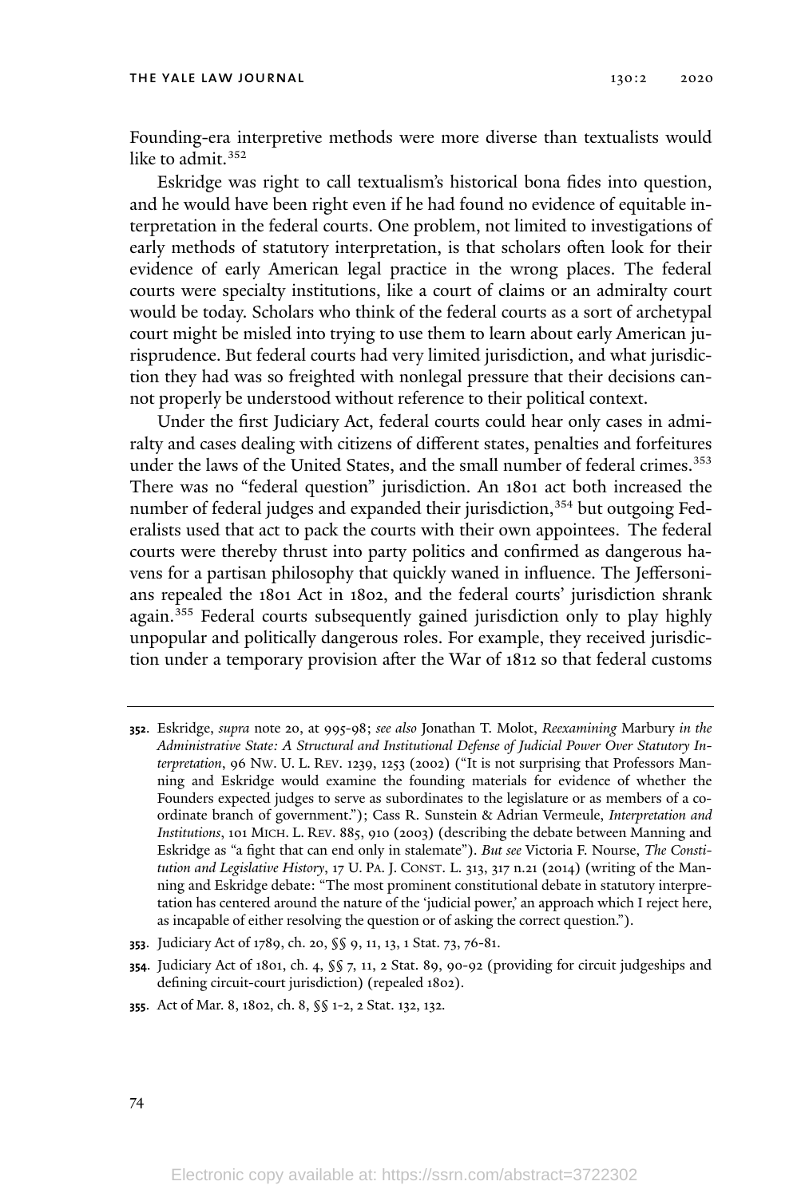Founding-era interpretive methods were more diverse than textualists would like to admit.[352]

Eskridge was right to call textualism's historical bona fides into question, and he would have been right even if he had found no evidence of equitable interpretation in the federal courts. One problem, not limited to investigations of early methods of statutory interpretation, is that scholars often look for their evidence of early American legal practice in the wrong places. The federal courts were specialty institutions, like a court of claims or an admiralty court would be today. Scholars who think of the federal courts as a sort of archetypal court might be misled into trying to use them to learn about early American jurisprudence. But federal courts had very limited jurisdiction, and what jurisdiction they had was so freighted with nonlegal pressure that their decisions cannot properly be understood without reference to their political context.

Under the first Judiciary Act, federal courts could hear only cases in admiralty and cases dealing with citizens of different states, penalties and forfeitures under the laws of the United States, and the small number of federal crimes.[353] There was no "federal question" jurisdiction. An 1801 act both increased the number of federal judges and expanded their jurisdiction,[354] but outgoing Federalists used that act to pack the courts with their own appointees. The federal courts were thereby thrust into party politics and confirmed as dangerous havens for a partisan philosophy that quickly waned in influence. The Jeffersonians repealed the 1801 Act in 1802, and the federal courts' jurisdiction shrank again.[355] Federal courts subsequently gained jurisdiction only to play highly unpopular and politically dangerous roles. For example, they received jurisdiction under a temporary provision after the War of 1812 so that federal customs

---

**352**. Eskridge, *supra* note 20, at 995-98; *see also* Jonathan T. Molot, *Reexamining* Marbury *in the Administrative State: A Structural and Institutional Defense of Judicial Power Over Statutory Interpretation*, 96 NW. U. L. REV. 1239, 1253 (2002) ("It is not surprising that Professors Manning and Eskridge would examine the founding materials for evidence of whether the Founders expected judges to serve as subordinates to the legislature or as members of a coordinate branch of government."); Cass R. Sunstein & Adrian Vermeule, *Interpretation and Institutions*, 101 MICH. L. REV. 885, 910 (2003) (describing the debate between Manning and Eskridge as "a fight that can end only in stalemate"). *But see* Victoria F. Nourse, *The Constitution and Legislative History*, 17 U. PA. J. CONST. L. 313, 317 n.21 (2014) (writing of the Manning and Eskridge debate: "The most prominent constitutional debate in statutory interpretation has centered around the nature of the 'judicial power,' an approach which I reject here, as incapable of either resolving the question or of asking the correct question.").

**353**. Judiciary Act of 1789, ch. 20, §§ 9, 11, 13, 1 Stat. 73, 76-81.

**354**. Judiciary Act of 1801, ch. 4, §§ 7, 11, 2 Stat. 89, 90-92 (providing for circuit judgeships and defining circuit-court jurisdiction) (repealed 1802).

**355**. Act of Mar. 8, 1802, ch. 8, §§ 1-2, 2 Stat. 132, 132.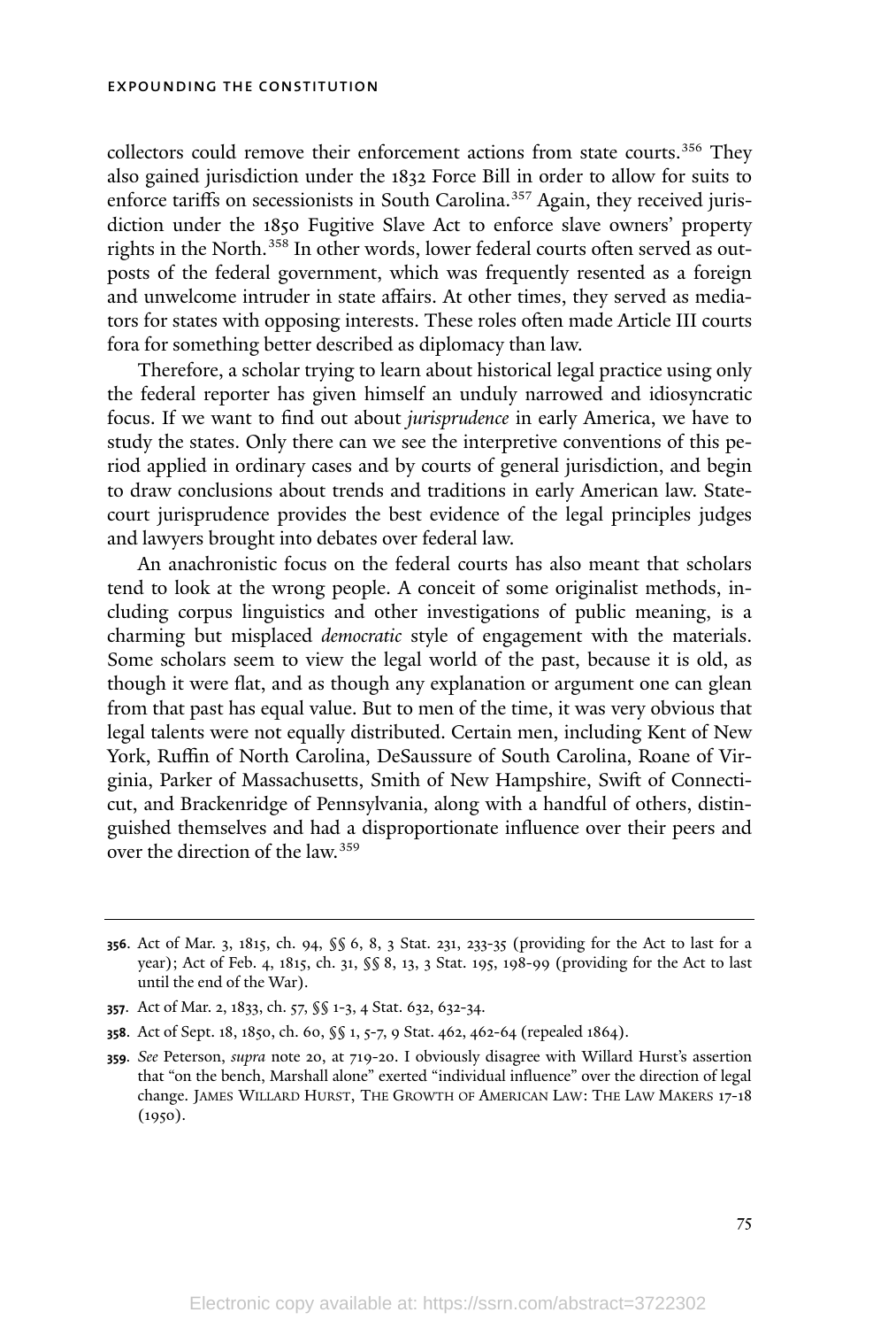collectors could remove their enforcement actions from state courts.[356] They also gained jurisdiction under the 1832 Force Bill in order to allow for suits to enforce tariffs on secessionists in South Carolina.[357] Again, they received jurisdiction under the 1850 Fugitive Slave Act to enforce slave owners' property rights in the North.[358] In other words, lower federal courts often served as outposts of the federal government, which was frequently resented as a foreign and unwelcome intruder in state affairs. At other times, they served as mediators for states with opposing interests. These roles often made Article III courts fora for something better described as diplomacy than law.

Therefore, a scholar trying to learn about historical legal practice using only the federal reporter has given himself an unduly narrowed and idiosyncratic focus. If we want to find out about *jurisprudence* in early America, we have to study the states. Only there can we see the interpretive conventions of this period applied in ordinary cases and by courts of general jurisdiction, and begin to draw conclusions about trends and traditions in early American law. State-court jurisprudence provides the best evidence of the legal principles judges and lawyers brought into debates over federal law.

An anachronistic focus on the federal courts has also meant that scholars tend to look at the wrong people. A conceit of some originalist methods, including corpus linguistics and other investigations of public meaning, is a charming but misplaced *democratic* style of engagement with the materials. Some scholars seem to view the legal world of the past, because it is old, as though it were flat, and as though any explanation or argument one can glean from that past has equal value. But to men of the time, it was very obvious that legal talents were not equally distributed. Certain men, including Kent of New York, Ruffin of North Carolina, DeSaussure of South Carolina, Roane of Virginia, Parker of Massachusetts, Smith of New Hampshire, Swift of Connecticut, and Brackenridge of Pennsylvania, along with a handful of others, distinguished themselves and had a disproportionate influence over their peers and over the direction of the law.[359]

---

**356**. Act of Mar. 3, 1815, ch. 94, §§ 6, 8, 3 Stat. 231, 233-35 (providing for the Act to last for a year); Act of Feb. 4, 1815, ch. 31, §§ 8, 13, 3 Stat. 195, 198-99 (providing for the Act to last until the end of the War).

**357**. Act of Mar. 2, 1833, ch. 57, §§ 1-3, 4 Stat. 632, 632-34.

**358**. Act of Sept. 18, 1850, ch. 60, §§ 1, 5-7, 9 Stat. 462, 462-64 (repealed 1864).

**359**. *See* Peterson, *supra* note 20, at 719-20. I obviously disagree with Willard Hurst's assertion that "on the bench, Marshall alone" exerted "individual influence" over the direction of legal change. JAMES WILLARD HURST, THE GROWTH OF AMERICAN LAW: THE LAW MAKERS 17-18 (1950).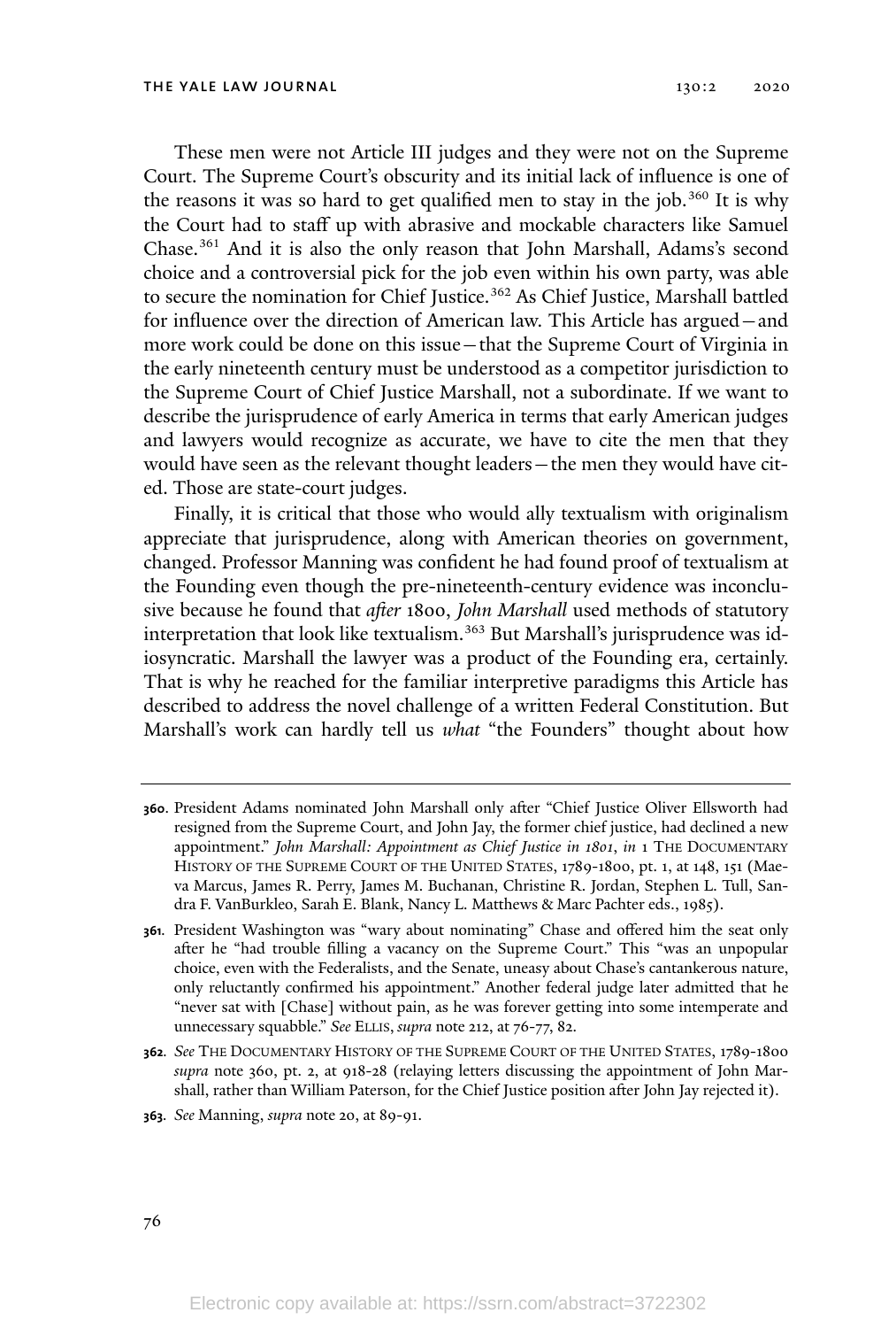These men were not Article III judges and they were not on the Supreme Court. The Supreme Court's obscurity and its initial lack of influence is one of the reasons it was so hard to get qualified men to stay in the job.[360] It is why the Court had to staff up with abrasive and mockable characters like Samuel Chase.[361] And it is also the only reason that John Marshall, Adams's second choice and a controversial pick for the job even within his own party, was able to secure the nomination for Chief Justice.[362] As Chief Justice, Marshall battled for influence over the direction of American law. This Article has argued—and more work could be done on this issue—that the Supreme Court of Virginia in the early nineteenth century must be understood as a competitor jurisdiction to the Supreme Court of Chief Justice Marshall, not a subordinate. If we want to describe the jurisprudence of early America in terms that early American judges and lawyers would recognize as accurate, we have to cite the men that they would have seen as the relevant thought leaders—the men they would have cited. Those are state-court judges.

Finally, it is critical that those who would ally textualism with originalism appreciate that jurisprudence, along with American theories on government, changed. Professor Manning was confident he had found proof of textualism at the Founding even though the pre-nineteenth-century evidence was inconclusive because he found that *after* 1800, *John Marshall* used methods of statutory interpretation that look like textualism.[363] But Marshall's jurisprudence was idiosyncratic. Marshall the lawyer was a product of the Founding era, certainly. That is why he reached for the familiar interpretive paradigms this Article has described to address the novel challenge of a written Federal Constitution. But Marshall's work can hardly tell us *what* "the Founders" thought about how

---

**360.** President Adams nominated John Marshall only after "Chief Justice Oliver Ellsworth had resigned from the Supreme Court, and John Jay, the former chief justice, had declined a new appointment." *John Marshall: Appointment as Chief Justice in 1801*, *in* 1 THE DOCUMENTARY HISTORY OF THE SUPREME COURT OF THE UNITED STATES, 1789-1800, pt. 1, at 148, 151 (Maeva Marcus, James R. Perry, James M. Buchanan, Christine R. Jordan, Stephen L. Tull, Sandra F. VanBurkleo, Sarah E. Blank, Nancy L. Matthews & Marc Pachter eds., 1985).

**361.** President Washington was "wary about nominating" Chase and offered him the seat only after he "had trouble filling a vacancy on the Supreme Court." This "was an unpopular choice, even with the Federalists, and the Senate, uneasy about Chase's cantankerous nature, only reluctantly confirmed his appointment." Another federal judge later admitted that he "never sat with [Chase] without pain, as he was forever getting into some intemperate and unnecessary squabble." *See* ELLIS, *supra* note 212, at 76-77, 82.

**362.** *See* THE DOCUMENTARY HISTORY OF THE SUPREME COURT OF THE UNITED STATES, 1789-1800 *supra* note 360, pt. 2, at 918-28 (relaying letters discussing the appointment of John Marshall, rather than William Paterson, for the Chief Justice position after John Jay rejected it).

**363.** *See* Manning, *supra* note 20, at 89-91.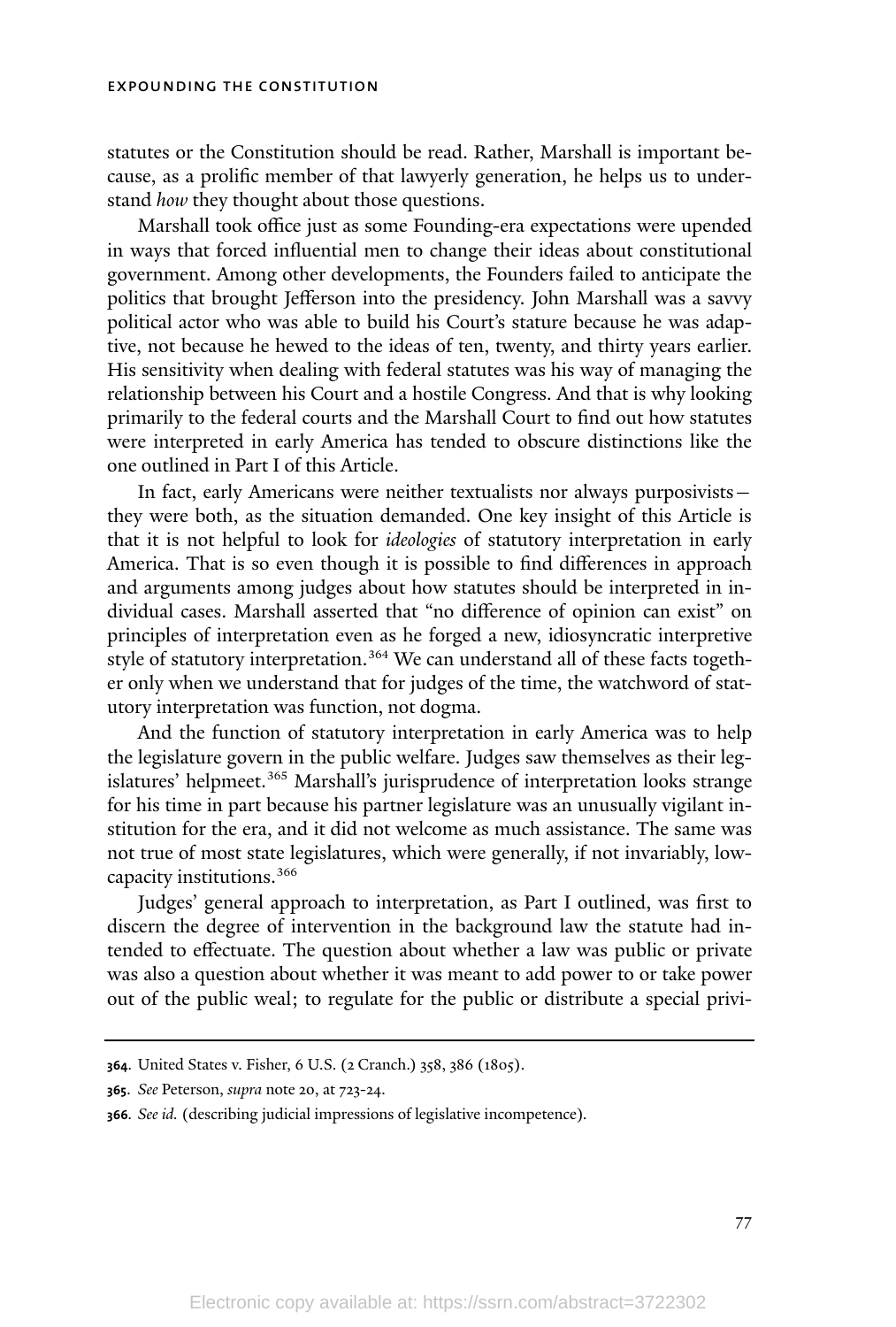statutes or the Constitution should be read. Rather, Marshall is important because, as a prolific member of that lawyerly generation, he helps us to understand *how* they thought about those questions.

Marshall took office just as some Founding-era expectations were upended in ways that forced influential men to change their ideas about constitutional government. Among other developments, the Founders failed to anticipate the politics that brought Jefferson into the presidency. John Marshall was a savvy political actor who was able to build his Court's stature because he was adaptive, not because he hewed to the ideas of ten, twenty, and thirty years earlier. His sensitivity when dealing with federal statutes was his way of managing the relationship between his Court and a hostile Congress. And that is why looking primarily to the federal courts and the Marshall Court to find out how statutes were interpreted in early America has tended to obscure distinctions like the one outlined in Part I of this Article.

In fact, early Americans were neither textualists nor always purposivists—they were both, as the situation demanded. One key insight of this Article is that it is not helpful to look for *ideologies* of statutory interpretation in early America. That is so even though it is possible to find differences in approach and arguments among judges about how statutes should be interpreted in individual cases. Marshall asserted that "no difference of opinion can exist" on principles of interpretation even as he forged a new, idiosyncratic interpretive style of statutory interpretation.[364] We can understand all of these facts together only when we understand that for judges of the time, the watchword of statutory interpretation was function, not dogma.

And the function of statutory interpretation in early America was to help the legislature govern in the public welfare. Judges saw themselves as their legislatures' helpmeet.[365] Marshall's jurisprudence of interpretation looks strange for his time in part because his partner legislature was an unusually vigilant institution for the era, and it did not welcome as much assistance. The same was not true of most state legislatures, which were generally, if not invariably, low-capacity institutions.[366]

Judges' general approach to interpretation, as Part I outlined, was first to discern the degree of intervention in the background law the statute had intended to effectuate. The question about whether a law was public or private was also a question about whether it was meant to add power to or take power out of the public weal; to regulate for the public or distribute a special privi-

---

**364**. United States v. Fisher, 6 U.S. (2 Cranch.) 358, 386 (1805).

**365**. *See* Peterson, *supra* note 20, at 723-24.

**366**. *See id.* (describing judicial impressions of legislative incompetence).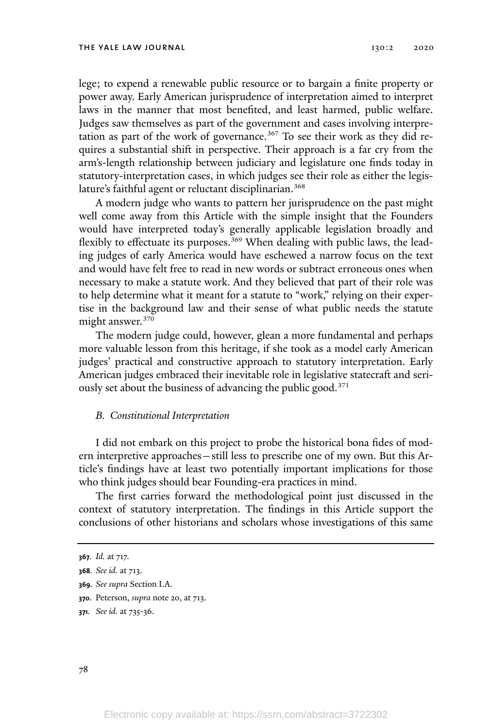lege; to expend a renewable public resource or to bargain a finite property or power away. Early American jurisprudence of interpretation aimed to interpret laws in the manner that most benefited, and least harmed, public welfare. Judges saw themselves as part of the government and cases involving interpretation as part of the work of governance.[367] To see their work as they did requires a substantial shift in perspective. Their approach is a far cry from the arm's-length relationship between judiciary and legislature one finds today in statutory-interpretation cases, in which judges see their role as either the legislature's faithful agent or reluctant disciplinarian.[368]

A modern judge who wants to pattern her jurisprudence on the past might well come away from this Article with the simple insight that the Founders would have interpreted today's generally applicable legislation broadly and flexibly to effectuate its purposes.[369] When dealing with public laws, the leading judges of early America would have eschewed a narrow focus on the text and would have felt free to read in new words or subtract erroneous ones when necessary to make a statute work. And they believed that part of their role was to help determine what it meant for a statute to "work," relying on their expertise in the background law and their sense of what public needs the statute might answer.[370]

The modern judge could, however, glean a more fundamental and perhaps more valuable lesson from this heritage, if she took as a model early American judges' practical and constructive approach to statutory interpretation. Early American judges embraced their inevitable role in legislative statecraft and seriously set about the business of advancing the public good.[371]

### *B. Constitutional Interpretation*

I did not embark on this project to probe the historical bona fides of modern interpretive approaches—still less to prescribe one of my own. But this Article's findings have at least two potentially important implications for those who think judges should bear Founding-era practices in mind.

The first carries forward the methodological point just discussed in the context of statutory interpretation. The findings in this Article support the conclusions of other historians and scholars whose investigations of this same

---

**367.** *Id.* at 717.

**368.** *See id.* at 713.

**369.** *See supra* Section I.A.

**370.** Peterson, *supra* note 20, at 713.

**371.** *See id.* at 735-36.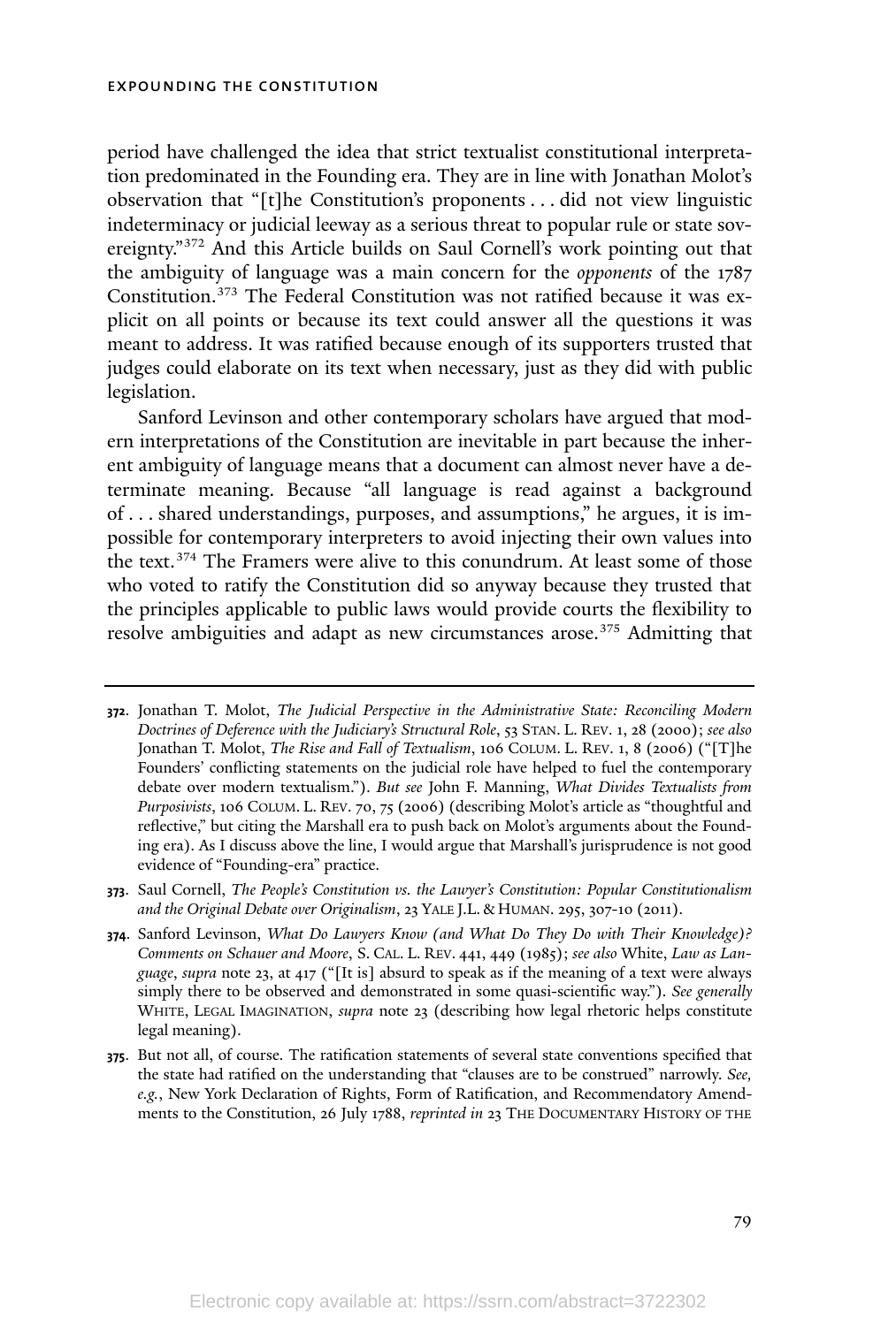period have challenged the idea that strict textualist constitutional interpretation predominated in the Founding era. They are in line with Jonathan Molot's observation that "[t]he Constitution's proponents . . . did not view linguistic indeterminacy or judicial leeway as a serious threat to popular rule or state sovereignty."[372] And this Article builds on Saul Cornell's work pointing out that the ambiguity of language was a main concern for the *opponents* of the 1787 Constitution.[373] The Federal Constitution was not ratified because it was explicit on all points or because its text could answer all the questions it was meant to address. It was ratified because enough of its supporters trusted that judges could elaborate on its text when necessary, just as they did with public legislation.

Sanford Levinson and other contemporary scholars have argued that modern interpretations of the Constitution are inevitable in part because the inherent ambiguity of language means that a document can almost never have a determinate meaning. Because "all language is read against a background of . . . shared understandings, purposes, and assumptions," he argues, it is impossible for contemporary interpreters to avoid injecting their own values into the text.[374] The Framers were alive to this conundrum. At least some of those who voted to ratify the Constitution did so anyway because they trusted that the principles applicable to public laws would provide courts the flexibility to resolve ambiguities and adapt as new circumstances arose.[375] Admitting that

---

**372.** Jonathan T. Molot, *The Judicial Perspective in the Administrative State: Reconciling Modern Doctrines of Deference with the Judiciary's Structural Role*, 53 STAN. L. REV. 1, 28 (2000); *see also* Jonathan T. Molot, *The Rise and Fall of Textualism*, 106 COLUM. L. REV. 1, 8 (2006) ("[T]he Founders' conflicting statements on the judicial role have helped to fuel the contemporary debate over modern textualism."). *But see* John F. Manning, *What Divides Textualists from Purposivists*, 106 COLUM. L. REV. 70, 75 (2006) (describing Molot's article as "thoughtful and reflective," but citing the Marshall era to push back on Molot's arguments about the Founding era). As I discuss above the line, I would argue that Marshall's jurisprudence is not good evidence of "Founding-era" practice.

**373.** Saul Cornell, *The People's Constitution vs. the Lawyer's Constitution: Popular Constitutionalism and the Original Debate over Originalism*, 23 YALE J.L. & HUMAN. 295, 307-10 (2011).

**374.** Sanford Levinson, *What Do Lawyers Know (and What Do They Do with Their Knowledge)? Comments on Schauer and Moore*, S. CAL. L. REV. 441, 449 (1985); *see also* White, *Law as Language*, *supra* note 23, at 417 ("[It is] absurd to speak as if the meaning of a text were always simply there to be observed and demonstrated in some quasi-scientific way."). *See generally* WHITE, LEGAL IMAGINATION, *supra* note 23 (describing how legal rhetoric helps constitute legal meaning).

**375.** But not all, of course. The ratification statements of several state conventions specified that the state had ratified on the understanding that "clauses are to be construed" narrowly. *See, e.g.*, New York Declaration of Rights, Form of Ratification, and Recommendatory Amendments to the Constitution, 26 July 1788, *reprinted in* 23 THE DOCUMENTARY HISTORY OF THE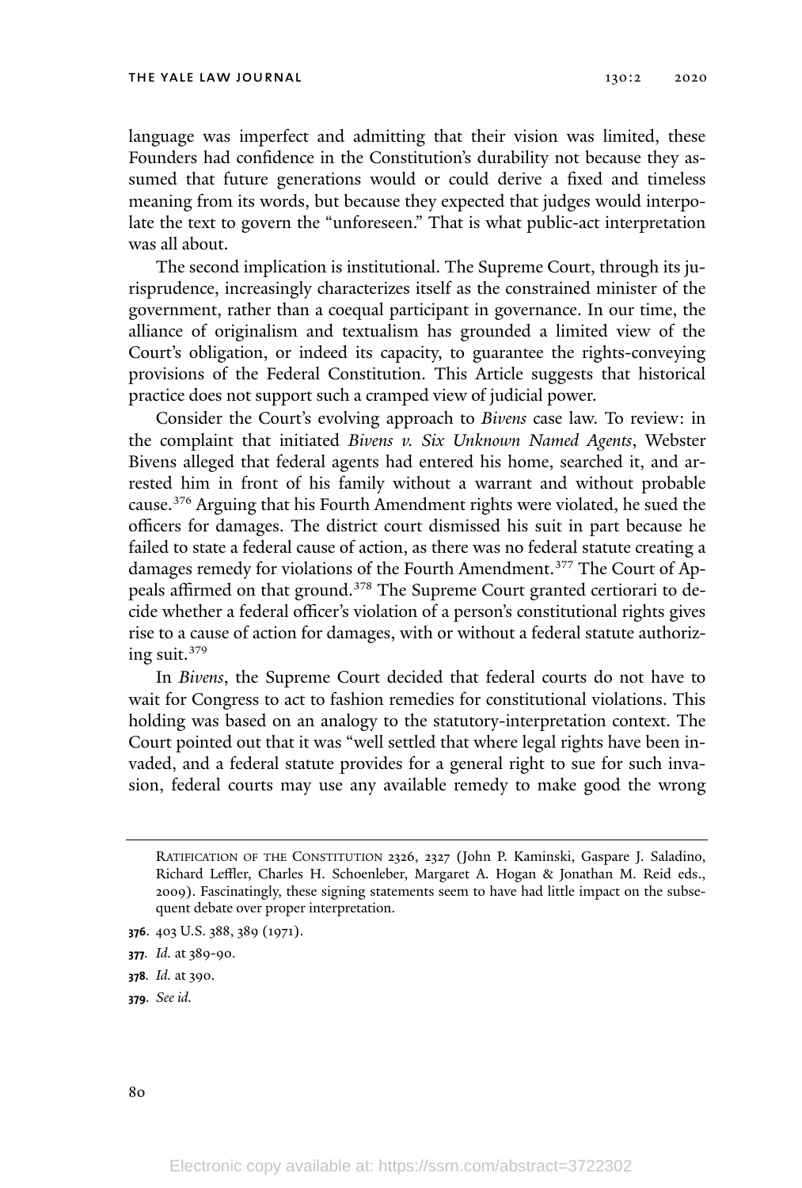language was imperfect and admitting that their vision was limited, these Founders had confidence in the Constitution's durability not because they assumed that future generations would or could derive a fixed and timeless meaning from its words, but because they expected that judges would interpolate the text to govern the "unforeseen." That is what public-act interpretation was all about.

The second implication is institutional. The Supreme Court, through its jurisprudence, increasingly characterizes itself as the constrained minister of the government, rather than a coequal participant in governance. In our time, the alliance of originalism and textualism has grounded a limited view of the Court's obligation, or indeed its capacity, to guarantee the rights-conveying provisions of the Federal Constitution. This Article suggests that historical practice does not support such a cramped view of judicial power.

Consider the Court's evolving approach to *Bivens* case law. To review: in the complaint that initiated *Bivens v. Six Unknown Named Agents*, Webster Bivens alleged that federal agents had entered his home, searched it, and arrested him in front of his family without a warrant and without probable cause.[376] Arguing that his Fourth Amendment rights were violated, he sued the officers for damages. The district court dismissed his suit in part because he failed to state a federal cause of action, as there was no federal statute creating a damages remedy for violations of the Fourth Amendment.[377] The Court of Appeals affirmed on that ground.[378] The Supreme Court granted certiorari to decide whether a federal officer's violation of a person's constitutional rights gives rise to a cause of action for damages, with or without a federal statute authorizing suit.[379]

In *Bivens*, the Supreme Court decided that federal courts do not have to wait for Congress to act to fashion remedies for constitutional violations. This holding was based on an analogy to the statutory-interpretation context. The Court pointed out that it was "well settled that where legal rights have been invaded, and a federal statute provides for a general right to sue for such invasion, federal courts may use any available remedy to make good the wrong

---

RATIFICATION OF THE CONSTITUTION 2326, 2327 (John P. Kaminski, Gaspare J. Saladino, Richard Leffler, Charles H. Schoenleber, Margaret A. Hogan & Jonathan M. Reid eds., 2009). Fascinatingly, these signing statements seem to have had little impact on the subsequent debate over proper interpretation.

**376**. 403 U.S. 388, 389 (1971).

**377**. *Id.* at 389-90.

**378**. *Id.* at 390.

**379**. *See id.*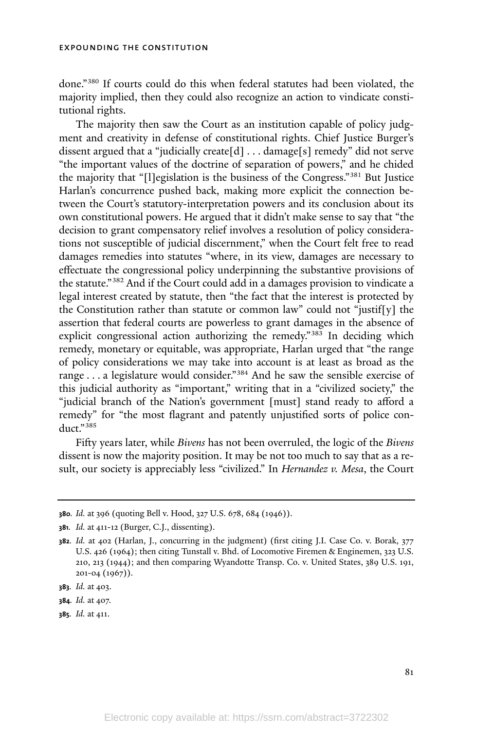done."[380] If courts could do this when federal statutes had been violated, the majority implied, then they could also recognize an action to vindicate constitutional rights.

The majority then saw the Court as an institution capable of policy judgment and creativity in defense of constitutional rights. Chief Justice Burger's dissent argued that a "judicially create[d] . . . damage[s] remedy" did not serve "the important values of the doctrine of separation of powers," and he chided the majority that "[l]egislation is the business of the Congress."[381] But Justice Harlan's concurrence pushed back, making more explicit the connection between the Court's statutory-interpretation powers and its conclusion about its own constitutional powers. He argued that it didn't make sense to say that "the decision to grant compensatory relief involves a resolution of policy considerations not susceptible of judicial discernment," when the Court felt free to read damages remedies into statutes "where, in its view, damages are necessary to effectuate the congressional policy underpinning the substantive provisions of the statute."[382] And if the Court could add in a damages provision to vindicate a legal interest created by statute, then "the fact that the interest is protected by the Constitution rather than statute or common law" could not "justif[y] the assertion that federal courts are powerless to grant damages in the absence of explicit congressional action authorizing the remedy."[383] In deciding which remedy, monetary or equitable, was appropriate, Harlan urged that "the range of policy considerations we may take into account is at least as broad as the range . . . a legislature would consider."[384] And he saw the sensible exercise of this judicial authority as "important," writing that in a "civilized society," the "judicial branch of the Nation's government [must] stand ready to afford a remedy" for "the most flagrant and patently unjustified sorts of police conduct."[385]

Fifty years later, while *Bivens* has not been overruled, the logic of the *Bivens* dissent is now the majority position. It may be not too much to say that as a result, our society is appreciably less "civilized." In *Hernandez v. Mesa*, the Court

---

**380.** *Id.* at 396 (quoting Bell v. Hood, 327 U.S. 678, 684 (1946)).

**381.** *Id.* at 411-12 (Burger, C.J., dissenting).

**382.** *Id.* at 402 (Harlan, J., concurring in the judgment) (first citing J.I. Case Co. v. Borak, 377 U.S. 426 (1964); then citing Tunstall v. Bhd. of Locomotive Firemen & Enginemen, 323 U.S. 210, 213 (1944); and then comparing Wyandotte Transp. Co. v. United States, 389 U.S. 191, 201-04 (1967)).

**383.** *Id.* at 403.

**384.** *Id.* at 407.

**385.** *Id.* at 411.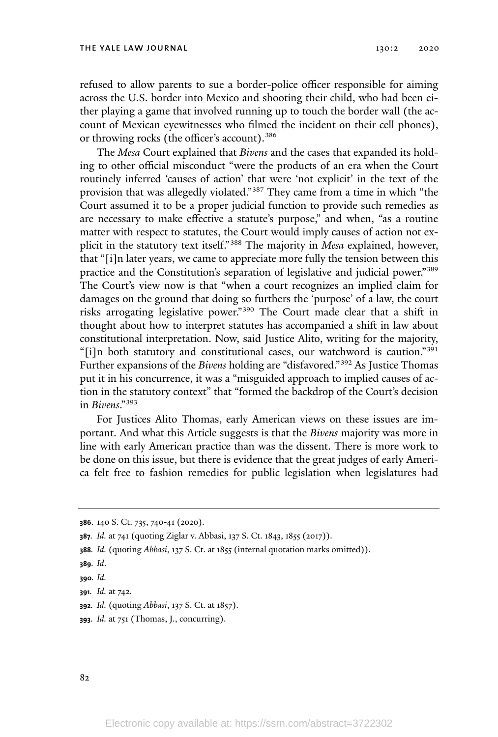refused to allow parents to sue a border-police officer responsible for aiming across the U.S. border into Mexico and shooting their child, who had been either playing a game that involved running up to touch the border wall (the account of Mexican eyewitnesses who filmed the incident on their cell phones), or throwing rocks (the officer's account).[386]

The *Mesa* Court explained that *Bivens* and the cases that expanded its holding to other official misconduct "were the products of an era when the Court routinely inferred 'causes of action' that were 'not explicit' in the text of the provision that was allegedly violated."[387] They came from a time in which "the Court assumed it to be a proper judicial function to provide such remedies as are necessary to make effective a statute's purpose," and when, "as a routine matter with respect to statutes, the Court would imply causes of action not explicit in the statutory text itself."[388] The majority in *Mesa* explained, however, that "[i]n later years, we came to appreciate more fully the tension between this practice and the Constitution's separation of legislative and judicial power."[389] The Court's view now is that "when a court recognizes an implied claim for damages on the ground that doing so furthers the 'purpose' of a law, the court risks arrogating legislative power."[390] The Court made clear that a shift in thought about how to interpret statutes has accompanied a shift in law about constitutional interpretation. Now, said Justice Alito, writing for the majority, "[i]n both statutory and constitutional cases, our watchword is caution."[391] Further expansions of the *Bivens* holding are "disfavored."[392] As Justice Thomas put it in his concurrence, it was a "misguided approach to implied causes of action in the statutory context" that "formed the backdrop of the Court's decision in *Bivens*."[393]

For Justices Alito Thomas, early American views on these issues are important. And what this Article suggests is that the *Bivens* majority was more in line with early American practice than was the dissent. There is more work to be done on this issue, but there is evidence that the great judges of early America felt free to fashion remedies for public legislation when legislatures had

---

**386**. 140 S. Ct. 735, 740-41 (2020).

**387**. *Id.* at 741 (quoting Ziglar v. Abbasi, 137 S. Ct. 1843, 1855 (2017)).

**388**. *Id.* (quoting *Abbasi*, 137 S. Ct. at 1855 (internal quotation marks omitted)).

**389**. *Id*.

**390**. *Id.*

**391**. *Id.* at 742.

**392**. *Id.* (quoting *Abbasi*, 137 S. Ct. at 1857).

**393**. *Id.* at 751 (Thomas, J., concurring).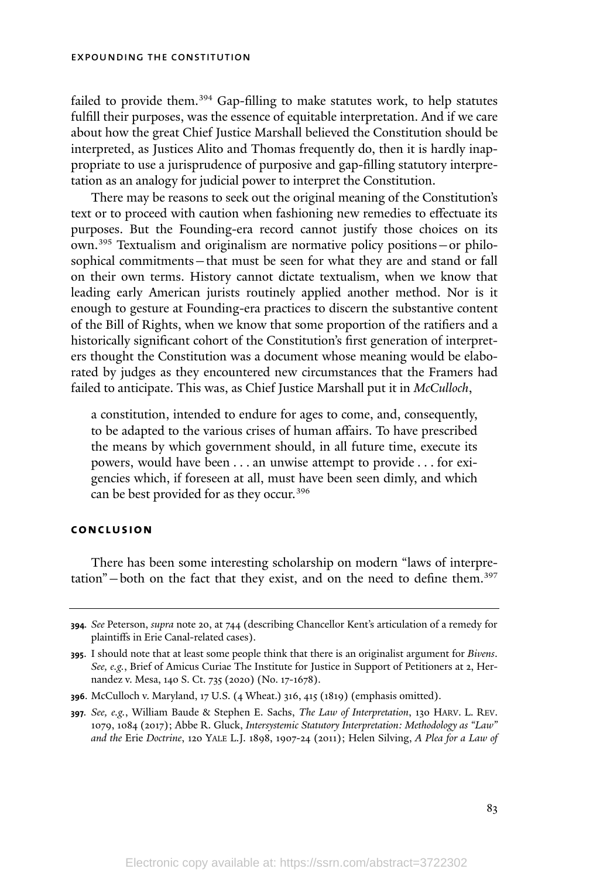failed to provide them.[394] Gap-filling to make statutes work, to help statutes fulfill their purposes, was the essence of equitable interpretation. And if we care about how the great Chief Justice Marshall believed the Constitution should be interpreted, as Justices Alito and Thomas frequently do, then it is hardly inappropriate to use a jurisprudence of purposive and gap-filling statutory interpretation as an analogy for judicial power to interpret the Constitution.

There may be reasons to seek out the original meaning of the Constitution's text or to proceed with caution when fashioning new remedies to effectuate its purposes. But the Founding-era record cannot justify those choices on its own.[395] Textualism and originalism are normative policy positions—or philosophical commitments—that must be seen for what they are and stand or fall on their own terms. History cannot dictate textualism, when we know that leading early American jurists routinely applied another method. Nor is it enough to gesture at Founding-era practices to discern the substantive content of the Bill of Rights, when we know that some proportion of the ratifiers and a historically significant cohort of the Constitution's first generation of interpreters thought the Constitution was a document whose meaning would be elaborated by judges as they encountered new circumstances that the Framers had failed to anticipate. This was, as Chief Justice Marshall put it in *McCulloch*,

> a constitution, intended to endure for ages to come, and, consequently, to be adapted to the various crises of human affairs. To have prescribed the means by which government should, in all future time, execute its powers, would have been . . . an unwise attempt to provide . . . for exigencies which, if foreseen at all, must have been seen dimly, and which can be best provided for as they occur.[396]

## CONCLUSION

There has been some interesting scholarship on modern "laws of interpretation"—both on the fact that they exist, and on the need to define them.[397]

---

**394.** *See* Peterson, *supra* note 20, at 744 (describing Chancellor Kent's articulation of a remedy for plaintiffs in Erie Canal-related cases).

**395.** I should note that at least some people think that there is an originalist argument for *Bivens*. *See, e.g.*, Brief of Amicus Curiae The Institute for Justice in Support of Petitioners at 2, Hernandez v. Mesa, 140 S. Ct. 735 (2020) (No. 17-1678).

**396.** McCulloch v. Maryland, 17 U.S. (4 Wheat.) 316, 415 (1819) (emphasis omitted).

**397.** *See, e.g.*, William Baude & Stephen E. Sachs, *The Law of Interpretation*, 130 HARV. L. REV. 1079, 1084 (2017); Abbe R. Gluck, *Intersystemic Statutory Interpretation: Methodology as "Law" and the* Erie *Doctrine*, 120 YALE L.J. 1898, 1907-24 (2011); Helen Silving, *A Plea for a Law of*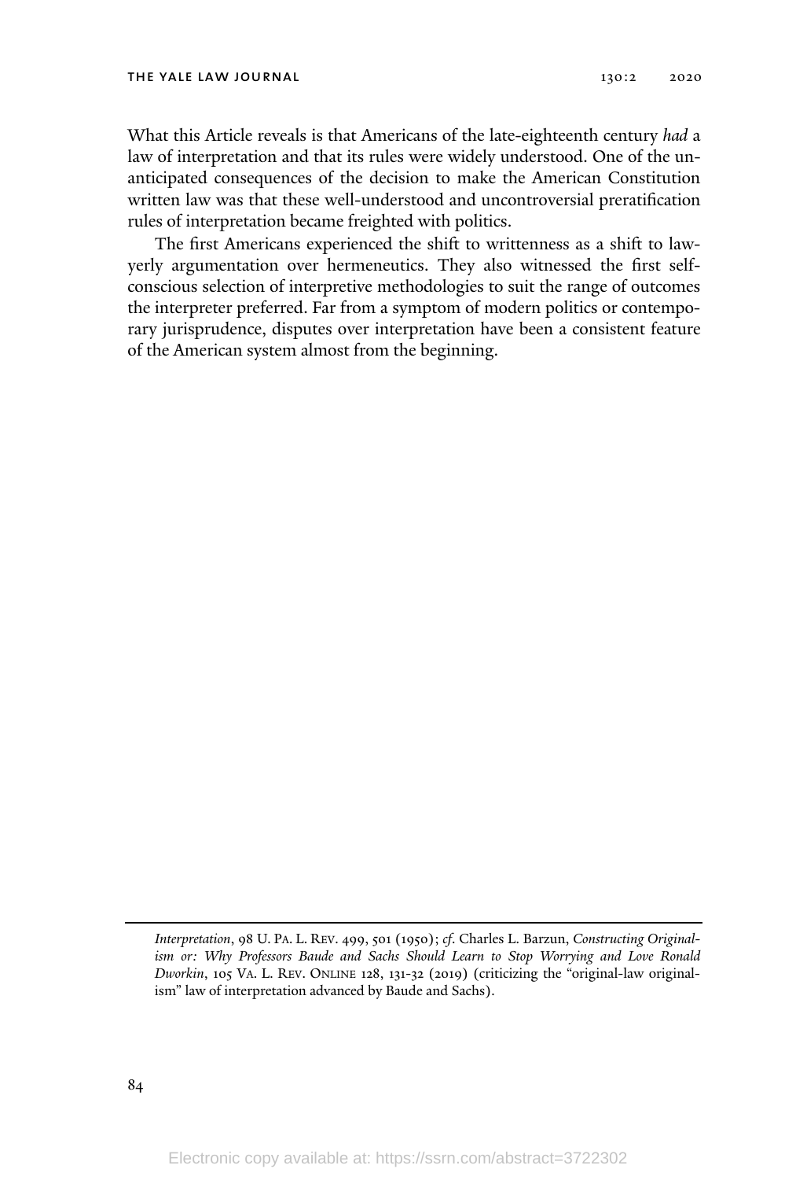What this Article reveals is that Americans of the late-eighteenth century *had* a law of interpretation and that its rules were widely understood. One of the unanticipated consequences of the decision to make the American Constitution written law was that these well-understood and uncontroversial preratification rules of interpretation became freighted with politics.

The first Americans experienced the shift to writtenness as a shift to lawyerly argumentation over hermeneutics. They also witnessed the first self-conscious selection of interpretive methodologies to suit the range of outcomes the interpreter preferred. Far from a symptom of modern politics or contemporary jurisprudence, disputes over interpretation have been a consistent feature of the American system almost from the beginning.

---

*Interpretation*, 98 U. PA. L. REV. 499, 501 (1950); *cf*. Charles L. Barzun, *Constructing Originalism or: Why Professors Baude and Sachs Should Learn to Stop Worrying and Love Ronald Dworkin*, 105 VA. L. REV. ONLINE 128, 131-32 (2019) (criticizing the "original-law originalism" law of interpretation advanced by Baude and Sachs).

Electronic copy available at: https://ssrn.com/abstract=3722302